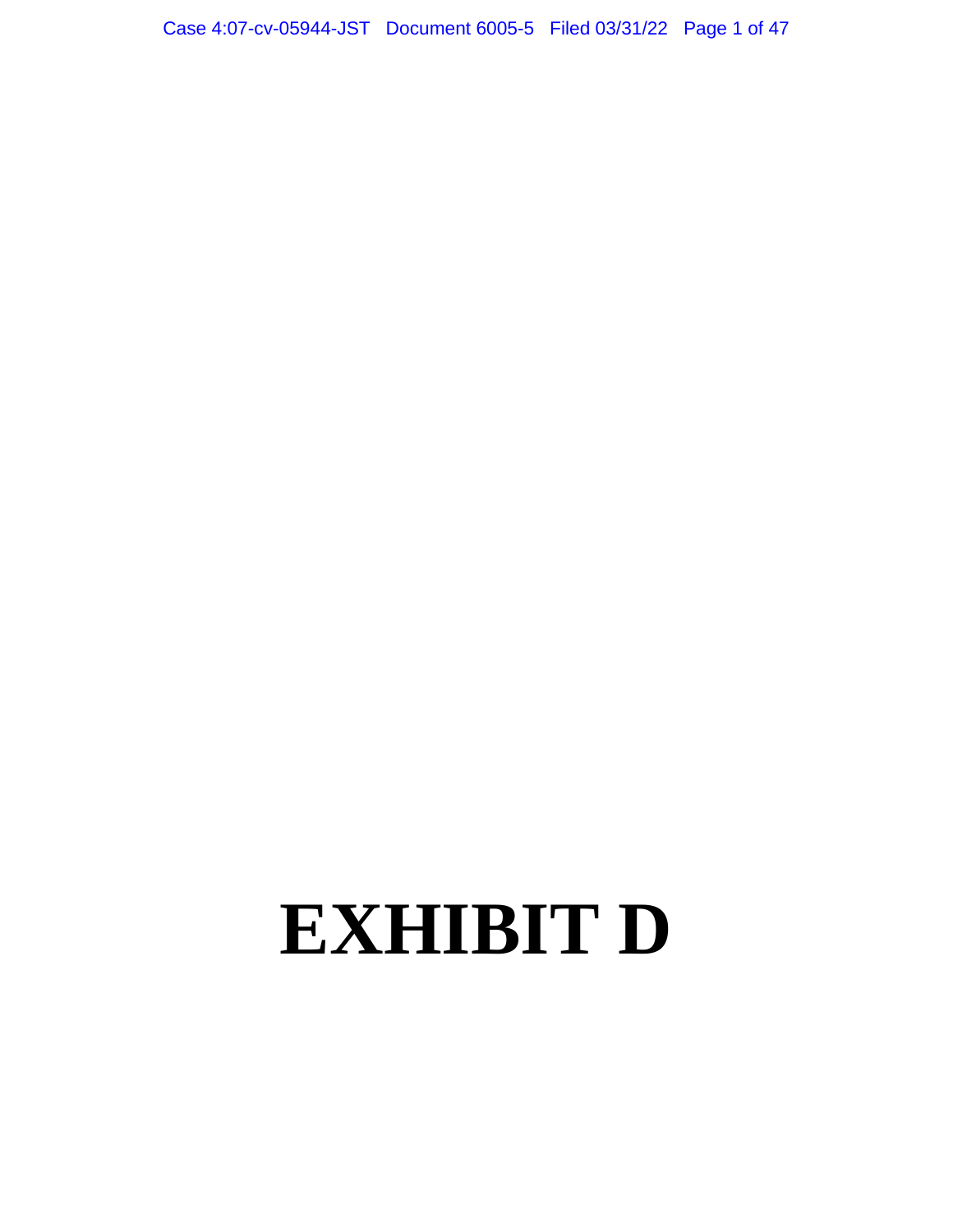# EXHIBIT D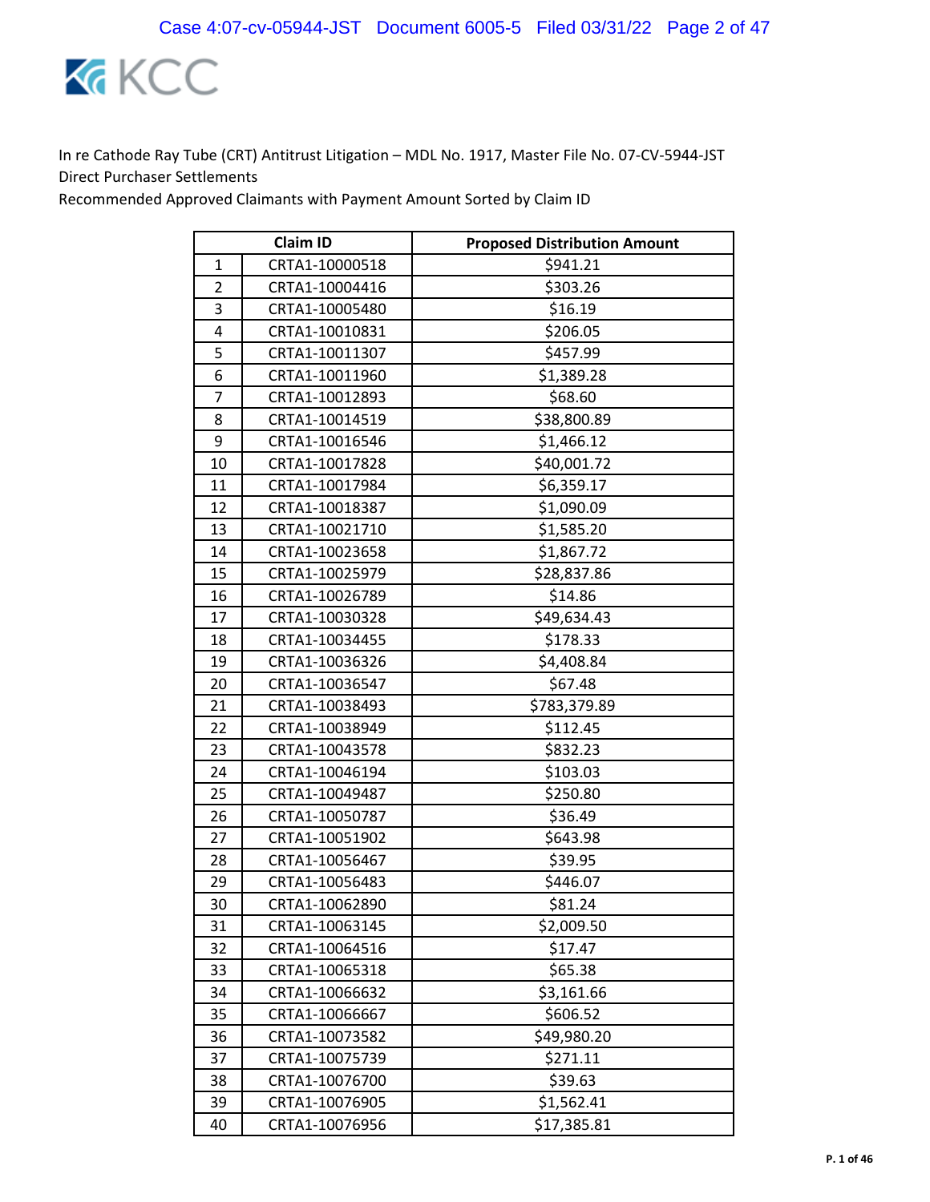In re Cathode Ray Tube (CRT) Antitrust Litigation – MDL No. 1917, Master File No. 07-CV-5944-JST
Direct Purchaser Settlements
Recommended Approved Claimants with Payment Amount Sorted by Claim ID

| | Claim ID | Proposed Distribution Amount |
|---|---|---|
| 1 | CRTA1-10000518 | $941.21 |
| 2 | CRTA1-10004416 | $303.26 |
| 3 | CRTA1-10005480 | $16.19 |
| 4 | CRTA1-10010831 | $206.05 |
| 5 | CRTA1-10011307 | $457.99 |
| 6 | CRTA1-10011960 | $1,389.28 |
| 7 | CRTA1-10012893 | $68.60 |
| 8 | CRTA1-10014519 | $38,800.89 |
| 9 | CRTA1-10016546 | $1,466.12 |
| 10 | CRTA1-10017828 | $40,001.72 |
| 11 | CRTA1-10017984 | $6,359.17 |
| 12 | CRTA1-10018387 | $1,090.09 |
| 13 | CRTA1-10021710 | $1,585.20 |
| 14 | CRTA1-10023658 | $1,867.72 |
| 15 | CRTA1-10025979 | $28,837.86 |
| 16 | CRTA1-10026789 | $14.86 |
| 17 | CRTA1-10030328 | $49,634.43 |
| 18 | CRTA1-10034455 | $178.33 |
| 19 | CRTA1-10036326 | $4,408.84 |
| 20 | CRTA1-10036547 | $67.48 |
| 21 | CRTA1-10038493 | $783,379.89 |
| 22 | CRTA1-10038949 | $112.45 |
| 23 | CRTA1-10043578 | $832.23 |
| 24 | CRTA1-10046194 | $103.03 |
| 25 | CRTA1-10049487 | $250.80 |
| 26 | CRTA1-10050787 | $36.49 |
| 27 | CRTA1-10051902 | $643.98 |
| 28 | CRTA1-10056467 | $39.95 |
| 29 | CRTA1-10056483 | $446.07 |
| 30 | CRTA1-10062890 | $81.24 |
| 31 | CRTA1-10063145 | $2,009.50 |
| 32 | CRTA1-10064516 | $17.47 |
| 33 | CRTA1-10065318 | $65.38 |
| 34 | CRTA1-10066632 | $3,161.66 |
| 35 | CRTA1-10066667 | $606.52 |
| 36 | CRTA1-10073582 | $49,980.20 |
| 37 | CRTA1-10075739 | $271.11 |
| 38 | CRTA1-10076700 | $39.63 |
| 39 | CRTA1-10076905 | $1,562.41 |
| 40 | CRTA1-10076956 | $17,385.81 |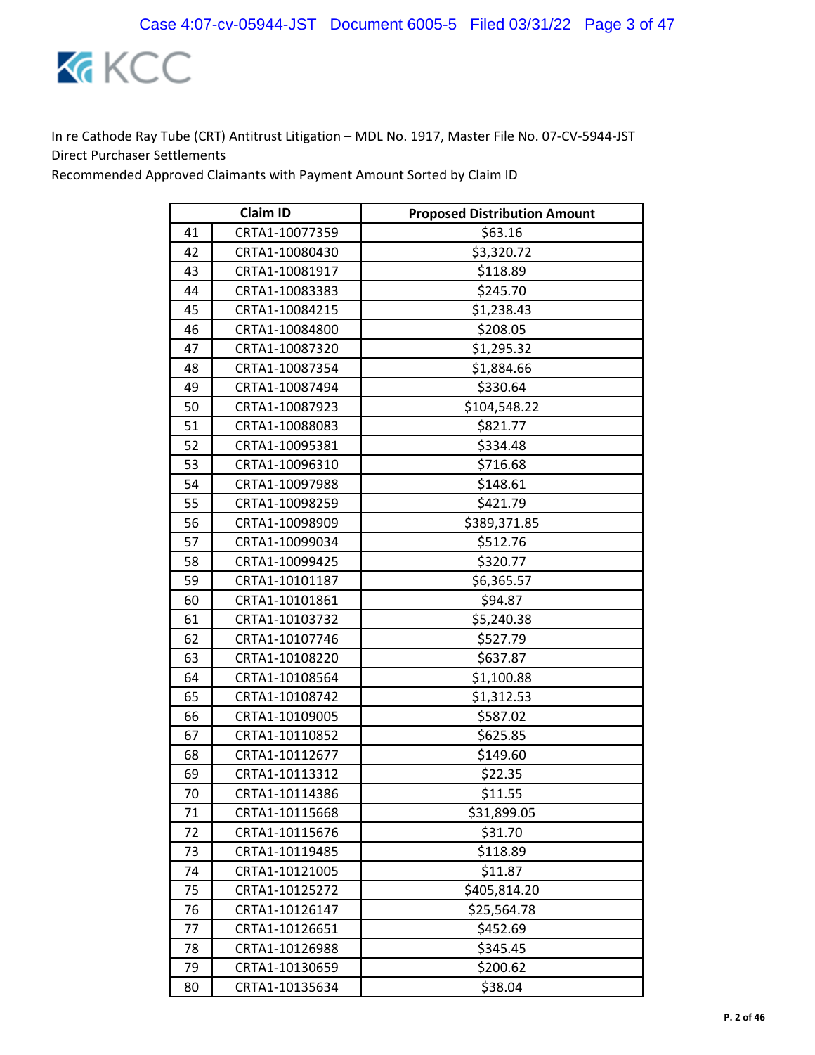KCC

In re Cathode Ray Tube (CRT) Antitrust Litigation – MDL No. 1917, Master File No. 07-CV-5944-JST
Direct Purchaser Settlements
Recommended Approved Claimants with Payment Amount Sorted by Claim ID

| | Claim ID | Proposed Distribution Amount |
|---|---|---|
| 41 | CRTA1-10077359 | $63.16 |
| 42 | CRTA1-10080430 | $3,320.72 |
| 43 | CRTA1-10081917 | $118.89 |
| 44 | CRTA1-10083383 | $245.70 |
| 45 | CRTA1-10084215 | $1,238.43 |
| 46 | CRTA1-10084800 | $208.05 |
| 47 | CRTA1-10087320 | $1,295.32 |
| 48 | CRTA1-10087354 | $1,884.66 |
| 49 | CRTA1-10087494 | $330.64 |
| 50 | CRTA1-10087923 | $104,548.22 |
| 51 | CRTA1-10088083 | $821.77 |
| 52 | CRTA1-10095381 | $334.48 |
| 53 | CRTA1-10096310 | $716.68 |
| 54 | CRTA1-10097988 | $148.61 |
| 55 | CRTA1-10098259 | $421.79 |
| 56 | CRTA1-10098909 | $389,371.85 |
| 57 | CRTA1-10099034 | $512.76 |
| 58 | CRTA1-10099425 | $320.77 |
| 59 | CRTA1-10101187 | $6,365.57 |
| 60 | CRTA1-10101861 | $94.87 |
| 61 | CRTA1-10103732 | $5,240.38 |
| 62 | CRTA1-10107746 | $527.79 |
| 63 | CRTA1-10108220 | $637.87 |
| 64 | CRTA1-10108564 | $1,100.88 |
| 65 | CRTA1-10108742 | $1,312.53 |
| 66 | CRTA1-10109005 | $587.02 |
| 67 | CRTA1-10110852 | $625.85 |
| 68 | CRTA1-10112677 | $149.60 |
| 69 | CRTA1-10113312 | $22.35 |
| 70 | CRTA1-10114386 | $11.55 |
| 71 | CRTA1-10115668 | $31,899.05 |
| 72 | CRTA1-10115676 | $31.70 |
| 73 | CRTA1-10119485 | $118.89 |
| 74 | CRTA1-10121005 | $11.87 |
| 75 | CRTA1-10125272 | $405,814.20 |
| 76 | CRTA1-10126147 | $25,564.78 |
| 77 | CRTA1-10126651 | $452.69 |
| 78 | CRTA1-10126988 | $345.45 |
| 79 | CRTA1-10130659 | $200.62 |
| 80 | CRTA1-10135634 | $38.04 |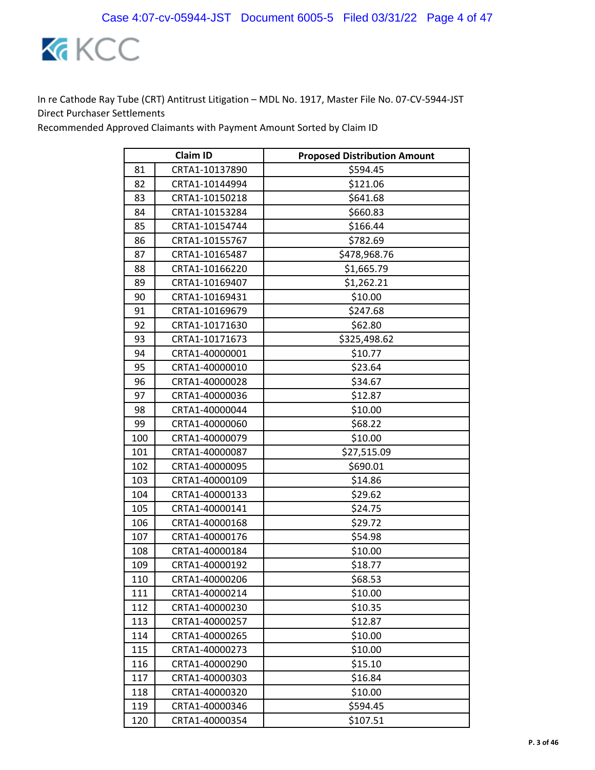In re Cathode Ray Tube (CRT) Antitrust Litigation – MDL No. 1917, Master File No. 07-CV-5944-JST
Direct Purchaser Settlements
Recommended Approved Claimants with Payment Amount Sorted by Claim ID

| | Claim ID | Proposed Distribution Amount |
|---|---|---|
| 81 | CRTA1-10137890 | $594.45 |
| 82 | CRTA1-10144994 | $121.06 |
| 83 | CRTA1-10150218 | $641.68 |
| 84 | CRTA1-10153284 | $660.83 |
| 85 | CRTA1-10154744 | $166.44 |
| 86 | CRTA1-10155767 | $782.69 |
| 87 | CRTA1-10165487 | $478,968.76 |
| 88 | CRTA1-10166220 | $1,665.79 |
| 89 | CRTA1-10169407 | $1,262.21 |
| 90 | CRTA1-10169431 | $10.00 |
| 91 | CRTA1-10169679 | $247.68 |
| 92 | CRTA1-10171630 | $62.80 |
| 93 | CRTA1-10171673 | $325,498.62 |
| 94 | CRTA1-40000001 | $10.77 |
| 95 | CRTA1-40000010 | $23.64 |
| 96 | CRTA1-40000028 | $34.67 |
| 97 | CRTA1-40000036 | $12.87 |
| 98 | CRTA1-40000044 | $10.00 |
| 99 | CRTA1-40000060 | $68.22 |
| 100 | CRTA1-40000079 | $10.00 |
| 101 | CRTA1-40000087 | $27,515.09 |
| 102 | CRTA1-40000095 | $690.01 |
| 103 | CRTA1-40000109 | $14.86 |
| 104 | CRTA1-40000133 | $29.62 |
| 105 | CRTA1-40000141 | $24.75 |
| 106 | CRTA1-40000168 | $29.72 |
| 107 | CRTA1-40000176 | $54.98 |
| 108 | CRTA1-40000184 | $10.00 |
| 109 | CRTA1-40000192 | $18.77 |
| 110 | CRTA1-40000206 | $68.53 |
| 111 | CRTA1-40000214 | $10.00 |
| 112 | CRTA1-40000230 | $10.35 |
| 113 | CRTA1-40000257 | $12.87 |
| 114 | CRTA1-40000265 | $10.00 |
| 115 | CRTA1-40000273 | $10.00 |
| 116 | CRTA1-40000290 | $15.10 |
| 117 | CRTA1-40000303 | $16.84 |
| 118 | CRTA1-40000320 | $10.00 |
| 119 | CRTA1-40000346 | $594.45 |
| 120 | CRTA1-40000354 | $107.51 |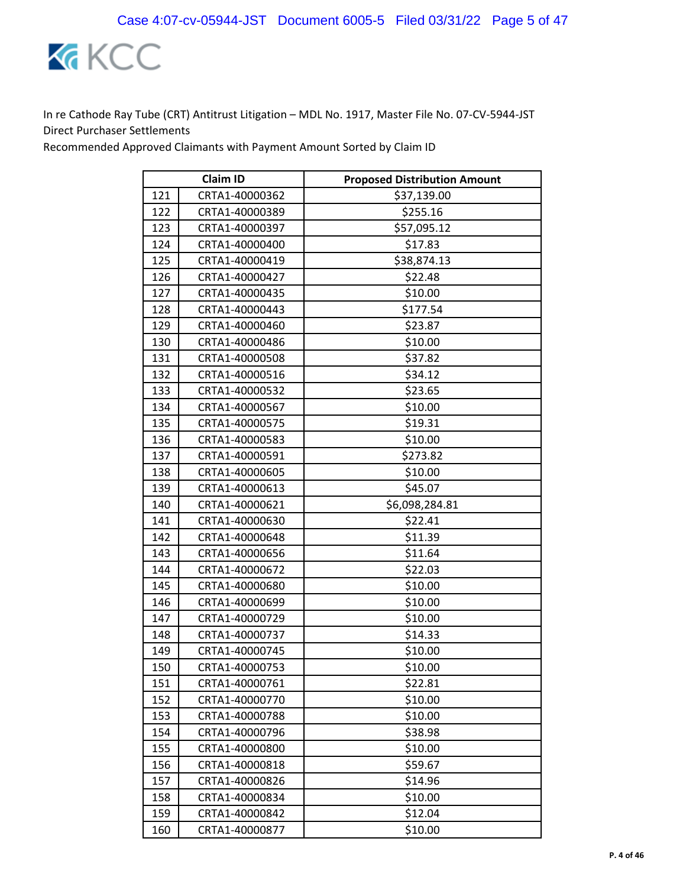In re Cathode Ray Tube (CRT) Antitrust Litigation – MDL No. 1917, Master File No. 07-CV-5944-JST
Direct Purchaser Settlements
Recommended Approved Claimants with Payment Amount Sorted by Claim ID

| | Claim ID | Proposed Distribution Amount |
|---|---|---|
| 121 | CRTA1-40000362 | $37,139.00 |
| 122 | CRTA1-40000389 | $255.16 |
| 123 | CRTA1-40000397 | $57,095.12 |
| 124 | CRTA1-40000400 | $17.83 |
| 125 | CRTA1-40000419 | $38,874.13 |
| 126 | CRTA1-40000427 | $22.48 |
| 127 | CRTA1-40000435 | $10.00 |
| 128 | CRTA1-40000443 | $177.54 |
| 129 | CRTA1-40000460 | $23.87 |
| 130 | CRTA1-40000486 | $10.00 |
| 131 | CRTA1-40000508 | $37.82 |
| 132 | CRTA1-40000516 | $34.12 |
| 133 | CRTA1-40000532 | $23.65 |
| 134 | CRTA1-40000567 | $10.00 |
| 135 | CRTA1-40000575 | $19.31 |
| 136 | CRTA1-40000583 | $10.00 |
| 137 | CRTA1-40000591 | $273.82 |
| 138 | CRTA1-40000605 | $10.00 |
| 139 | CRTA1-40000613 | $45.07 |
| 140 | CRTA1-40000621 | $6,098,284.81 |
| 141 | CRTA1-40000630 | $22.41 |
| 142 | CRTA1-40000648 | $11.39 |
| 143 | CRTA1-40000656 | $11.64 |
| 144 | CRTA1-40000672 | $22.03 |
| 145 | CRTA1-40000680 | $10.00 |
| 146 | CRTA1-40000699 | $10.00 |
| 147 | CRTA1-40000729 | $10.00 |
| 148 | CRTA1-40000737 | $14.33 |
| 149 | CRTA1-40000745 | $10.00 |
| 150 | CRTA1-40000753 | $10.00 |
| 151 | CRTA1-40000761 | $22.81 |
| 152 | CRTA1-40000770 | $10.00 |
| 153 | CRTA1-40000788 | $10.00 |
| 154 | CRTA1-40000796 | $38.98 |
| 155 | CRTA1-40000800 | $10.00 |
| 156 | CRTA1-40000818 | $59.67 |
| 157 | CRTA1-40000826 | $14.96 |
| 158 | CRTA1-40000834 | $10.00 |
| 159 | CRTA1-40000842 | $12.04 |
| 160 | CRTA1-40000877 | $10.00 |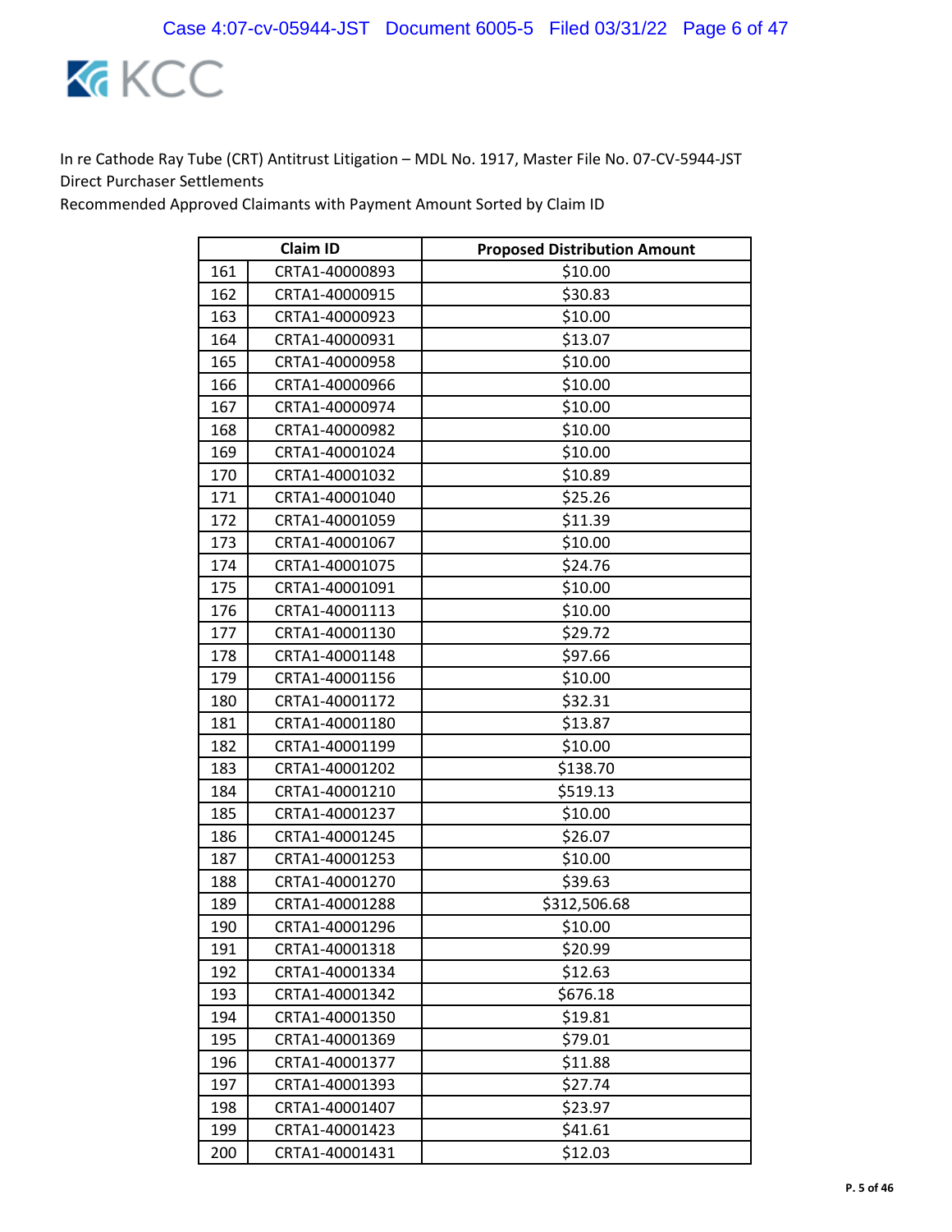In re Cathode Ray Tube (CRT) Antitrust Litigation – MDL No. 1917, Master File No. 07-CV-5944-JST
Direct Purchaser Settlements
Recommended Approved Claimants with Payment Amount Sorted by Claim ID

| | Claim ID | Proposed Distribution Amount |
|---|---|---|
| 161 | CRTA1-40000893 | $10.00 |
| 162 | CRTA1-40000915 | $30.83 |
| 163 | CRTA1-40000923 | $10.00 |
| 164 | CRTA1-40000931 | $13.07 |
| 165 | CRTA1-40000958 | $10.00 |
| 166 | CRTA1-40000966 | $10.00 |
| 167 | CRTA1-40000974 | $10.00 |
| 168 | CRTA1-40000982 | $10.00 |
| 169 | CRTA1-40001024 | $10.00 |
| 170 | CRTA1-40001032 | $10.89 |
| 171 | CRTA1-40001040 | $25.26 |
| 172 | CRTA1-40001059 | $11.39 |
| 173 | CRTA1-40001067 | $10.00 |
| 174 | CRTA1-40001075 | $24.76 |
| 175 | CRTA1-40001091 | $10.00 |
| 176 | CRTA1-40001113 | $10.00 |
| 177 | CRTA1-40001130 | $29.72 |
| 178 | CRTA1-40001148 | $97.66 |
| 179 | CRTA1-40001156 | $10.00 |
| 180 | CRTA1-40001172 | $32.31 |
| 181 | CRTA1-40001180 | $13.87 |
| 182 | CRTA1-40001199 | $10.00 |
| 183 | CRTA1-40001202 | $138.70 |
| 184 | CRTA1-40001210 | $519.13 |
| 185 | CRTA1-40001237 | $10.00 |
| 186 | CRTA1-40001245 | $26.07 |
| 187 | CRTA1-40001253 | $10.00 |
| 188 | CRTA1-40001270 | $39.63 |
| 189 | CRTA1-40001288 | $312,506.68 |
| 190 | CRTA1-40001296 | $10.00 |
| 191 | CRTA1-40001318 | $20.99 |
| 192 | CRTA1-40001334 | $12.63 |
| 193 | CRTA1-40001342 | $676.18 |
| 194 | CRTA1-40001350 | $19.81 |
| 195 | CRTA1-40001369 | $79.01 |
| 196 | CRTA1-40001377 | $11.88 |
| 197 | CRTA1-40001393 | $27.74 |
| 198 | CRTA1-40001407 | $23.97 |
| 199 | CRTA1-40001423 | $41.61 |
| 200 | CRTA1-40001431 | $12.03 |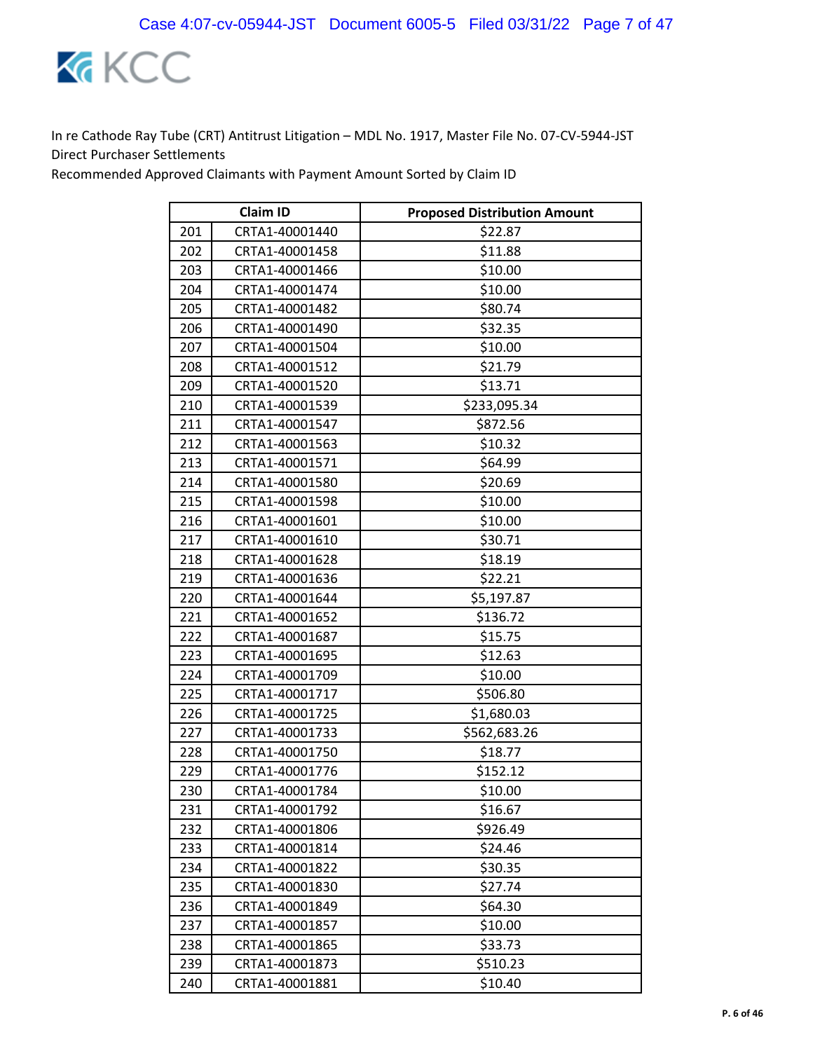In re Cathode Ray Tube (CRT) Antitrust Litigation – MDL No. 1917, Master File No. 07-CV-5944-JST
Direct Purchaser Settlements
Recommended Approved Claimants with Payment Amount Sorted by Claim ID

| | Claim ID | Proposed Distribution Amount |
|---|---|---|
| 201 | CRTA1-40001440 | $22.87 |
| 202 | CRTA1-40001458 | $11.88 |
| 203 | CRTA1-40001466 | $10.00 |
| 204 | CRTA1-40001474 | $10.00 |
| 205 | CRTA1-40001482 | $80.74 |
| 206 | CRTA1-40001490 | $32.35 |
| 207 | CRTA1-40001504 | $10.00 |
| 208 | CRTA1-40001512 | $21.79 |
| 209 | CRTA1-40001520 | $13.71 |
| 210 | CRTA1-40001539 | $233,095.34 |
| 211 | CRTA1-40001547 | $872.56 |
| 212 | CRTA1-40001563 | $10.32 |
| 213 | CRTA1-40001571 | $64.99 |
| 214 | CRTA1-40001580 | $20.69 |
| 215 | CRTA1-40001598 | $10.00 |
| 216 | CRTA1-40001601 | $10.00 |
| 217 | CRTA1-40001610 | $30.71 |
| 218 | CRTA1-40001628 | $18.19 |
| 219 | CRTA1-40001636 | $22.21 |
| 220 | CRTA1-40001644 | $5,197.87 |
| 221 | CRTA1-40001652 | $136.72 |
| 222 | CRTA1-40001687 | $15.75 |
| 223 | CRTA1-40001695 | $12.63 |
| 224 | CRTA1-40001709 | $10.00 |
| 225 | CRTA1-40001717 | $506.80 |
| 226 | CRTA1-40001725 | $1,680.03 |
| 227 | CRTA1-40001733 | $562,683.26 |
| 228 | CRTA1-40001750 | $18.77 |
| 229 | CRTA1-40001776 | $152.12 |
| 230 | CRTA1-40001784 | $10.00 |
| 231 | CRTA1-40001792 | $16.67 |
| 232 | CRTA1-40001806 | $926.49 |
| 233 | CRTA1-40001814 | $24.46 |
| 234 | CRTA1-40001822 | $30.35 |
| 235 | CRTA1-40001830 | $27.74 |
| 236 | CRTA1-40001849 | $64.30 |
| 237 | CRTA1-40001857 | $10.00 |
| 238 | CRTA1-40001865 | $33.73 |
| 239 | CRTA1-40001873 | $510.23 |
| 240 | CRTA1-40001881 | $10.40 |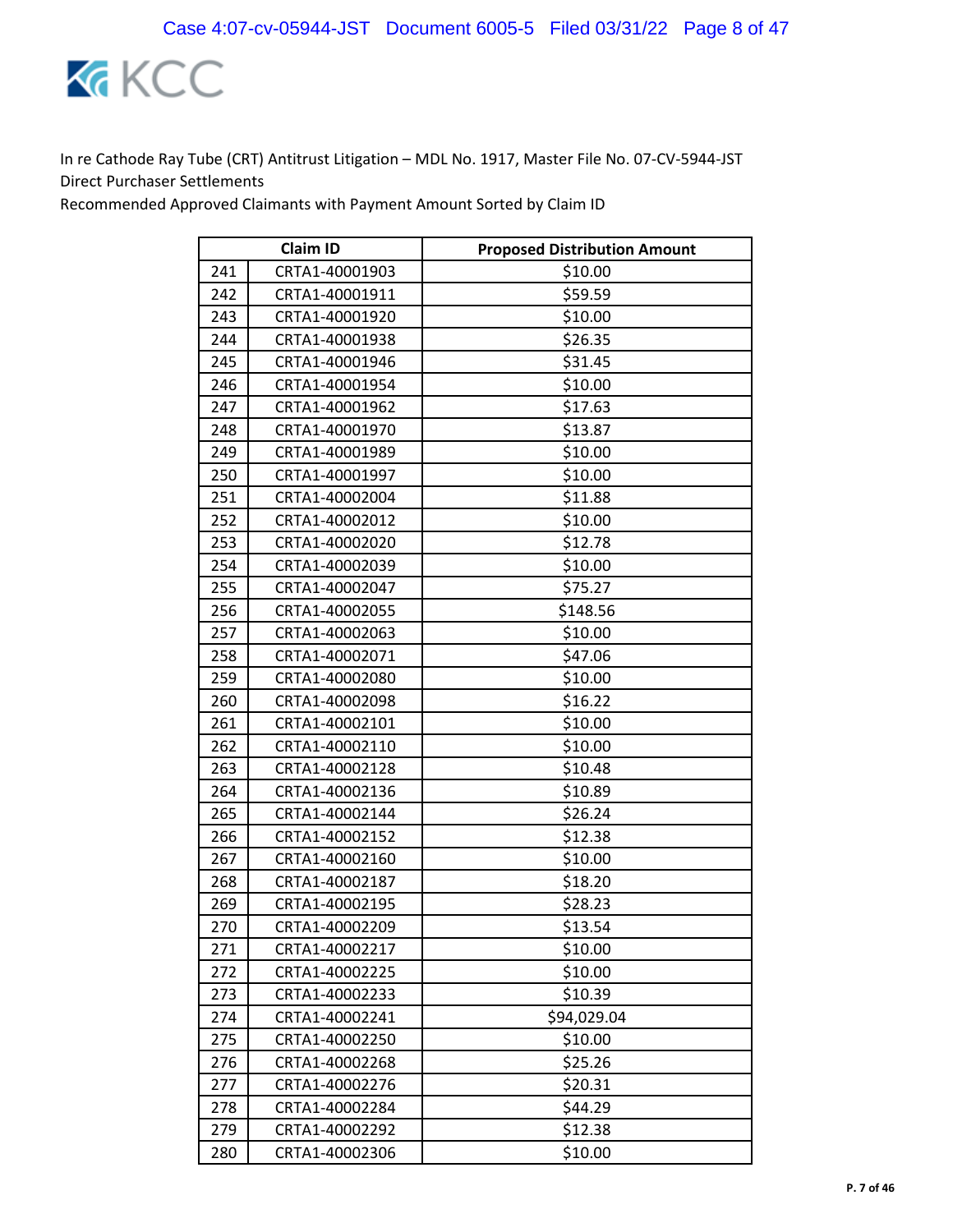In re Cathode Ray Tube (CRT) Antitrust Litigation – MDL No. 1917, Master File No. 07-CV-5944-JST
Direct Purchaser Settlements
Recommended Approved Claimants with Payment Amount Sorted by Claim ID

| | Claim ID | Proposed Distribution Amount |
|---|---|---|
| 241 | CRTA1-40001903 | $10.00 |
| 242 | CRTA1-40001911 | $59.59 |
| 243 | CRTA1-40001920 | $10.00 |
| 244 | CRTA1-40001938 | $26.35 |
| 245 | CRTA1-40001946 | $31.45 |
| 246 | CRTA1-40001954 | $10.00 |
| 247 | CRTA1-40001962 | $17.63 |
| 248 | CRTA1-40001970 | $13.87 |
| 249 | CRTA1-40001989 | $10.00 |
| 250 | CRTA1-40001997 | $10.00 |
| 251 | CRTA1-40002004 | $11.88 |
| 252 | CRTA1-40002012 | $10.00 |
| 253 | CRTA1-40002020 | $12.78 |
| 254 | CRTA1-40002039 | $10.00 |
| 255 | CRTA1-40002047 | $75.27 |
| 256 | CRTA1-40002055 | $148.56 |
| 257 | CRTA1-40002063 | $10.00 |
| 258 | CRTA1-40002071 | $47.06 |
| 259 | CRTA1-40002080 | $10.00 |
| 260 | CRTA1-40002098 | $16.22 |
| 261 | CRTA1-40002101 | $10.00 |
| 262 | CRTA1-40002110 | $10.00 |
| 263 | CRTA1-40002128 | $10.48 |
| 264 | CRTA1-40002136 | $10.89 |
| 265 | CRTA1-40002144 | $26.24 |
| 266 | CRTA1-40002152 | $12.38 |
| 267 | CRTA1-40002160 | $10.00 |
| 268 | CRTA1-40002187 | $18.20 |
| 269 | CRTA1-40002195 | $28.23 |
| 270 | CRTA1-40002209 | $13.54 |
| 271 | CRTA1-40002217 | $10.00 |
| 272 | CRTA1-40002225 | $10.00 |
| 273 | CRTA1-40002233 | $10.39 |
| 274 | CRTA1-40002241 | $94,029.04 |
| 275 | CRTA1-40002250 | $10.00 |
| 276 | CRTA1-40002268 | $25.26 |
| 277 | CRTA1-40002276 | $20.31 |
| 278 | CRTA1-40002284 | $44.29 |
| 279 | CRTA1-40002292 | $12.38 |
| 280 | CRTA1-40002306 | $10.00 |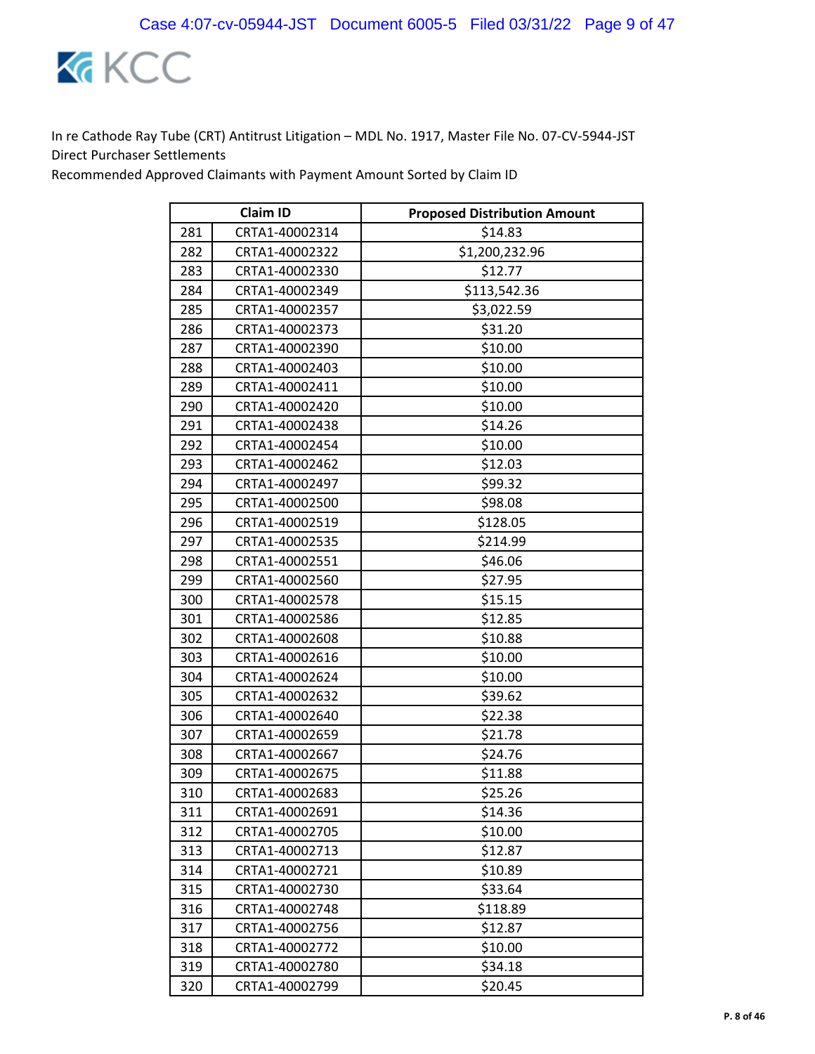In re Cathode Ray Tube (CRT) Antitrust Litigation – MDL No. 1917, Master File No. 07-CV-5944-JST
Direct Purchaser Settlements
Recommended Approved Claimants with Payment Amount Sorted by Claim ID

| | Claim ID | Proposed Distribution Amount |
|---|---|---|
| 281 | CRTA1-40002314 | $14.83 |
| 282 | CRTA1-40002322 | $1,200,232.96 |
| 283 | CRTA1-40002330 | $12.77 |
| 284 | CRTA1-40002349 | $113,542.36 |
| 285 | CRTA1-40002357 | $3,022.59 |
| 286 | CRTA1-40002373 | $31.20 |
| 287 | CRTA1-40002390 | $10.00 |
| 288 | CRTA1-40002403 | $10.00 |
| 289 | CRTA1-40002411 | $10.00 |
| 290 | CRTA1-40002420 | $10.00 |
| 291 | CRTA1-40002438 | $14.26 |
| 292 | CRTA1-40002454 | $10.00 |
| 293 | CRTA1-40002462 | $12.03 |
| 294 | CRTA1-40002497 | $99.32 |
| 295 | CRTA1-40002500 | $98.08 |
| 296 | CRTA1-40002519 | $128.05 |
| 297 | CRTA1-40002535 | $214.99 |
| 298 | CRTA1-40002551 | $46.06 |
| 299 | CRTA1-40002560 | $27.95 |
| 300 | CRTA1-40002578 | $15.15 |
| 301 | CRTA1-40002586 | $12.85 |
| 302 | CRTA1-40002608 | $10.88 |
| 303 | CRTA1-40002616 | $10.00 |
| 304 | CRTA1-40002624 | $10.00 |
| 305 | CRTA1-40002632 | $39.62 |
| 306 | CRTA1-40002640 | $22.38 |
| 307 | CRTA1-40002659 | $21.78 |
| 308 | CRTA1-40002667 | $24.76 |
| 309 | CRTA1-40002675 | $11.88 |
| 310 | CRTA1-40002683 | $25.26 |
| 311 | CRTA1-40002691 | $14.36 |
| 312 | CRTA1-40002705 | $10.00 |
| 313 | CRTA1-40002713 | $12.87 |
| 314 | CRTA1-40002721 | $10.89 |
| 315 | CRTA1-40002730 | $33.64 |
| 316 | CRTA1-40002748 | $118.89 |
| 317 | CRTA1-40002756 | $12.87 |
| 318 | CRTA1-40002772 | $10.00 |
| 319 | CRTA1-40002780 | $34.18 |
| 320 | CRTA1-40002799 | $20.45 |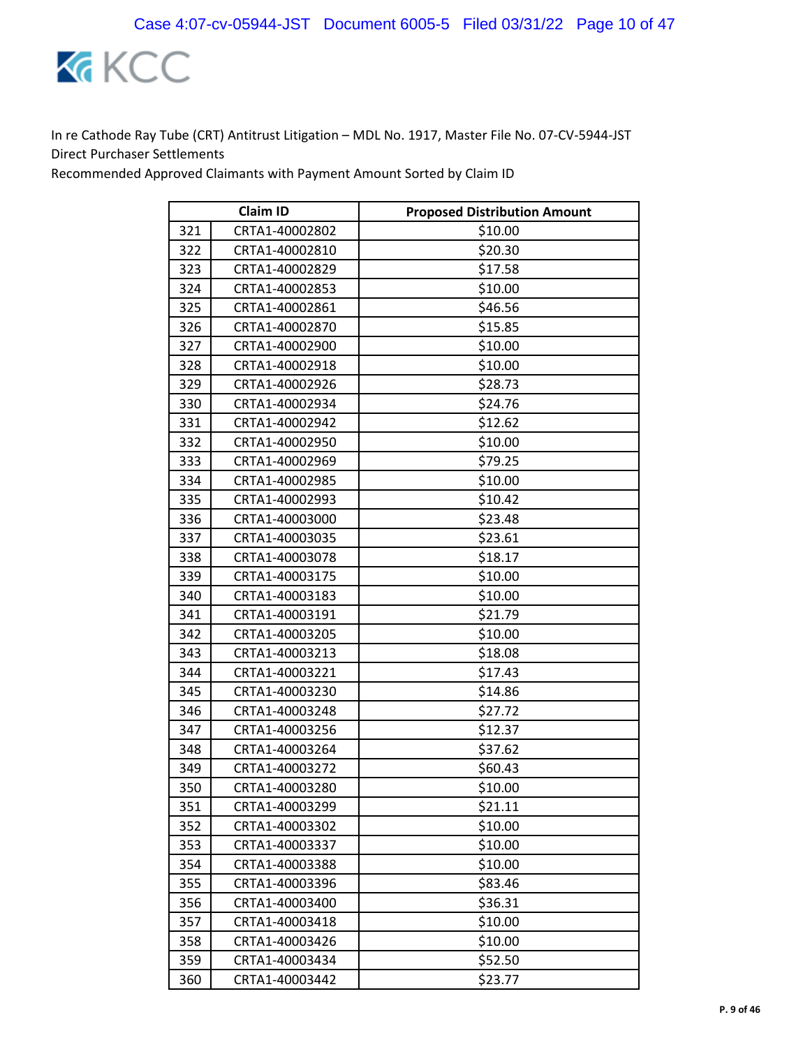In re Cathode Ray Tube (CRT) Antitrust Litigation – MDL No. 1917, Master File No. 07-CV-5944-JST
Direct Purchaser Settlements
Recommended Approved Claimants with Payment Amount Sorted by Claim ID

| | Claim ID | Proposed Distribution Amount |
|---|---|---|
| 321 | CRTA1-40002802 | $10.00 |
| 322 | CRTA1-40002810 | $20.30 |
| 323 | CRTA1-40002829 | $17.58 |
| 324 | CRTA1-40002853 | $10.00 |
| 325 | CRTA1-40002861 | $46.56 |
| 326 | CRTA1-40002870 | $15.85 |
| 327 | CRTA1-40002900 | $10.00 |
| 328 | CRTA1-40002918 | $10.00 |
| 329 | CRTA1-40002926 | $28.73 |
| 330 | CRTA1-40002934 | $24.76 |
| 331 | CRTA1-40002942 | $12.62 |
| 332 | CRTA1-40002950 | $10.00 |
| 333 | CRTA1-40002969 | $79.25 |
| 334 | CRTA1-40002985 | $10.00 |
| 335 | CRTA1-40002993 | $10.42 |
| 336 | CRTA1-40003000 | $23.48 |
| 337 | CRTA1-40003035 | $23.61 |
| 338 | CRTA1-40003078 | $18.17 |
| 339 | CRTA1-40003175 | $10.00 |
| 340 | CRTA1-40003183 | $10.00 |
| 341 | CRTA1-40003191 | $21.79 |
| 342 | CRTA1-40003205 | $10.00 |
| 343 | CRTA1-40003213 | $18.08 |
| 344 | CRTA1-40003221 | $17.43 |
| 345 | CRTA1-40003230 | $14.86 |
| 346 | CRTA1-40003248 | $27.72 |
| 347 | CRTA1-40003256 | $12.37 |
| 348 | CRTA1-40003264 | $37.62 |
| 349 | CRTA1-40003272 | $60.43 |
| 350 | CRTA1-40003280 | $10.00 |
| 351 | CRTA1-40003299 | $21.11 |
| 352 | CRTA1-40003302 | $10.00 |
| 353 | CRTA1-40003337 | $10.00 |
| 354 | CRTA1-40003388 | $10.00 |
| 355 | CRTA1-40003396 | $83.46 |
| 356 | CRTA1-40003400 | $36.31 |
| 357 | CRTA1-40003418 | $10.00 |
| 358 | CRTA1-40003426 | $10.00 |
| 359 | CRTA1-40003434 | $52.50 |
| 360 | CRTA1-40003442 | $23.77 |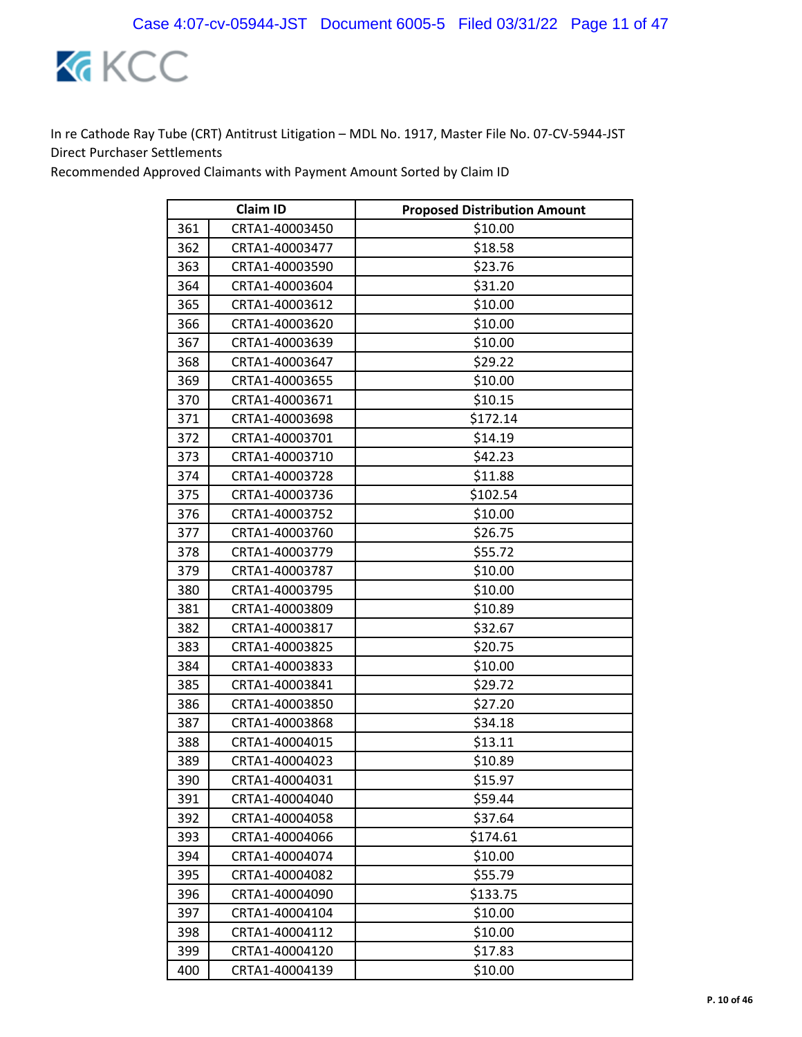In re Cathode Ray Tube (CRT) Antitrust Litigation – MDL No. 1917, Master File No. 07-CV-5944-JST
Direct Purchaser Settlements
Recommended Approved Claimants with Payment Amount Sorted by Claim ID

| | Claim ID | Proposed Distribution Amount |
|---|---|---|
| 361 | CRTA1-40003450 | $10.00 |
| 362 | CRTA1-40003477 | $18.58 |
| 363 | CRTA1-40003590 | $23.76 |
| 364 | CRTA1-40003604 | $31.20 |
| 365 | CRTA1-40003612 | $10.00 |
| 366 | CRTA1-40003620 | $10.00 |
| 367 | CRTA1-40003639 | $10.00 |
| 368 | CRTA1-40003647 | $29.22 |
| 369 | CRTA1-40003655 | $10.00 |
| 370 | CRTA1-40003671 | $10.15 |
| 371 | CRTA1-40003698 | $172.14 |
| 372 | CRTA1-40003701 | $14.19 |
| 373 | CRTA1-40003710 | $42.23 |
| 374 | CRTA1-40003728 | $11.88 |
| 375 | CRTA1-40003736 | $102.54 |
| 376 | CRTA1-40003752 | $10.00 |
| 377 | CRTA1-40003760 | $26.75 |
| 378 | CRTA1-40003779 | $55.72 |
| 379 | CRTA1-40003787 | $10.00 |
| 380 | CRTA1-40003795 | $10.00 |
| 381 | CRTA1-40003809 | $10.89 |
| 382 | CRTA1-40003817 | $32.67 |
| 383 | CRTA1-40003825 | $20.75 |
| 384 | CRTA1-40003833 | $10.00 |
| 385 | CRTA1-40003841 | $29.72 |
| 386 | CRTA1-40003850 | $27.20 |
| 387 | CRTA1-40003868 | $34.18 |
| 388 | CRTA1-40004015 | $13.11 |
| 389 | CRTA1-40004023 | $10.89 |
| 390 | CRTA1-40004031 | $15.97 |
| 391 | CRTA1-40004040 | $59.44 |
| 392 | CRTA1-40004058 | $37.64 |
| 393 | CRTA1-40004066 | $174.61 |
| 394 | CRTA1-40004074 | $10.00 |
| 395 | CRTA1-40004082 | $55.79 |
| 396 | CRTA1-40004090 | $133.75 |
| 397 | CRTA1-40004104 | $10.00 |
| 398 | CRTA1-40004112 | $10.00 |
| 399 | CRTA1-40004120 | $17.83 |
| 400 | CRTA1-40004139 | $10.00 |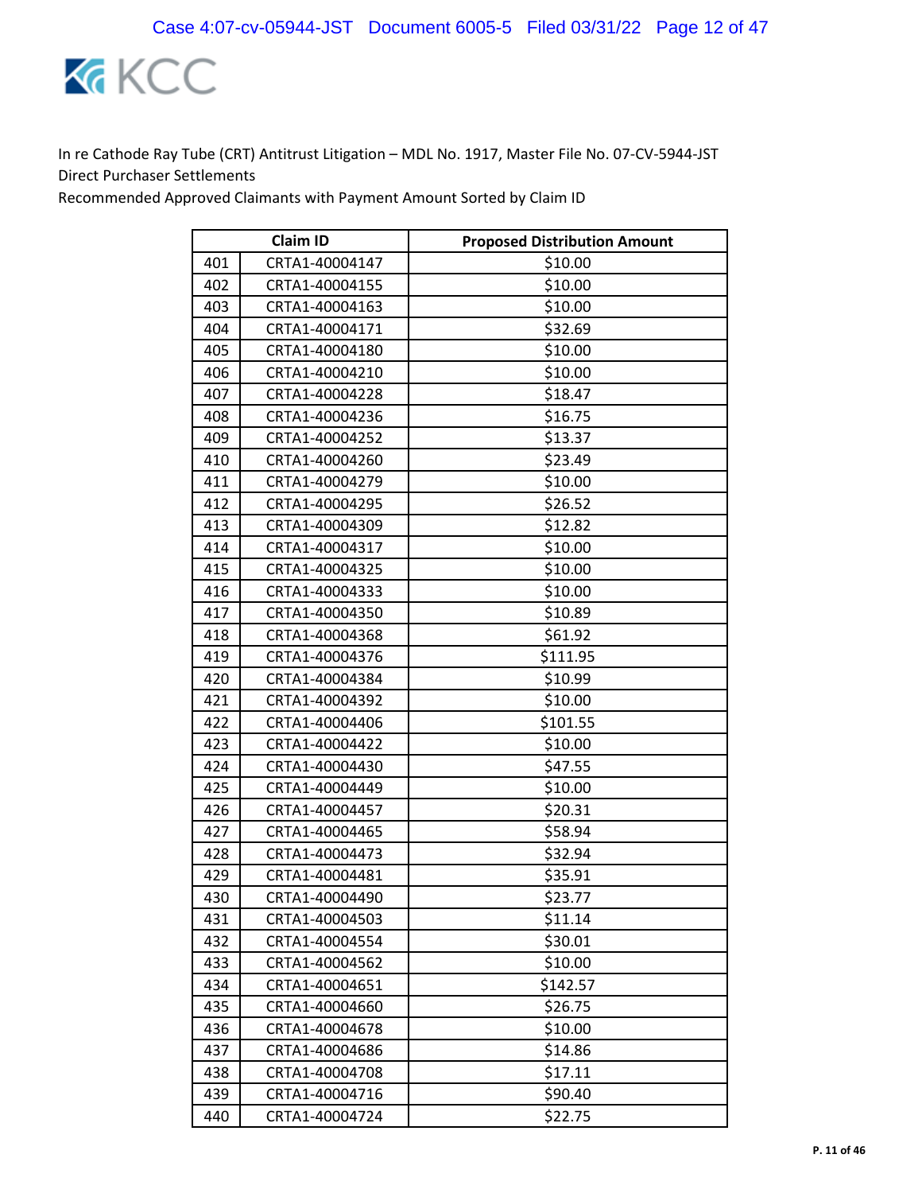In re Cathode Ray Tube (CRT) Antitrust Litigation – MDL No. 1917, Master File No. 07-CV-5944-JST
Direct Purchaser Settlements
Recommended Approved Claimants with Payment Amount Sorted by Claim ID

| | Claim ID | Proposed Distribution Amount |
|---|---|---|
| 401 | CRTA1-40004147 | $10.00 |
| 402 | CRTA1-40004155 | $10.00 |
| 403 | CRTA1-40004163 | $10.00 |
| 404 | CRTA1-40004171 | $32.69 |
| 405 | CRTA1-40004180 | $10.00 |
| 406 | CRTA1-40004210 | $10.00 |
| 407 | CRTA1-40004228 | $18.47 |
| 408 | CRTA1-40004236 | $16.75 |
| 409 | CRTA1-40004252 | $13.37 |
| 410 | CRTA1-40004260 | $23.49 |
| 411 | CRTA1-40004279 | $10.00 |
| 412 | CRTA1-40004295 | $26.52 |
| 413 | CRTA1-40004309 | $12.82 |
| 414 | CRTA1-40004317 | $10.00 |
| 415 | CRTA1-40004325 | $10.00 |
| 416 | CRTA1-40004333 | $10.00 |
| 417 | CRTA1-40004350 | $10.89 |
| 418 | CRTA1-40004368 | $61.92 |
| 419 | CRTA1-40004376 | $111.95 |
| 420 | CRTA1-40004384 | $10.99 |
| 421 | CRTA1-40004392 | $10.00 |
| 422 | CRTA1-40004406 | $101.55 |
| 423 | CRTA1-40004422 | $10.00 |
| 424 | CRTA1-40004430 | $47.55 |
| 425 | CRTA1-40004449 | $10.00 |
| 426 | CRTA1-40004457 | $20.31 |
| 427 | CRTA1-40004465 | $58.94 |
| 428 | CRTA1-40004473 | $32.94 |
| 429 | CRTA1-40004481 | $35.91 |
| 430 | CRTA1-40004490 | $23.77 |
| 431 | CRTA1-40004503 | $11.14 |
| 432 | CRTA1-40004554 | $30.01 |
| 433 | CRTA1-40004562 | $10.00 |
| 434 | CRTA1-40004651 | $142.57 |
| 435 | CRTA1-40004660 | $26.75 |
| 436 | CRTA1-40004678 | $10.00 |
| 437 | CRTA1-40004686 | $14.86 |
| 438 | CRTA1-40004708 | $17.11 |
| 439 | CRTA1-40004716 | $90.40 |
| 440 | CRTA1-40004724 | $22.75 |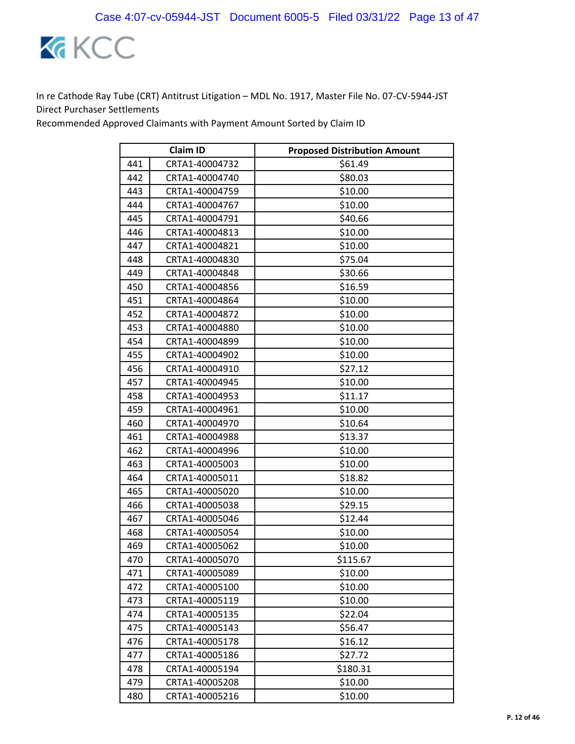In re Cathode Ray Tube (CRT) Antitrust Litigation – MDL No. 1917, Master File No. 07-CV-5944-JST
Direct Purchaser Settlements
Recommended Approved Claimants with Payment Amount Sorted by Claim ID

| | Claim ID | Proposed Distribution Amount |
|---|---|---|
| 441 | CRTA1-40004732 | $61.49 |
| 442 | CRTA1-40004740 | $80.03 |
| 443 | CRTA1-40004759 | $10.00 |
| 444 | CRTA1-40004767 | $10.00 |
| 445 | CRTA1-40004791 | $40.66 |
| 446 | CRTA1-40004813 | $10.00 |
| 447 | CRTA1-40004821 | $10.00 |
| 448 | CRTA1-40004830 | $75.04 |
| 449 | CRTA1-40004848 | $30.66 |
| 450 | CRTA1-40004856 | $16.59 |
| 451 | CRTA1-40004864 | $10.00 |
| 452 | CRTA1-40004872 | $10.00 |
| 453 | CRTA1-40004880 | $10.00 |
| 454 | CRTA1-40004899 | $10.00 |
| 455 | CRTA1-40004902 | $10.00 |
| 456 | CRTA1-40004910 | $27.12 |
| 457 | CRTA1-40004945 | $10.00 |
| 458 | CRTA1-40004953 | $11.17 |
| 459 | CRTA1-40004961 | $10.00 |
| 460 | CRTA1-40004970 | $10.64 |
| 461 | CRTA1-40004988 | $13.37 |
| 462 | CRTA1-40004996 | $10.00 |
| 463 | CRTA1-40005003 | $10.00 |
| 464 | CRTA1-40005011 | $18.82 |
| 465 | CRTA1-40005020 | $10.00 |
| 466 | CRTA1-40005038 | $29.15 |
| 467 | CRTA1-40005046 | $12.44 |
| 468 | CRTA1-40005054 | $10.00 |
| 469 | CRTA1-40005062 | $10.00 |
| 470 | CRTA1-40005070 | $115.67 |
| 471 | CRTA1-40005089 | $10.00 |
| 472 | CRTA1-40005100 | $10.00 |
| 473 | CRTA1-40005119 | $10.00 |
| 474 | CRTA1-40005135 | $22.04 |
| 475 | CRTA1-40005143 | $56.47 |
| 476 | CRTA1-40005178 | $16.12 |
| 477 | CRTA1-40005186 | $27.72 |
| 478 | CRTA1-40005194 | $180.31 |
| 479 | CRTA1-40005208 | $10.00 |
| 480 | CRTA1-40005216 | $10.00 |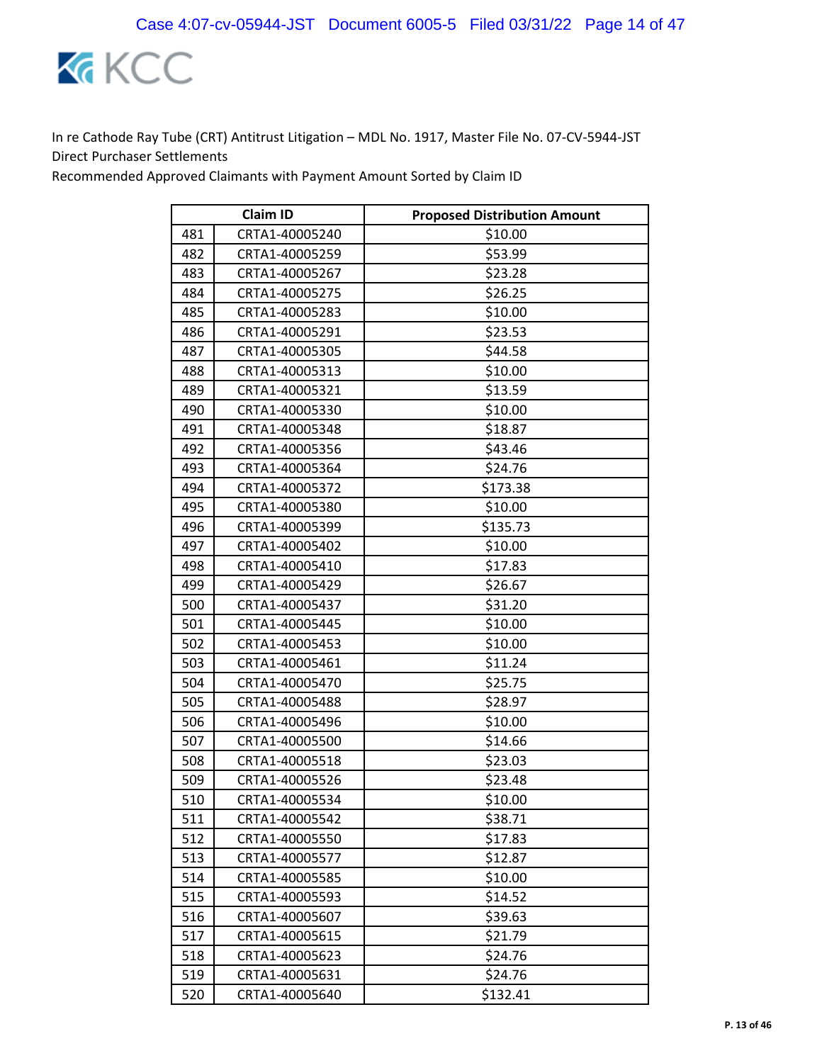In re Cathode Ray Tube (CRT) Antitrust Litigation – MDL No. 1917, Master File No. 07-CV-5944-JST
Direct Purchaser Settlements
Recommended Approved Claimants with Payment Amount Sorted by Claim ID

| | Claim ID | Proposed Distribution Amount |
|---|---|---|
| 481 | CRTA1-40005240 | $10.00 |
| 482 | CRTA1-40005259 | $53.99 |
| 483 | CRTA1-40005267 | $23.28 |
| 484 | CRTA1-40005275 | $26.25 |
| 485 | CRTA1-40005283 | $10.00 |
| 486 | CRTA1-40005291 | $23.53 |
| 487 | CRTA1-40005305 | $44.58 |
| 488 | CRTA1-40005313 | $10.00 |
| 489 | CRTA1-40005321 | $13.59 |
| 490 | CRTA1-40005330 | $10.00 |
| 491 | CRTA1-40005348 | $18.87 |
| 492 | CRTA1-40005356 | $43.46 |
| 493 | CRTA1-40005364 | $24.76 |
| 494 | CRTA1-40005372 | $173.38 |
| 495 | CRTA1-40005380 | $10.00 |
| 496 | CRTA1-40005399 | $135.73 |
| 497 | CRTA1-40005402 | $10.00 |
| 498 | CRTA1-40005410 | $17.83 |
| 499 | CRTA1-40005429 | $26.67 |
| 500 | CRTA1-40005437 | $31.20 |
| 501 | CRTA1-40005445 | $10.00 |
| 502 | CRTA1-40005453 | $10.00 |
| 503 | CRTA1-40005461 | $11.24 |
| 504 | CRTA1-40005470 | $25.75 |
| 505 | CRTA1-40005488 | $28.97 |
| 506 | CRTA1-40005496 | $10.00 |
| 507 | CRTA1-40005500 | $14.66 |
| 508 | CRTA1-40005518 | $23.03 |
| 509 | CRTA1-40005526 | $23.48 |
| 510 | CRTA1-40005534 | $10.00 |
| 511 | CRTA1-40005542 | $38.71 |
| 512 | CRTA1-40005550 | $17.83 |
| 513 | CRTA1-40005577 | $12.87 |
| 514 | CRTA1-40005585 | $10.00 |
| 515 | CRTA1-40005593 | $14.52 |
| 516 | CRTA1-40005607 | $39.63 |
| 517 | CRTA1-40005615 | $21.79 |
| 518 | CRTA1-40005623 | $24.76 |
| 519 | CRTA1-40005631 | $24.76 |
| 520 | CRTA1-40005640 | $132.41 |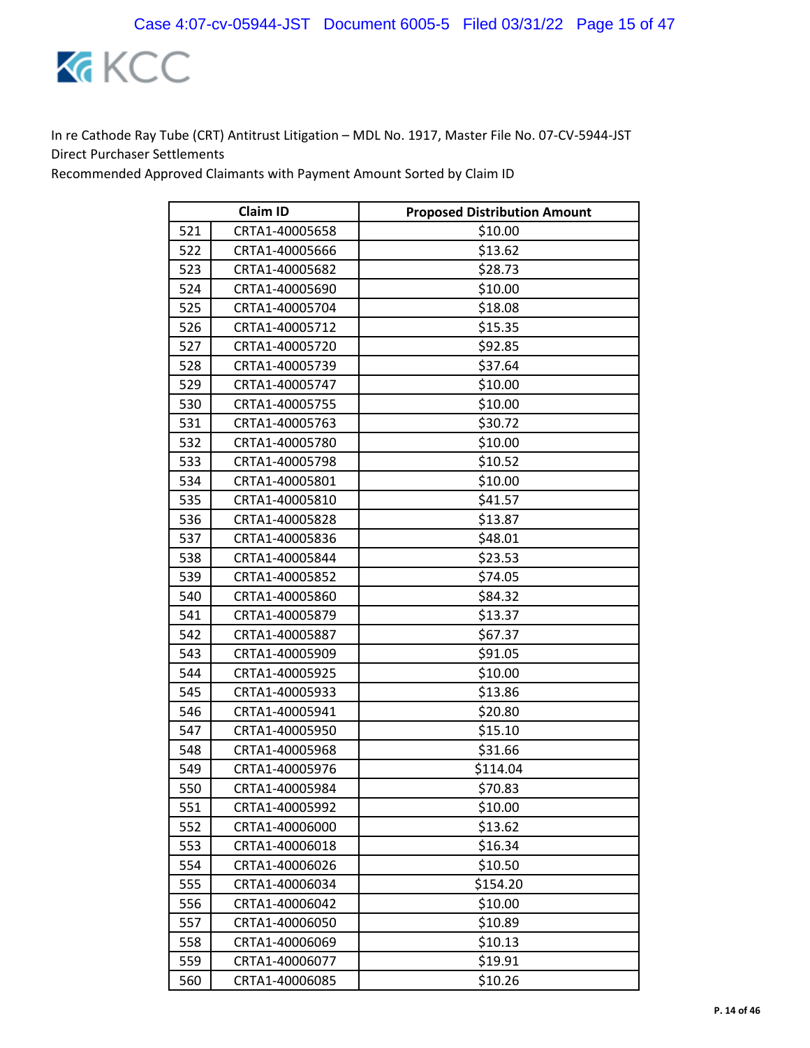In re Cathode Ray Tube (CRT) Antitrust Litigation – MDL No. 1917, Master File No. 07-CV-5944-JST
Direct Purchaser Settlements
Recommended Approved Claimants with Payment Amount Sorted by Claim ID

| | Claim ID | Proposed Distribution Amount |
|---|---|---|
| 521 | CRTA1-40005658 | $10.00 |
| 522 | CRTA1-40005666 | $13.62 |
| 523 | CRTA1-40005682 | $28.73 |
| 524 | CRTA1-40005690 | $10.00 |
| 525 | CRTA1-40005704 | $18.08 |
| 526 | CRTA1-40005712 | $15.35 |
| 527 | CRTA1-40005720 | $92.85 |
| 528 | CRTA1-40005739 | $37.64 |
| 529 | CRTA1-40005747 | $10.00 |
| 530 | CRTA1-40005755 | $10.00 |
| 531 | CRTA1-40005763 | $30.72 |
| 532 | CRTA1-40005780 | $10.00 |
| 533 | CRTA1-40005798 | $10.52 |
| 534 | CRTA1-40005801 | $10.00 |
| 535 | CRTA1-40005810 | $41.57 |
| 536 | CRTA1-40005828 | $13.87 |
| 537 | CRTA1-40005836 | $48.01 |
| 538 | CRTA1-40005844 | $23.53 |
| 539 | CRTA1-40005852 | $74.05 |
| 540 | CRTA1-40005860 | $84.32 |
| 541 | CRTA1-40005879 | $13.37 |
| 542 | CRTA1-40005887 | $67.37 |
| 543 | CRTA1-40005909 | $91.05 |
| 544 | CRTA1-40005925 | $10.00 |
| 545 | CRTA1-40005933 | $13.86 |
| 546 | CRTA1-40005941 | $20.80 |
| 547 | CRTA1-40005950 | $15.10 |
| 548 | CRTA1-40005968 | $31.66 |
| 549 | CRTA1-40005976 | $114.04 |
| 550 | CRTA1-40005984 | $70.83 |
| 551 | CRTA1-40005992 | $10.00 |
| 552 | CRTA1-40006000 | $13.62 |
| 553 | CRTA1-40006018 | $16.34 |
| 554 | CRTA1-40006026 | $10.50 |
| 555 | CRTA1-40006034 | $154.20 |
| 556 | CRTA1-40006042 | $10.00 |
| 557 | CRTA1-40006050 | $10.89 |
| 558 | CRTA1-40006069 | $10.13 |
| 559 | CRTA1-40006077 | $19.91 |
| 560 | CRTA1-40006085 | $10.26 |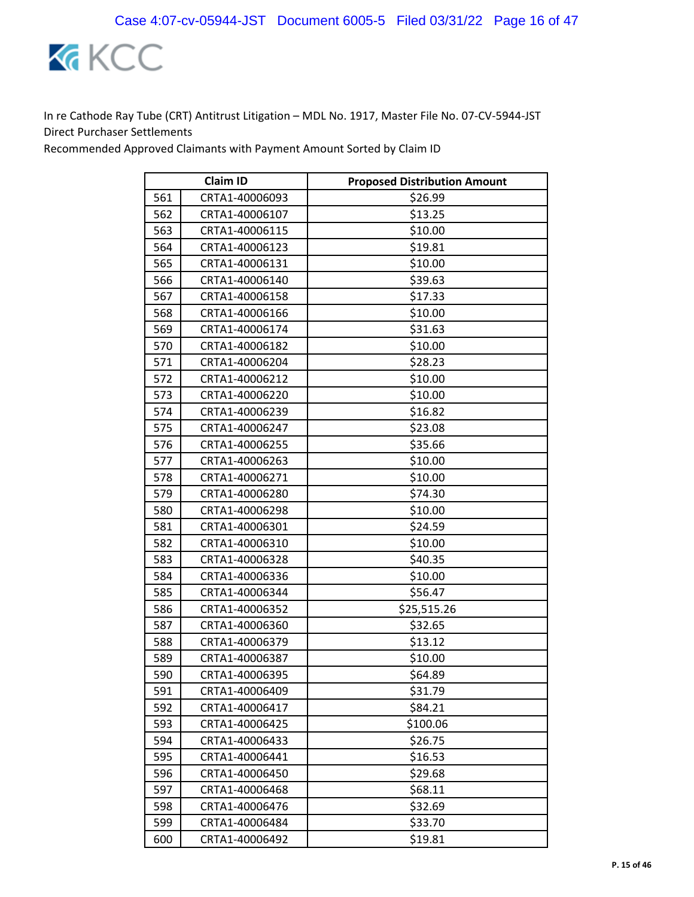In re Cathode Ray Tube (CRT) Antitrust Litigation – MDL No. 1917, Master File No. 07-CV-5944-JST
Direct Purchaser Settlements
Recommended Approved Claimants with Payment Amount Sorted by Claim ID

| | Claim ID | Proposed Distribution Amount |
|---|---|---|
| 561 | CRTA1-40006093 | $26.99 |
| 562 | CRTA1-40006107 | $13.25 |
| 563 | CRTA1-40006115 | $10.00 |
| 564 | CRTA1-40006123 | $19.81 |
| 565 | CRTA1-40006131 | $10.00 |
| 566 | CRTA1-40006140 | $39.63 |
| 567 | CRTA1-40006158 | $17.33 |
| 568 | CRTA1-40006166 | $10.00 |
| 569 | CRTA1-40006174 | $31.63 |
| 570 | CRTA1-40006182 | $10.00 |
| 571 | CRTA1-40006204 | $28.23 |
| 572 | CRTA1-40006212 | $10.00 |
| 573 | CRTA1-40006220 | $10.00 |
| 574 | CRTA1-40006239 | $16.82 |
| 575 | CRTA1-40006247 | $23.08 |
| 576 | CRTA1-40006255 | $35.66 |
| 577 | CRTA1-40006263 | $10.00 |
| 578 | CRTA1-40006271 | $10.00 |
| 579 | CRTA1-40006280 | $74.30 |
| 580 | CRTA1-40006298 | $10.00 |
| 581 | CRTA1-40006301 | $24.59 |
| 582 | CRTA1-40006310 | $10.00 |
| 583 | CRTA1-40006328 | $40.35 |
| 584 | CRTA1-40006336 | $10.00 |
| 585 | CRTA1-40006344 | $56.47 |
| 586 | CRTA1-40006352 | $25,515.26 |
| 587 | CRTA1-40006360 | $32.65 |
| 588 | CRTA1-40006379 | $13.12 |
| 589 | CRTA1-40006387 | $10.00 |
| 590 | CRTA1-40006395 | $64.89 |
| 591 | CRTA1-40006409 | $31.79 |
| 592 | CRTA1-40006417 | $84.21 |
| 593 | CRTA1-40006425 | $100.06 |
| 594 | CRTA1-40006433 | $26.75 |
| 595 | CRTA1-40006441 | $16.53 |
| 596 | CRTA1-40006450 | $29.68 |
| 597 | CRTA1-40006468 | $68.11 |
| 598 | CRTA1-40006476 | $32.69 |
| 599 | CRTA1-40006484 | $33.70 |
| 600 | CRTA1-40006492 | $19.81 |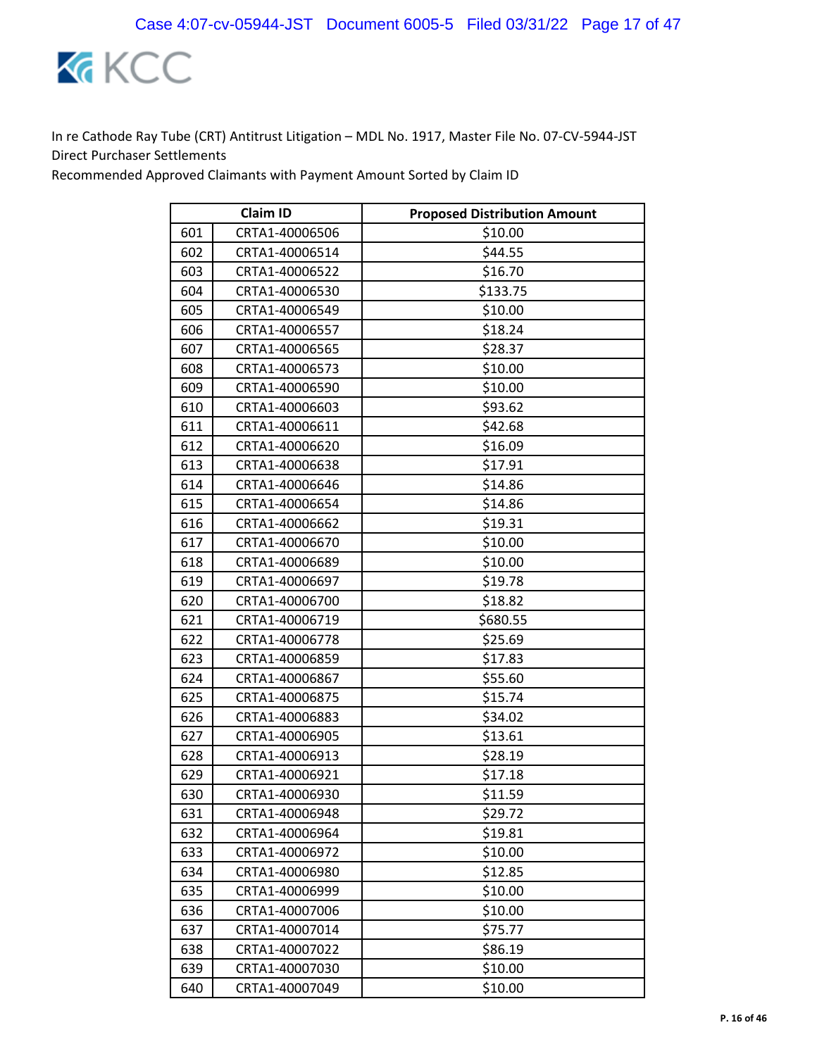In re Cathode Ray Tube (CRT) Antitrust Litigation – MDL No. 1917, Master File No. 07-CV-5944-JST
Direct Purchaser Settlements
Recommended Approved Claimants with Payment Amount Sorted by Claim ID

| | Claim ID | Proposed Distribution Amount |
|---|---|---|
| 601 | CRTA1-40006506 | $10.00 |
| 602 | CRTA1-40006514 | $44.55 |
| 603 | CRTA1-40006522 | $16.70 |
| 604 | CRTA1-40006530 | $133.75 |
| 605 | CRTA1-40006549 | $10.00 |
| 606 | CRTA1-40006557 | $18.24 |
| 607 | CRTA1-40006565 | $28.37 |
| 608 | CRTA1-40006573 | $10.00 |
| 609 | CRTA1-40006590 | $10.00 |
| 610 | CRTA1-40006603 | $93.62 |
| 611 | CRTA1-40006611 | $42.68 |
| 612 | CRTA1-40006620 | $16.09 |
| 613 | CRTA1-40006638 | $17.91 |
| 614 | CRTA1-40006646 | $14.86 |
| 615 | CRTA1-40006654 | $14.86 |
| 616 | CRTA1-40006662 | $19.31 |
| 617 | CRTA1-40006670 | $10.00 |
| 618 | CRTA1-40006689 | $10.00 |
| 619 | CRTA1-40006697 | $19.78 |
| 620 | CRTA1-40006700 | $18.82 |
| 621 | CRTA1-40006719 | $680.55 |
| 622 | CRTA1-40006778 | $25.69 |
| 623 | CRTA1-40006859 | $17.83 |
| 624 | CRTA1-40006867 | $55.60 |
| 625 | CRTA1-40006875 | $15.74 |
| 626 | CRTA1-40006883 | $34.02 |
| 627 | CRTA1-40006905 | $13.61 |
| 628 | CRTA1-40006913 | $28.19 |
| 629 | CRTA1-40006921 | $17.18 |
| 630 | CRTA1-40006930 | $11.59 |
| 631 | CRTA1-40006948 | $29.72 |
| 632 | CRTA1-40006964 | $19.81 |
| 633 | CRTA1-40006972 | $10.00 |
| 634 | CRTA1-40006980 | $12.85 |
| 635 | CRTA1-40006999 | $10.00 |
| 636 | CRTA1-40007006 | $10.00 |
| 637 | CRTA1-40007014 | $75.77 |
| 638 | CRTA1-40007022 | $86.19 |
| 639 | CRTA1-40007030 | $10.00 |
| 640 | CRTA1-40007049 | $10.00 |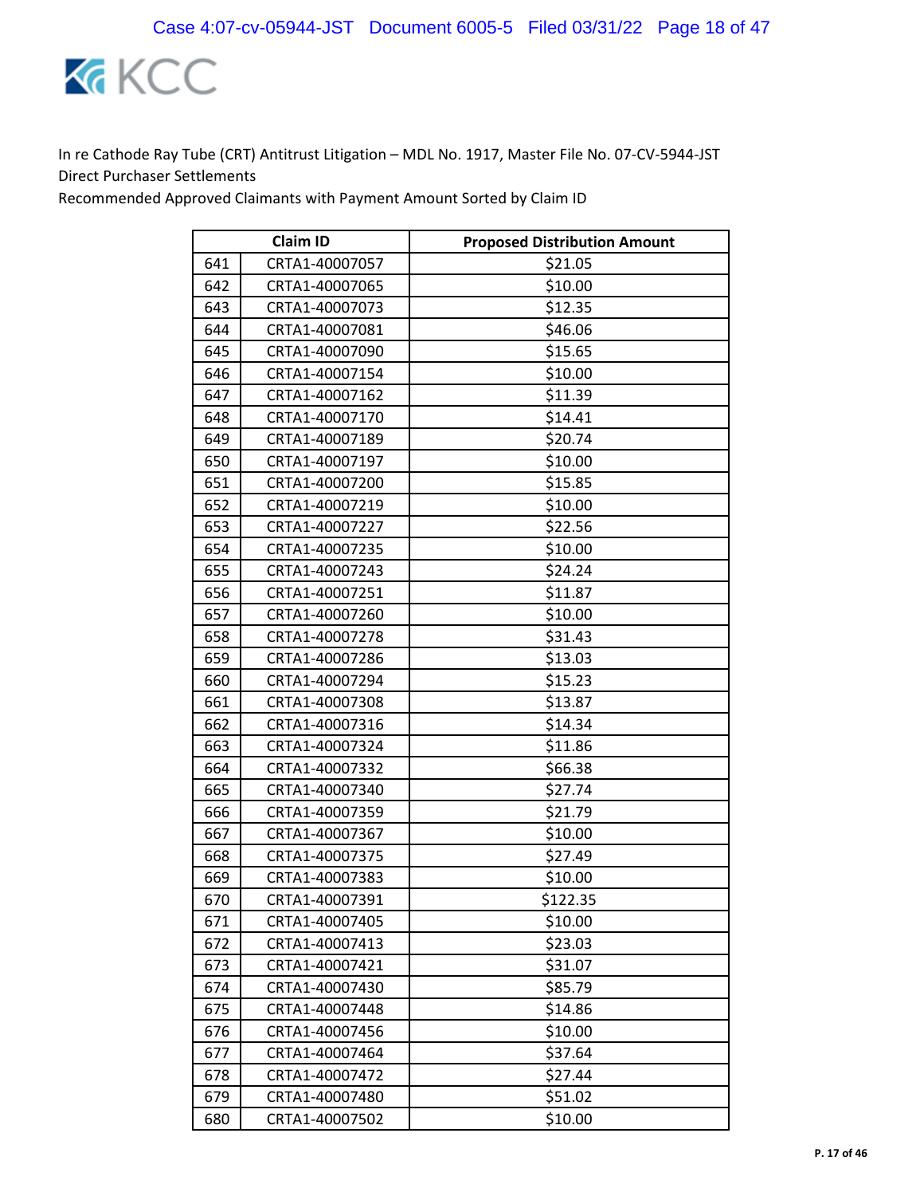In re Cathode Ray Tube (CRT) Antitrust Litigation – MDL No. 1917, Master File No. 07-CV-5944-JST
Direct Purchaser Settlements
Recommended Approved Claimants with Payment Amount Sorted by Claim ID

| | Claim ID | Proposed Distribution Amount |
|---|---|---|
| 641 | CRTA1-40007057 | $21.05 |
| 642 | CRTA1-40007065 | $10.00 |
| 643 | CRTA1-40007073 | $12.35 |
| 644 | CRTA1-40007081 | $46.06 |
| 645 | CRTA1-40007090 | $15.65 |
| 646 | CRTA1-40007154 | $10.00 |
| 647 | CRTA1-40007162 | $11.39 |
| 648 | CRTA1-40007170 | $14.41 |
| 649 | CRTA1-40007189 | $20.74 |
| 650 | CRTA1-40007197 | $10.00 |
| 651 | CRTA1-40007200 | $15.85 |
| 652 | CRTA1-40007219 | $10.00 |
| 653 | CRTA1-40007227 | $22.56 |
| 654 | CRTA1-40007235 | $10.00 |
| 655 | CRTA1-40007243 | $24.24 |
| 656 | CRTA1-40007251 | $11.87 |
| 657 | CRTA1-40007260 | $10.00 |
| 658 | CRTA1-40007278 | $31.43 |
| 659 | CRTA1-40007286 | $13.03 |
| 660 | CRTA1-40007294 | $15.23 |
| 661 | CRTA1-40007308 | $13.87 |
| 662 | CRTA1-40007316 | $14.34 |
| 663 | CRTA1-40007324 | $11.86 |
| 664 | CRTA1-40007332 | $66.38 |
| 665 | CRTA1-40007340 | $27.74 |
| 666 | CRTA1-40007359 | $21.79 |
| 667 | CRTA1-40007367 | $10.00 |
| 668 | CRTA1-40007375 | $27.49 |
| 669 | CRTA1-40007383 | $10.00 |
| 670 | CRTA1-40007391 | $122.35 |
| 671 | CRTA1-40007405 | $10.00 |
| 672 | CRTA1-40007413 | $23.03 |
| 673 | CRTA1-40007421 | $31.07 |
| 674 | CRTA1-40007430 | $85.79 |
| 675 | CRTA1-40007448 | $14.86 |
| 676 | CRTA1-40007456 | $10.00 |
| 677 | CRTA1-40007464 | $37.64 |
| 678 | CRTA1-40007472 | $27.44 |
| 679 | CRTA1-40007480 | $51.02 |
| 680 | CRTA1-40007502 | $10.00 |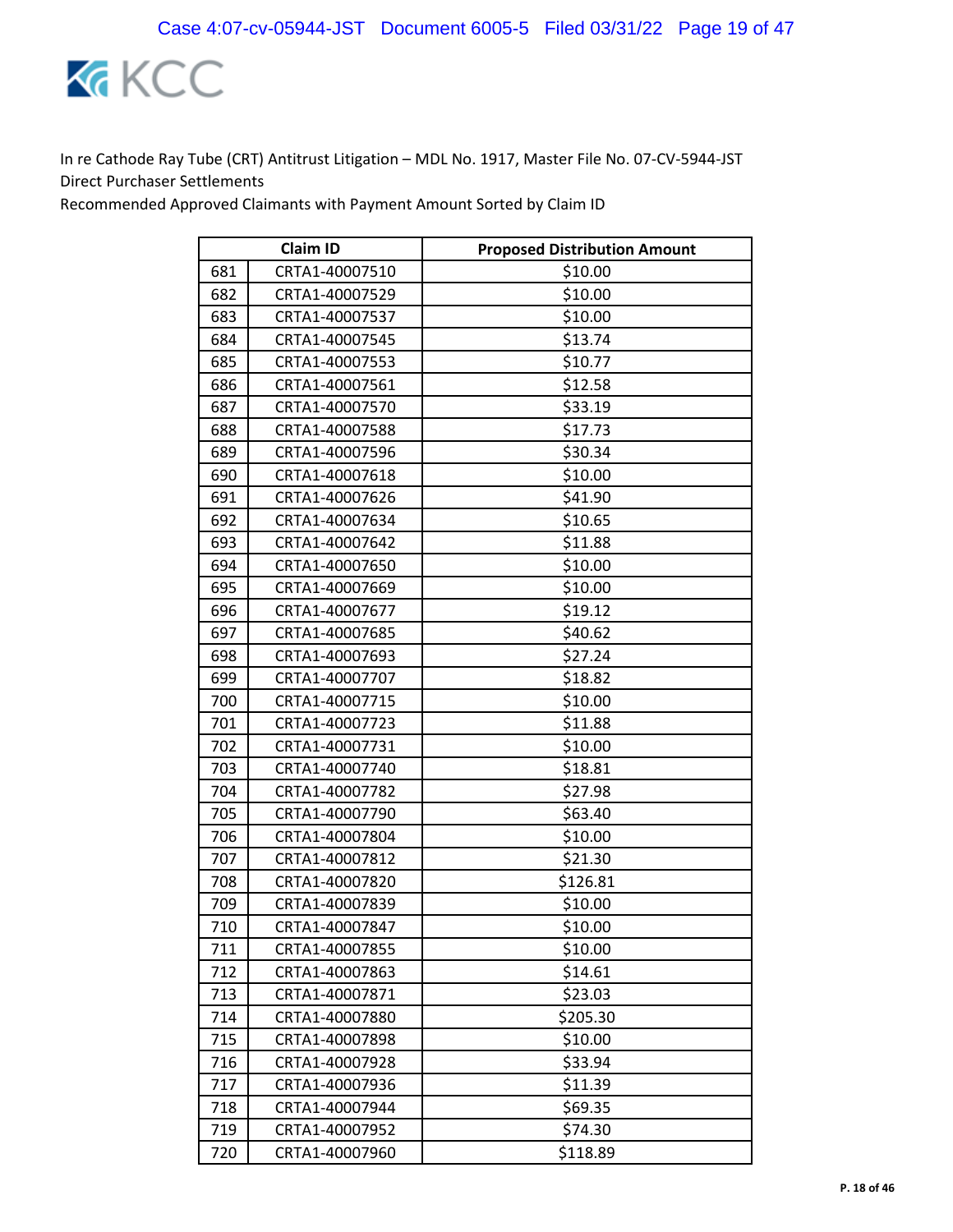In re Cathode Ray Tube (CRT) Antitrust Litigation – MDL No. 1917, Master File No. 07-CV-5944-JST
Direct Purchaser Settlements
Recommended Approved Claimants with Payment Amount Sorted by Claim ID

| | Claim ID | Proposed Distribution Amount |
|---|---|---|
| 681 | CRTA1-40007510 | $10.00 |
| 682 | CRTA1-40007529 | $10.00 |
| 683 | CRTA1-40007537 | $10.00 |
| 684 | CRTA1-40007545 | $13.74 |
| 685 | CRTA1-40007553 | $10.77 |
| 686 | CRTA1-40007561 | $12.58 |
| 687 | CRTA1-40007570 | $33.19 |
| 688 | CRTA1-40007588 | $17.73 |
| 689 | CRTA1-40007596 | $30.34 |
| 690 | CRTA1-40007618 | $10.00 |
| 691 | CRTA1-40007626 | $41.90 |
| 692 | CRTA1-40007634 | $10.65 |
| 693 | CRTA1-40007642 | $11.88 |
| 694 | CRTA1-40007650 | $10.00 |
| 695 | CRTA1-40007669 | $10.00 |
| 696 | CRTA1-40007677 | $19.12 |
| 697 | CRTA1-40007685 | $40.62 |
| 698 | CRTA1-40007693 | $27.24 |
| 699 | CRTA1-40007707 | $18.82 |
| 700 | CRTA1-40007715 | $10.00 |
| 701 | CRTA1-40007723 | $11.88 |
| 702 | CRTA1-40007731 | $10.00 |
| 703 | CRTA1-40007740 | $18.81 |
| 704 | CRTA1-40007782 | $27.98 |
| 705 | CRTA1-40007790 | $63.40 |
| 706 | CRTA1-40007804 | $10.00 |
| 707 | CRTA1-40007812 | $21.30 |
| 708 | CRTA1-40007820 | $126.81 |
| 709 | CRTA1-40007839 | $10.00 |
| 710 | CRTA1-40007847 | $10.00 |
| 711 | CRTA1-40007855 | $10.00 |
| 712 | CRTA1-40007863 | $14.61 |
| 713 | CRTA1-40007871 | $23.03 |
| 714 | CRTA1-40007880 | $205.30 |
| 715 | CRTA1-40007898 | $10.00 |
| 716 | CRTA1-40007928 | $33.94 |
| 717 | CRTA1-40007936 | $11.39 |
| 718 | CRTA1-40007944 | $69.35 |
| 719 | CRTA1-40007952 | $74.30 |
| 720 | CRTA1-40007960 | $118.89 |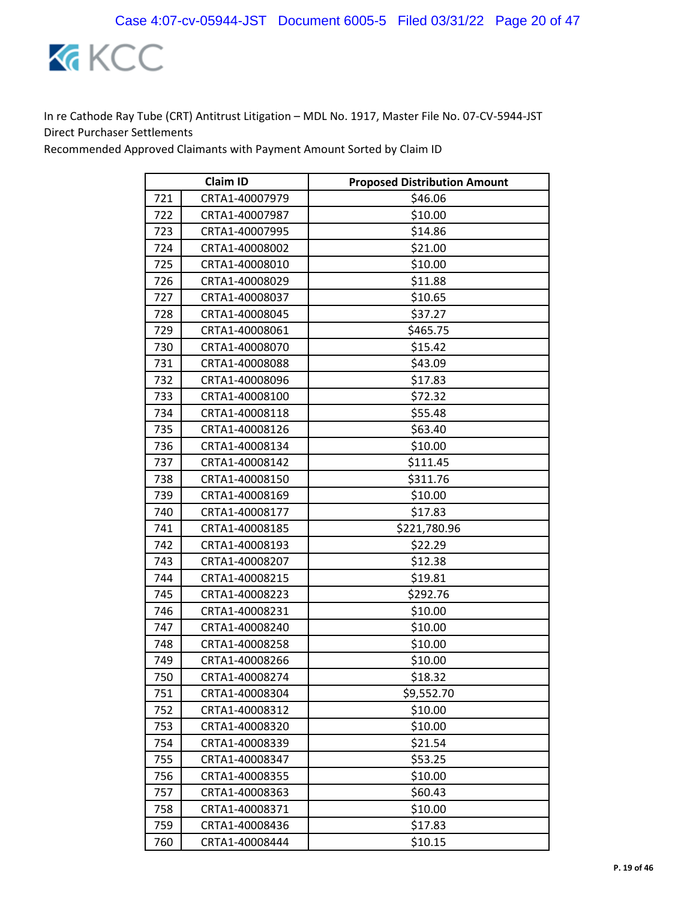In re Cathode Ray Tube (CRT) Antitrust Litigation – MDL No. 1917, Master File No. 07-CV-5944-JST
Direct Purchaser Settlements
Recommended Approved Claimants with Payment Amount Sorted by Claim ID

| | Claim ID | Proposed Distribution Amount |
|---|---|---|
| 721 | CRTA1-40007979 | $46.06 |
| 722 | CRTA1-40007987 | $10.00 |
| 723 | CRTA1-40007995 | $14.86 |
| 724 | CRTA1-40008002 | $21.00 |
| 725 | CRTA1-40008010 | $10.00 |
| 726 | CRTA1-40008029 | $11.88 |
| 727 | CRTA1-40008037 | $10.65 |
| 728 | CRTA1-40008045 | $37.27 |
| 729 | CRTA1-40008061 | $465.75 |
| 730 | CRTA1-40008070 | $15.42 |
| 731 | CRTA1-40008088 | $43.09 |
| 732 | CRTA1-40008096 | $17.83 |
| 733 | CRTA1-40008100 | $72.32 |
| 734 | CRTA1-40008118 | $55.48 |
| 735 | CRTA1-40008126 | $63.40 |
| 736 | CRTA1-40008134 | $10.00 |
| 737 | CRTA1-40008142 | $111.45 |
| 738 | CRTA1-40008150 | $311.76 |
| 739 | CRTA1-40008169 | $10.00 |
| 740 | CRTA1-40008177 | $17.83 |
| 741 | CRTA1-40008185 | $221,780.96 |
| 742 | CRTA1-40008193 | $22.29 |
| 743 | CRTA1-40008207 | $12.38 |
| 744 | CRTA1-40008215 | $19.81 |
| 745 | CRTA1-40008223 | $292.76 |
| 746 | CRTA1-40008231 | $10.00 |
| 747 | CRTA1-40008240 | $10.00 |
| 748 | CRTA1-40008258 | $10.00 |
| 749 | CRTA1-40008266 | $10.00 |
| 750 | CRTA1-40008274 | $18.32 |
| 751 | CRTA1-40008304 | $9,552.70 |
| 752 | CRTA1-40008312 | $10.00 |
| 753 | CRTA1-40008320 | $10.00 |
| 754 | CRTA1-40008339 | $21.54 |
| 755 | CRTA1-40008347 | $53.25 |
| 756 | CRTA1-40008355 | $10.00 |
| 757 | CRTA1-40008363 | $60.43 |
| 758 | CRTA1-40008371 | $10.00 |
| 759 | CRTA1-40008436 | $17.83 |
| 760 | CRTA1-40008444 | $10.15 |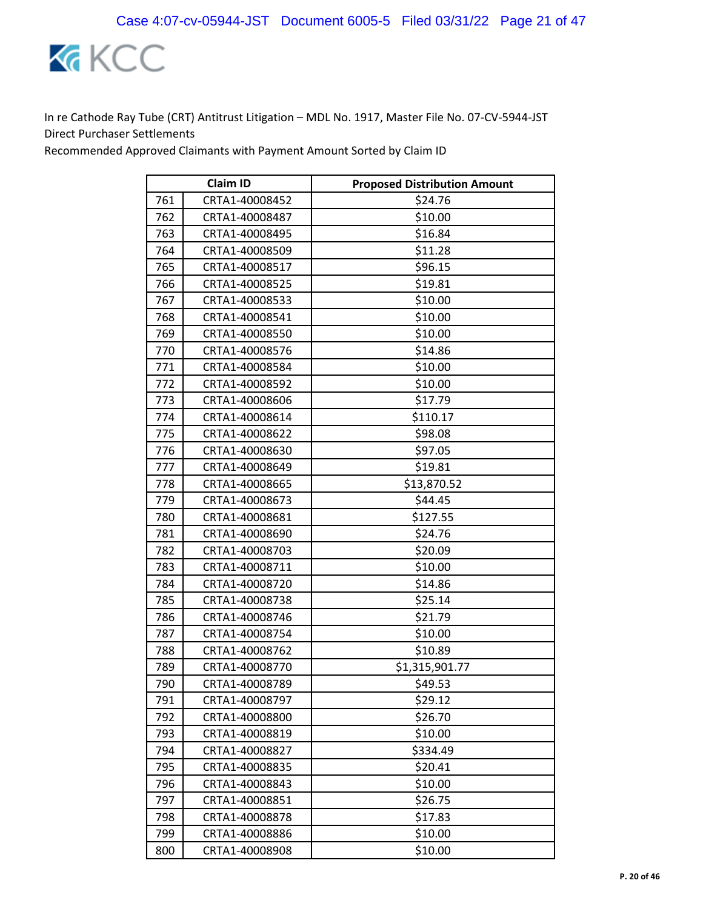In re Cathode Ray Tube (CRT) Antitrust Litigation – MDL No. 1917, Master File No. 07-CV-5944-JST
Direct Purchaser Settlements
Recommended Approved Claimants with Payment Amount Sorted by Claim ID

| | Claim ID | Proposed Distribution Amount |
|---|---|---|
| 761 | CRTA1-40008452 | $24.76 |
| 762 | CRTA1-40008487 | $10.00 |
| 763 | CRTA1-40008495 | $16.84 |
| 764 | CRTA1-40008509 | $11.28 |
| 765 | CRTA1-40008517 | $96.15 |
| 766 | CRTA1-40008525 | $19.81 |
| 767 | CRTA1-40008533 | $10.00 |
| 768 | CRTA1-40008541 | $10.00 |
| 769 | CRTA1-40008550 | $10.00 |
| 770 | CRTA1-40008576 | $14.86 |
| 771 | CRTA1-40008584 | $10.00 |
| 772 | CRTA1-40008592 | $10.00 |
| 773 | CRTA1-40008606 | $17.79 |
| 774 | CRTA1-40008614 | $110.17 |
| 775 | CRTA1-40008622 | $98.08 |
| 776 | CRTA1-40008630 | $97.05 |
| 777 | CRTA1-40008649 | $19.81 |
| 778 | CRTA1-40008665 | $13,870.52 |
| 779 | CRTA1-40008673 | $44.45 |
| 780 | CRTA1-40008681 | $127.55 |
| 781 | CRTA1-40008690 | $24.76 |
| 782 | CRTA1-40008703 | $20.09 |
| 783 | CRTA1-40008711 | $10.00 |
| 784 | CRTA1-40008720 | $14.86 |
| 785 | CRTA1-40008738 | $25.14 |
| 786 | CRTA1-40008746 | $21.79 |
| 787 | CRTA1-40008754 | $10.00 |
| 788 | CRTA1-40008762 | $10.89 |
| 789 | CRTA1-40008770 | $1,315,901.77 |
| 790 | CRTA1-40008789 | $49.53 |
| 791 | CRTA1-40008797 | $29.12 |
| 792 | CRTA1-40008800 | $26.70 |
| 793 | CRTA1-40008819 | $10.00 |
| 794 | CRTA1-40008827 | $334.49 |
| 795 | CRTA1-40008835 | $20.41 |
| 796 | CRTA1-40008843 | $10.00 |
| 797 | CRTA1-40008851 | $26.75 |
| 798 | CRTA1-40008878 | $17.83 |
| 799 | CRTA1-40008886 | $10.00 |
| 800 | CRTA1-40008908 | $10.00 |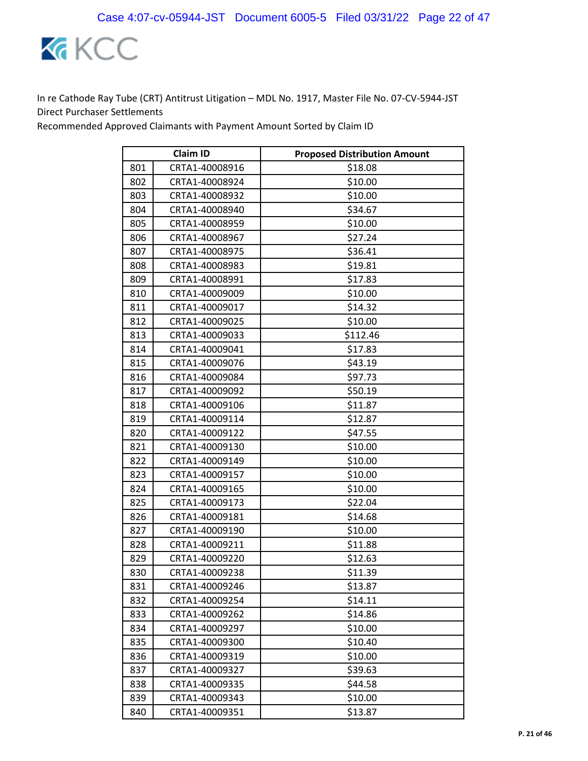In re Cathode Ray Tube (CRT) Antitrust Litigation – MDL No. 1917, Master File No. 07-CV-5944-JST
Direct Purchaser Settlements
Recommended Approved Claimants with Payment Amount Sorted by Claim ID

| | Claim ID | Proposed Distribution Amount |
|---|---|---|
| 801 | CRTA1-40008916 | $18.08 |
| 802 | CRTA1-40008924 | $10.00 |
| 803 | CRTA1-40008932 | $10.00 |
| 804 | CRTA1-40008940 | $34.67 |
| 805 | CRTA1-40008959 | $10.00 |
| 806 | CRTA1-40008967 | $27.24 |
| 807 | CRTA1-40008975 | $36.41 |
| 808 | CRTA1-40008983 | $19.81 |
| 809 | CRTA1-40008991 | $17.83 |
| 810 | CRTA1-40009009 | $10.00 |
| 811 | CRTA1-40009017 | $14.32 |
| 812 | CRTA1-40009025 | $10.00 |
| 813 | CRTA1-40009033 | $112.46 |
| 814 | CRTA1-40009041 | $17.83 |
| 815 | CRTA1-40009076 | $43.19 |
| 816 | CRTA1-40009084 | $97.73 |
| 817 | CRTA1-40009092 | $50.19 |
| 818 | CRTA1-40009106 | $11.87 |
| 819 | CRTA1-40009114 | $12.87 |
| 820 | CRTA1-40009122 | $47.55 |
| 821 | CRTA1-40009130 | $10.00 |
| 822 | CRTA1-40009149 | $10.00 |
| 823 | CRTA1-40009157 | $10.00 |
| 824 | CRTA1-40009165 | $10.00 |
| 825 | CRTA1-40009173 | $22.04 |
| 826 | CRTA1-40009181 | $14.68 |
| 827 | CRTA1-40009190 | $10.00 |
| 828 | CRTA1-40009211 | $11.88 |
| 829 | CRTA1-40009220 | $12.63 |
| 830 | CRTA1-40009238 | $11.39 |
| 831 | CRTA1-40009246 | $13.87 |
| 832 | CRTA1-40009254 | $14.11 |
| 833 | CRTA1-40009262 | $14.86 |
| 834 | CRTA1-40009297 | $10.00 |
| 835 | CRTA1-40009300 | $10.40 |
| 836 | CRTA1-40009319 | $10.00 |
| 837 | CRTA1-40009327 | $39.63 |
| 838 | CRTA1-40009335 | $44.58 |
| 839 | CRTA1-40009343 | $10.00 |
| 840 | CRTA1-40009351 | $13.87 |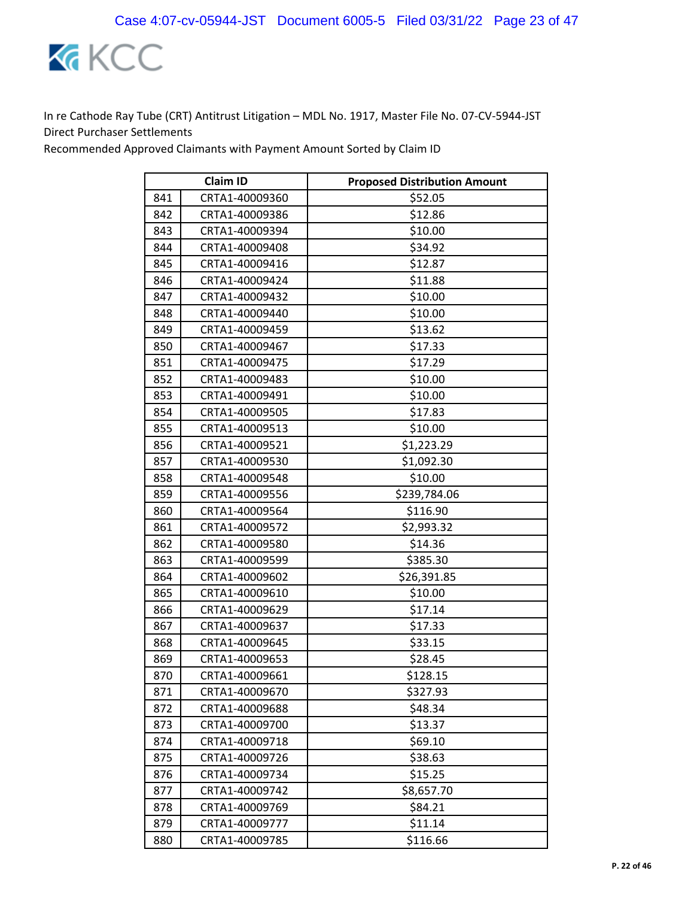In re Cathode Ray Tube (CRT) Antitrust Litigation – MDL No. 1917, Master File No. 07-CV-5944-JST
Direct Purchaser Settlements
Recommended Approved Claimants with Payment Amount Sorted by Claim ID

| | Claim ID | Proposed Distribution Amount |
|---|---|---|
| 841 | CRTA1-40009360 | $52.05 |
| 842 | CRTA1-40009386 | $12.86 |
| 843 | CRTA1-40009394 | $10.00 |
| 844 | CRTA1-40009408 | $34.92 |
| 845 | CRTA1-40009416 | $12.87 |
| 846 | CRTA1-40009424 | $11.88 |
| 847 | CRTA1-40009432 | $10.00 |
| 848 | CRTA1-40009440 | $10.00 |
| 849 | CRTA1-40009459 | $13.62 |
| 850 | CRTA1-40009467 | $17.33 |
| 851 | CRTA1-40009475 | $17.29 |
| 852 | CRTA1-40009483 | $10.00 |
| 853 | CRTA1-40009491 | $10.00 |
| 854 | CRTA1-40009505 | $17.83 |
| 855 | CRTA1-40009513 | $10.00 |
| 856 | CRTA1-40009521 | $1,223.29 |
| 857 | CRTA1-40009530 | $1,092.30 |
| 858 | CRTA1-40009548 | $10.00 |
| 859 | CRTA1-40009556 | $239,784.06 |
| 860 | CRTA1-40009564 | $116.90 |
| 861 | CRTA1-40009572 | $2,993.32 |
| 862 | CRTA1-40009580 | $14.36 |
| 863 | CRTA1-40009599 | $385.30 |
| 864 | CRTA1-40009602 | $26,391.85 |
| 865 | CRTA1-40009610 | $10.00 |
| 866 | CRTA1-40009629 | $17.14 |
| 867 | CRTA1-40009637 | $17.33 |
| 868 | CRTA1-40009645 | $33.15 |
| 869 | CRTA1-40009653 | $28.45 |
| 870 | CRTA1-40009661 | $128.15 |
| 871 | CRTA1-40009670 | $327.93 |
| 872 | CRTA1-40009688 | $48.34 |
| 873 | CRTA1-40009700 | $13.37 |
| 874 | CRTA1-40009718 | $69.10 |
| 875 | CRTA1-40009726 | $38.63 |
| 876 | CRTA1-40009734 | $15.25 |
| 877 | CRTA1-40009742 | $8,657.70 |
| 878 | CRTA1-40009769 | $84.21 |
| 879 | CRTA1-40009777 | $11.14 |
| 880 | CRTA1-40009785 | $116.66 |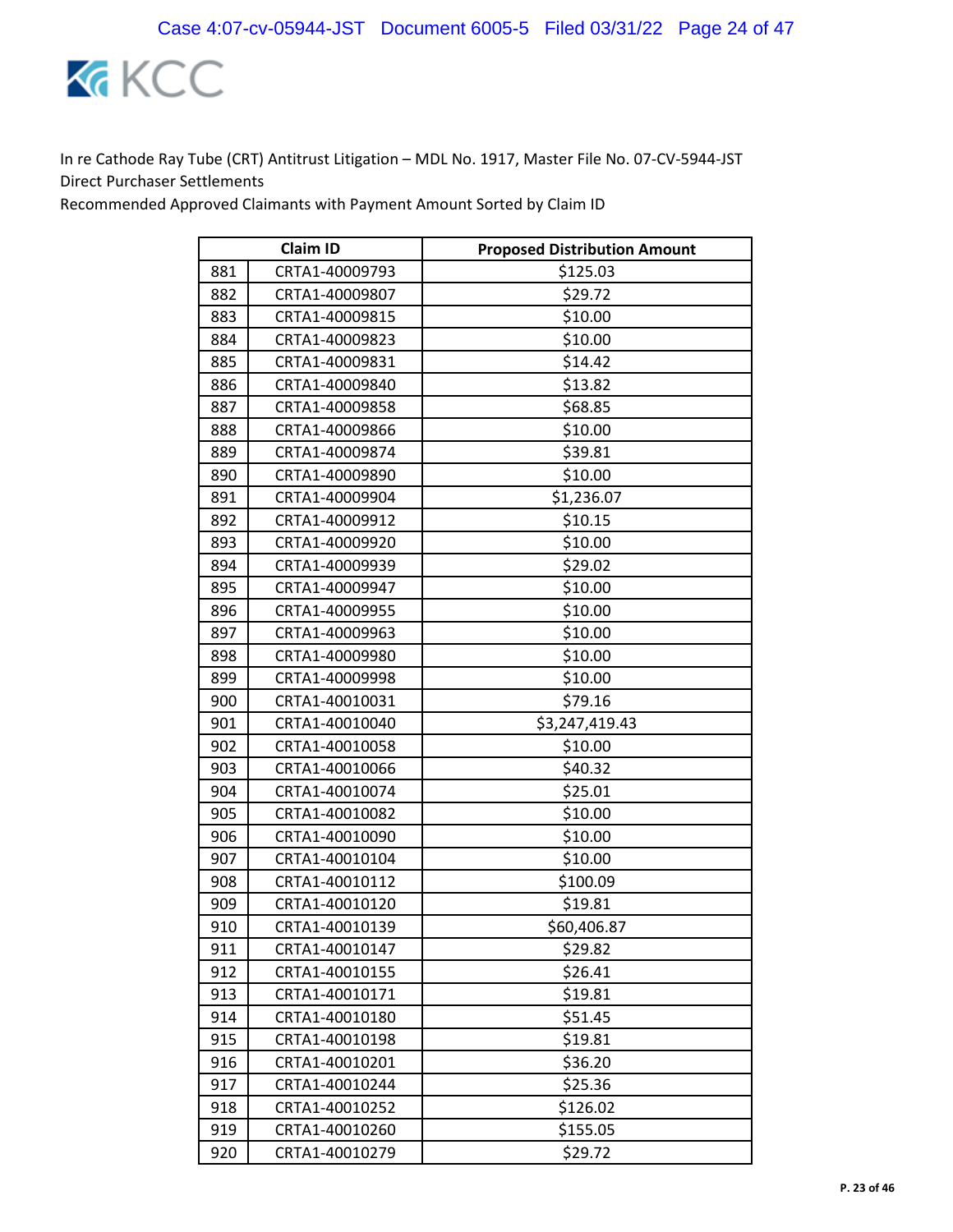In re Cathode Ray Tube (CRT) Antitrust Litigation – MDL No. 1917, Master File No. 07-CV-5944-JST
Direct Purchaser Settlements
Recommended Approved Claimants with Payment Amount Sorted by Claim ID

| | Claim ID | Proposed Distribution Amount |
|---|---|---|
| 881 | CRTA1-40009793 | $125.03 |
| 882 | CRTA1-40009807 | $29.72 |
| 883 | CRTA1-40009815 | $10.00 |
| 884 | CRTA1-40009823 | $10.00 |
| 885 | CRTA1-40009831 | $14.42 |
| 886 | CRTA1-40009840 | $13.82 |
| 887 | CRTA1-40009858 | $68.85 |
| 888 | CRTA1-40009866 | $10.00 |
| 889 | CRTA1-40009874 | $39.81 |
| 890 | CRTA1-40009890 | $10.00 |
| 891 | CRTA1-40009904 | $1,236.07 |
| 892 | CRTA1-40009912 | $10.15 |
| 893 | CRTA1-40009920 | $10.00 |
| 894 | CRTA1-40009939 | $29.02 |
| 895 | CRTA1-40009947 | $10.00 |
| 896 | CRTA1-40009955 | $10.00 |
| 897 | CRTA1-40009963 | $10.00 |
| 898 | CRTA1-40009980 | $10.00 |
| 899 | CRTA1-40009998 | $10.00 |
| 900 | CRTA1-40010031 | $79.16 |
| 901 | CRTA1-40010040 | $3,247,419.43 |
| 902 | CRTA1-40010058 | $10.00 |
| 903 | CRTA1-40010066 | $40.32 |
| 904 | CRTA1-40010074 | $25.01 |
| 905 | CRTA1-40010082 | $10.00 |
| 906 | CRTA1-40010090 | $10.00 |
| 907 | CRTA1-40010104 | $10.00 |
| 908 | CRTA1-40010112 | $100.09 |
| 909 | CRTA1-40010120 | $19.81 |
| 910 | CRTA1-40010139 | $60,406.87 |
| 911 | CRTA1-40010147 | $29.82 |
| 912 | CRTA1-40010155 | $26.41 |
| 913 | CRTA1-40010171 | $19.81 |
| 914 | CRTA1-40010180 | $51.45 |
| 915 | CRTA1-40010198 | $19.81 |
| 916 | CRTA1-40010201 | $36.20 |
| 917 | CRTA1-40010244 | $25.36 |
| 918 | CRTA1-40010252 | $126.02 |
| 919 | CRTA1-40010260 | $155.05 |
| 920 | CRTA1-40010279 | $29.72 |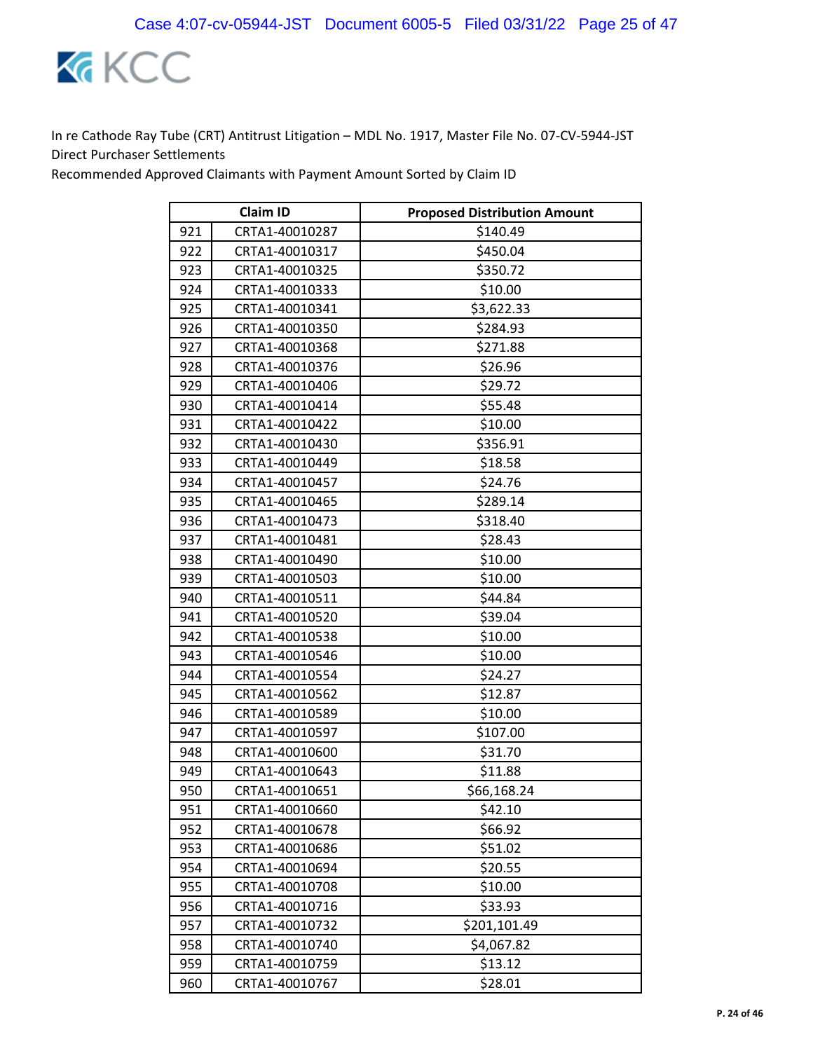In re Cathode Ray Tube (CRT) Antitrust Litigation – MDL No. 1917, Master File No. 07-CV-5944-JST
Direct Purchaser Settlements
Recommended Approved Claimants with Payment Amount Sorted by Claim ID

| | Claim ID | Proposed Distribution Amount |
|---|---|---|
| 921 | CRTA1-40010287 | $140.49 |
| 922 | CRTA1-40010317 | $450.04 |
| 923 | CRTA1-40010325 | $350.72 |
| 924 | CRTA1-40010333 | $10.00 |
| 925 | CRTA1-40010341 | $3,622.33 |
| 926 | CRTA1-40010350 | $284.93 |
| 927 | CRTA1-40010368 | $271.88 |
| 928 | CRTA1-40010376 | $26.96 |
| 929 | CRTA1-40010406 | $29.72 |
| 930 | CRTA1-40010414 | $55.48 |
| 931 | CRTA1-40010422 | $10.00 |
| 932 | CRTA1-40010430 | $356.91 |
| 933 | CRTA1-40010449 | $18.58 |
| 934 | CRTA1-40010457 | $24.76 |
| 935 | CRTA1-40010465 | $289.14 |
| 936 | CRTA1-40010473 | $318.40 |
| 937 | CRTA1-40010481 | $28.43 |
| 938 | CRTA1-40010490 | $10.00 |
| 939 | CRTA1-40010503 | $10.00 |
| 940 | CRTA1-40010511 | $44.84 |
| 941 | CRTA1-40010520 | $39.04 |
| 942 | CRTA1-40010538 | $10.00 |
| 943 | CRTA1-40010546 | $10.00 |
| 944 | CRTA1-40010554 | $24.27 |
| 945 | CRTA1-40010562 | $12.87 |
| 946 | CRTA1-40010589 | $10.00 |
| 947 | CRTA1-40010597 | $107.00 |
| 948 | CRTA1-40010600 | $31.70 |
| 949 | CRTA1-40010643 | $11.88 |
| 950 | CRTA1-40010651 | $66,168.24 |
| 951 | CRTA1-40010660 | $42.10 |
| 952 | CRTA1-40010678 | $66.92 |
| 953 | CRTA1-40010686 | $51.02 |
| 954 | CRTA1-40010694 | $20.55 |
| 955 | CRTA1-40010708 | $10.00 |
| 956 | CRTA1-40010716 | $33.93 |
| 957 | CRTA1-40010732 | $201,101.49 |
| 958 | CRTA1-40010740 | $4,067.82 |
| 959 | CRTA1-40010759 | $13.12 |
| 960 | CRTA1-40010767 | $28.01 |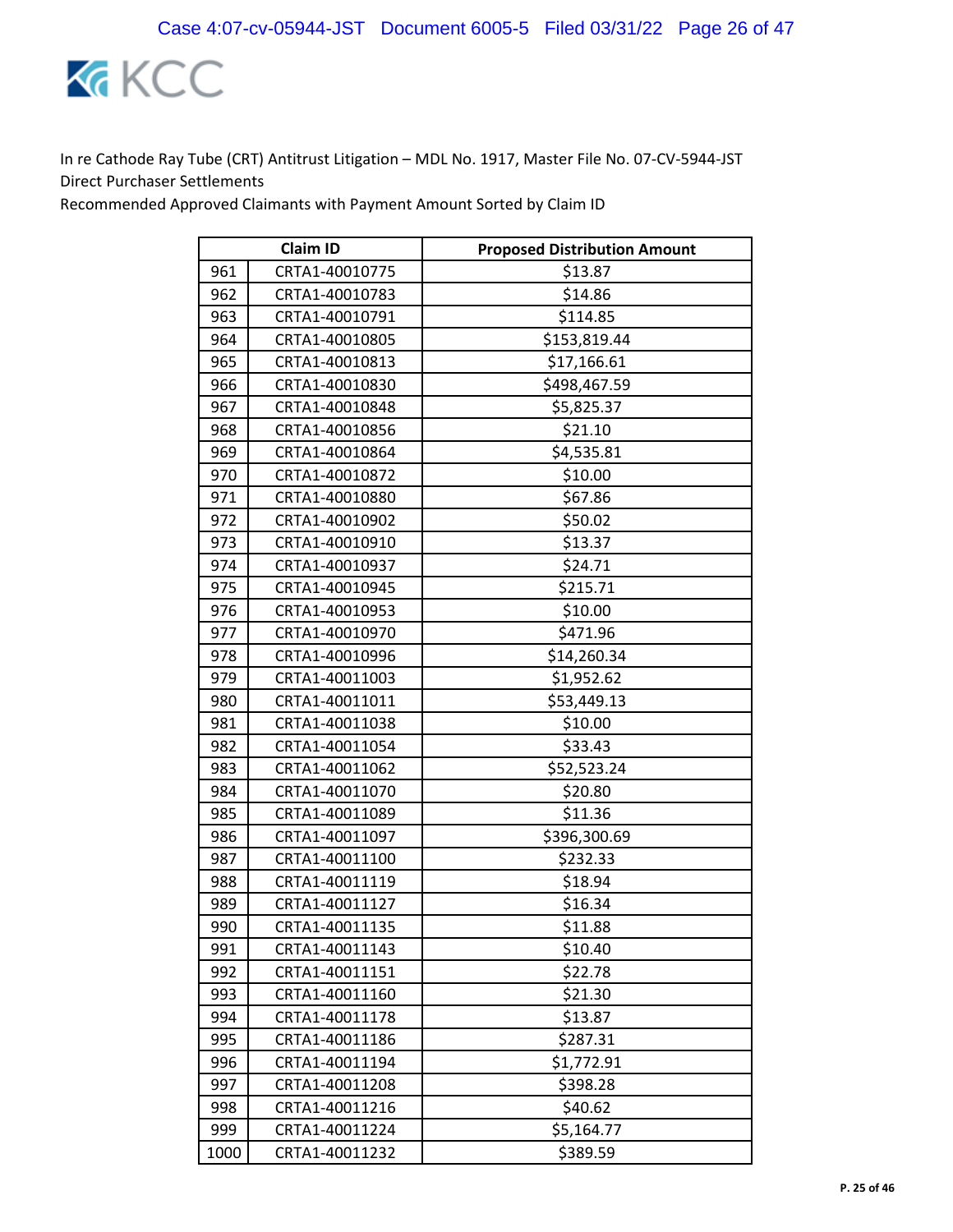In re Cathode Ray Tube (CRT) Antitrust Litigation – MDL No. 1917, Master File No. 07-CV-5944-JST
Direct Purchaser Settlements
Recommended Approved Claimants with Payment Amount Sorted by Claim ID

| | Claim ID | Proposed Distribution Amount |
|---|---|---|
| 961 | CRTA1-40010775 | $13.87 |
| 962 | CRTA1-40010783 | $14.86 |
| 963 | CRTA1-40010791 | $114.85 |
| 964 | CRTA1-40010805 | $153,819.44 |
| 965 | CRTA1-40010813 | $17,166.61 |
| 966 | CRTA1-40010830 | $498,467.59 |
| 967 | CRTA1-40010848 | $5,825.37 |
| 968 | CRTA1-40010856 | $21.10 |
| 969 | CRTA1-40010864 | $4,535.81 |
| 970 | CRTA1-40010872 | $10.00 |
| 971 | CRTA1-40010880 | $67.86 |
| 972 | CRTA1-40010902 | $50.02 |
| 973 | CRTA1-40010910 | $13.37 |
| 974 | CRTA1-40010937 | $24.71 |
| 975 | CRTA1-40010945 | $215.71 |
| 976 | CRTA1-40010953 | $10.00 |
| 977 | CRTA1-40010970 | $471.96 |
| 978 | CRTA1-40010996 | $14,260.34 |
| 979 | CRTA1-40011003 | $1,952.62 |
| 980 | CRTA1-40011011 | $53,449.13 |
| 981 | CRTA1-40011038 | $10.00 |
| 982 | CRTA1-40011054 | $33.43 |
| 983 | CRTA1-40011062 | $52,523.24 |
| 984 | CRTA1-40011070 | $20.80 |
| 985 | CRTA1-40011089 | $11.36 |
| 986 | CRTA1-40011097 | $396,300.69 |
| 987 | CRTA1-40011100 | $232.33 |
| 988 | CRTA1-40011119 | $18.94 |
| 989 | CRTA1-40011127 | $16.34 |
| 990 | CRTA1-40011135 | $11.88 |
| 991 | CRTA1-40011143 | $10.40 |
| 992 | CRTA1-40011151 | $22.78 |
| 993 | CRTA1-40011160 | $21.30 |
| 994 | CRTA1-40011178 | $13.87 |
| 995 | CRTA1-40011186 | $287.31 |
| 996 | CRTA1-40011194 | $1,772.91 |
| 997 | CRTA1-40011208 | $398.28 |
| 998 | CRTA1-40011216 | $40.62 |
| 999 | CRTA1-40011224 | $5,164.77 |
| 1000 | CRTA1-40011232 | $389.59 |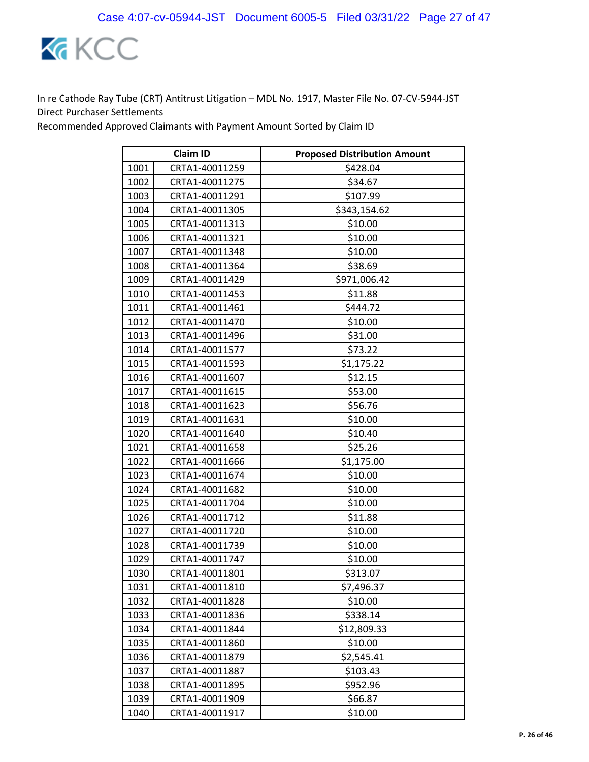In re Cathode Ray Tube (CRT) Antitrust Litigation – MDL No. 1917, Master File No. 07-CV-5944-JST
Direct Purchaser Settlements
Recommended Approved Claimants with Payment Amount Sorted by Claim ID

| Claim ID | | Proposed Distribution Amount |
|---|---|---|
| 1001 | CRTA1-40011259 | $428.04 |
| 1002 | CRTA1-40011275 | $34.67 |
| 1003 | CRTA1-40011291 | $107.99 |
| 1004 | CRTA1-40011305 | $343,154.62 |
| 1005 | CRTA1-40011313 | $10.00 |
| 1006 | CRTA1-40011321 | $10.00 |
| 1007 | CRTA1-40011348 | $10.00 |
| 1008 | CRTA1-40011364 | $38.69 |
| 1009 | CRTA1-40011429 | $971,006.42 |
| 1010 | CRTA1-40011453 | $11.88 |
| 1011 | CRTA1-40011461 | $444.72 |
| 1012 | CRTA1-40011470 | $10.00 |
| 1013 | CRTA1-40011496 | $31.00 |
| 1014 | CRTA1-40011577 | $73.22 |
| 1015 | CRTA1-40011593 | $1,175.22 |
| 1016 | CRTA1-40011607 | $12.15 |
| 1017 | CRTA1-40011615 | $53.00 |
| 1018 | CRTA1-40011623 | $56.76 |
| 1019 | CRTA1-40011631 | $10.00 |
| 1020 | CRTA1-40011640 | $10.40 |
| 1021 | CRTA1-40011658 | $25.26 |
| 1022 | CRTA1-40011666 | $1,175.00 |
| 1023 | CRTA1-40011674 | $10.00 |
| 1024 | CRTA1-40011682 | $10.00 |
| 1025 | CRTA1-40011704 | $10.00 |
| 1026 | CRTA1-40011712 | $11.88 |
| 1027 | CRTA1-40011720 | $10.00 |
| 1028 | CRTA1-40011739 | $10.00 |
| 1029 | CRTA1-40011747 | $10.00 |
| 1030 | CRTA1-40011801 | $313.07 |
| 1031 | CRTA1-40011810 | $7,496.37 |
| 1032 | CRTA1-40011828 | $10.00 |
| 1033 | CRTA1-40011836 | $338.14 |
| 1034 | CRTA1-40011844 | $12,809.33 |
| 1035 | CRTA1-40011860 | $10.00 |
| 1036 | CRTA1-40011879 | $2,545.41 |
| 1037 | CRTA1-40011887 | $103.43 |
| 1038 | CRTA1-40011895 | $952.96 |
| 1039 | CRTA1-40011909 | $66.87 |
| 1040 | CRTA1-40011917 | $10.00 |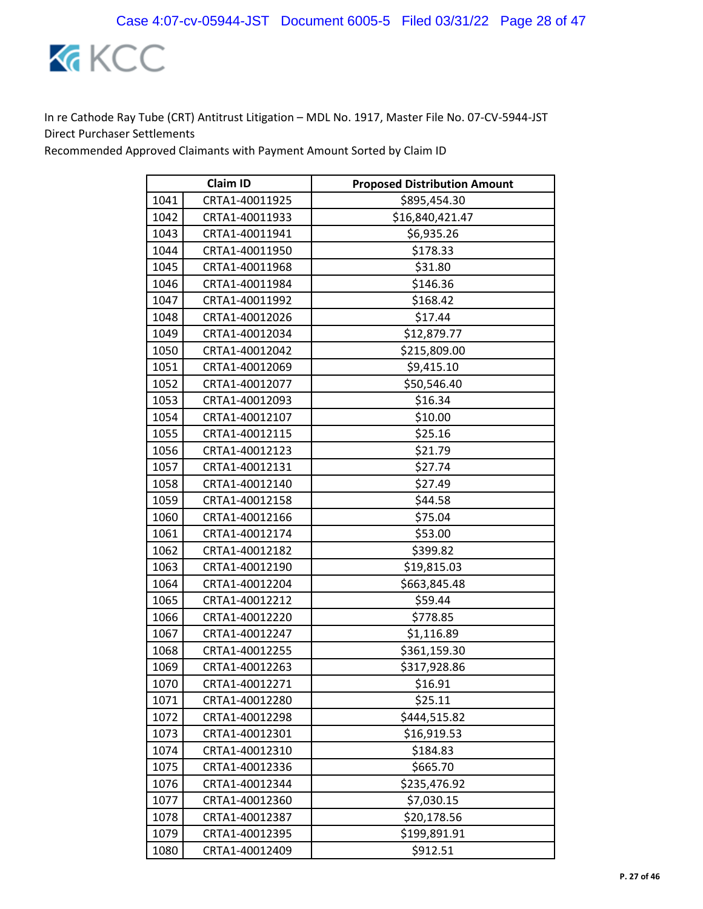In re Cathode Ray Tube (CRT) Antitrust Litigation – MDL No. 1917, Master File No. 07-CV-5944-JST
Direct Purchaser Settlements
Recommended Approved Claimants with Payment Amount Sorted by Claim ID

| Claim ID | | Proposed Distribution Amount |
|---|---|---|
| 1041 | CRTA1-40011925 | $895,454.30 |
| 1042 | CRTA1-40011933 | $16,840,421.47 |
| 1043 | CRTA1-40011941 | $6,935.26 |
| 1044 | CRTA1-40011950 | $178.33 |
| 1045 | CRTA1-40011968 | $31.80 |
| 1046 | CRTA1-40011984 | $146.36 |
| 1047 | CRTA1-40011992 | $168.42 |
| 1048 | CRTA1-40012026 | $17.44 |
| 1049 | CRTA1-40012034 | $12,879.77 |
| 1050 | CRTA1-40012042 | $215,809.00 |
| 1051 | CRTA1-40012069 | $9,415.10 |
| 1052 | CRTA1-40012077 | $50,546.40 |
| 1053 | CRTA1-40012093 | $16.34 |
| 1054 | CRTA1-40012107 | $10.00 |
| 1055 | CRTA1-40012115 | $25.16 |
| 1056 | CRTA1-40012123 | $21.79 |
| 1057 | CRTA1-40012131 | $27.74 |
| 1058 | CRTA1-40012140 | $27.49 |
| 1059 | CRTA1-40012158 | $44.58 |
| 1060 | CRTA1-40012166 | $75.04 |
| 1061 | CRTA1-40012174 | $53.00 |
| 1062 | CRTA1-40012182 | $399.82 |
| 1063 | CRTA1-40012190 | $19,815.03 |
| 1064 | CRTA1-40012204 | $663,845.48 |
| 1065 | CRTA1-40012212 | $59.44 |
| 1066 | CRTA1-40012220 | $778.85 |
| 1067 | CRTA1-40012247 | $1,116.89 |
| 1068 | CRTA1-40012255 | $361,159.30 |
| 1069 | CRTA1-40012263 | $317,928.86 |
| 1070 | CRTA1-40012271 | $16.91 |
| 1071 | CRTA1-40012280 | $25.11 |
| 1072 | CRTA1-40012298 | $444,515.82 |
| 1073 | CRTA1-40012301 | $16,919.53 |
| 1074 | CRTA1-40012310 | $184.83 |
| 1075 | CRTA1-40012336 | $665.70 |
| 1076 | CRTA1-40012344 | $235,476.92 |
| 1077 | CRTA1-40012360 | $7,030.15 |
| 1078 | CRTA1-40012387 | $20,178.56 |
| 1079 | CRTA1-40012395 | $199,891.91 |
| 1080 | CRTA1-40012409 | $912.51 |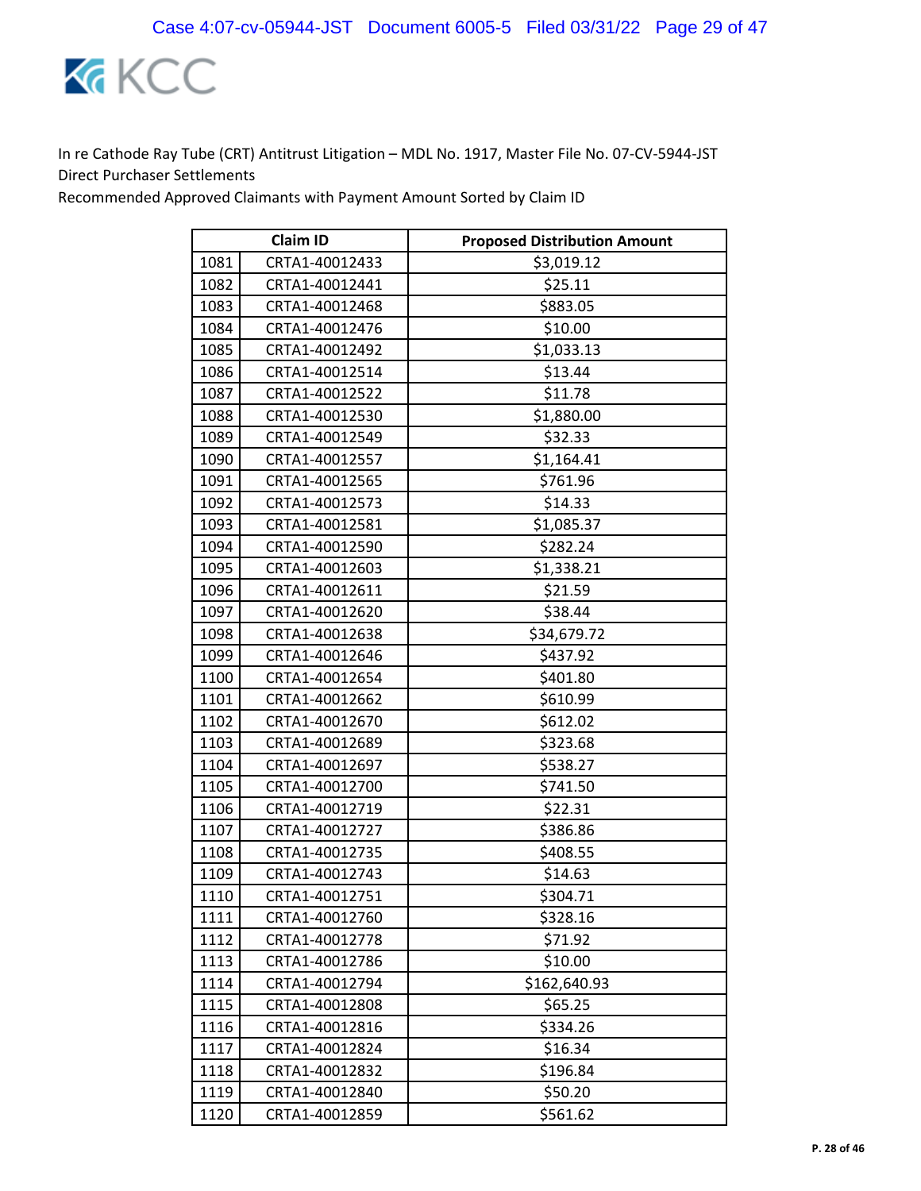In re Cathode Ray Tube (CRT) Antitrust Litigation – MDL No. 1917, Master File No. 07-CV-5944-JST
Direct Purchaser Settlements
Recommended Approved Claimants with Payment Amount Sorted by Claim ID

| | Claim ID | Proposed Distribution Amount |
|---|---|---|
| 1081 | CRTA1-40012433 | $3,019.12 |
| 1082 | CRTA1-40012441 | $25.11 |
| 1083 | CRTA1-40012468 | $883.05 |
| 1084 | CRTA1-40012476 | $10.00 |
| 1085 | CRTA1-40012492 | $1,033.13 |
| 1086 | CRTA1-40012514 | $13.44 |
| 1087 | CRTA1-40012522 | $11.78 |
| 1088 | CRTA1-40012530 | $1,880.00 |
| 1089 | CRTA1-40012549 | $32.33 |
| 1090 | CRTA1-40012557 | $1,164.41 |
| 1091 | CRTA1-40012565 | $761.96 |
| 1092 | CRTA1-40012573 | $14.33 |
| 1093 | CRTA1-40012581 | $1,085.37 |
| 1094 | CRTA1-40012590 | $282.24 |
| 1095 | CRTA1-40012603 | $1,338.21 |
| 1096 | CRTA1-40012611 | $21.59 |
| 1097 | CRTA1-40012620 | $38.44 |
| 1098 | CRTA1-40012638 | $34,679.72 |
| 1099 | CRTA1-40012646 | $437.92 |
| 1100 | CRTA1-40012654 | $401.80 |
| 1101 | CRTA1-40012662 | $610.99 |
| 1102 | CRTA1-40012670 | $612.02 |
| 1103 | CRTA1-40012689 | $323.68 |
| 1104 | CRTA1-40012697 | $538.27 |
| 1105 | CRTA1-40012700 | $741.50 |
| 1106 | CRTA1-40012719 | $22.31 |
| 1107 | CRTA1-40012727 | $386.86 |
| 1108 | CRTA1-40012735 | $408.55 |
| 1109 | CRTA1-40012743 | $14.63 |
| 1110 | CRTA1-40012751 | $304.71 |
| 1111 | CRTA1-40012760 | $328.16 |
| 1112 | CRTA1-40012778 | $71.92 |
| 1113 | CRTA1-40012786 | $10.00 |
| 1114 | CRTA1-40012794 | $162,640.93 |
| 1115 | CRTA1-40012808 | $65.25 |
| 1116 | CRTA1-40012816 | $334.26 |
| 1117 | CRTA1-40012824 | $16.34 |
| 1118 | CRTA1-40012832 | $196.84 |
| 1119 | CRTA1-40012840 | $50.20 |
| 1120 | CRTA1-40012859 | $561.62 |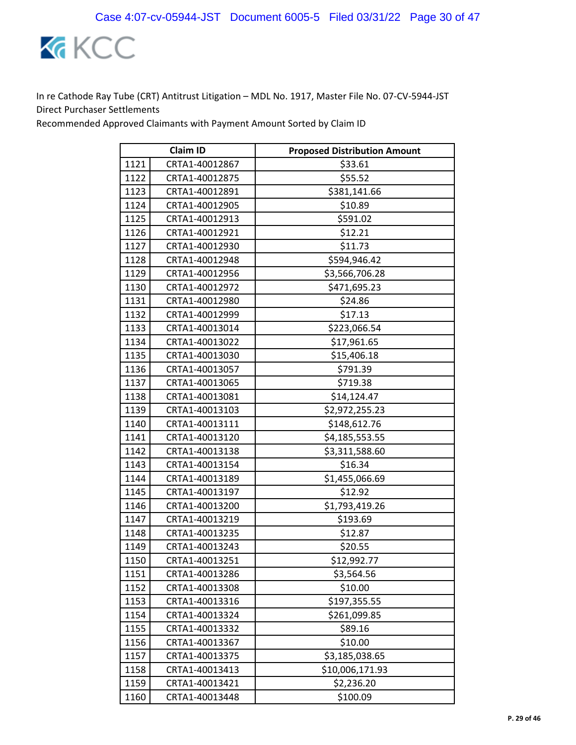KCC

In re Cathode Ray Tube (CRT) Antitrust Litigation – MDL No. 1917, Master File No. 07-CV-5944-JST
Direct Purchaser Settlements
Recommended Approved Claimants with Payment Amount Sorted by Claim ID

| | Claim ID | Proposed Distribution Amount |
|---|---|---|
| 1121 | CRTA1-40012867 | $33.61 |
| 1122 | CRTA1-40012875 | $55.52 |
| 1123 | CRTA1-40012891 | $381,141.66 |
| 1124 | CRTA1-40012905 | $10.89 |
| 1125 | CRTA1-40012913 | $591.02 |
| 1126 | CRTA1-40012921 | $12.21 |
| 1127 | CRTA1-40012930 | $11.73 |
| 1128 | CRTA1-40012948 | $594,946.42 |
| 1129 | CRTA1-40012956 | $3,566,706.28 |
| 1130 | CRTA1-40012972 | $471,695.23 |
| 1131 | CRTA1-40012980 | $24.86 |
| 1132 | CRTA1-40012999 | $17.13 |
| 1133 | CRTA1-40013014 | $223,066.54 |
| 1134 | CRTA1-40013022 | $17,961.65 |
| 1135 | CRTA1-40013030 | $15,406.18 |
| 1136 | CRTA1-40013057 | $791.39 |
| 1137 | CRTA1-40013065 | $719.38 |
| 1138 | CRTA1-40013081 | $14,124.47 |
| 1139 | CRTA1-40013103 | $2,972,255.23 |
| 1140 | CRTA1-40013111 | $148,612.76 |
| 1141 | CRTA1-40013120 | $4,185,553.55 |
| 1142 | CRTA1-40013138 | $3,311,588.60 |
| 1143 | CRTA1-40013154 | $16.34 |
| 1144 | CRTA1-40013189 | $1,455,066.69 |
| 1145 | CRTA1-40013197 | $12.92 |
| 1146 | CRTA1-40013200 | $1,793,419.26 |
| 1147 | CRTA1-40013219 | $193.69 |
| 1148 | CRTA1-40013235 | $12.87 |
| 1149 | CRTA1-40013243 | $20.55 |
| 1150 | CRTA1-40013251 | $12,992.77 |
| 1151 | CRTA1-40013286 | $3,564.56 |
| 1152 | CRTA1-40013308 | $10.00 |
| 1153 | CRTA1-40013316 | $197,355.55 |
| 1154 | CRTA1-40013324 | $261,099.85 |
| 1155 | CRTA1-40013332 | $89.16 |
| 1156 | CRTA1-40013367 | $10.00 |
| 1157 | CRTA1-40013375 | $3,185,038.65 |
| 1158 | CRTA1-40013413 | $10,006,171.93 |
| 1159 | CRTA1-40013421 | $2,236.20 |
| 1160 | CRTA1-40013448 | $100.09 |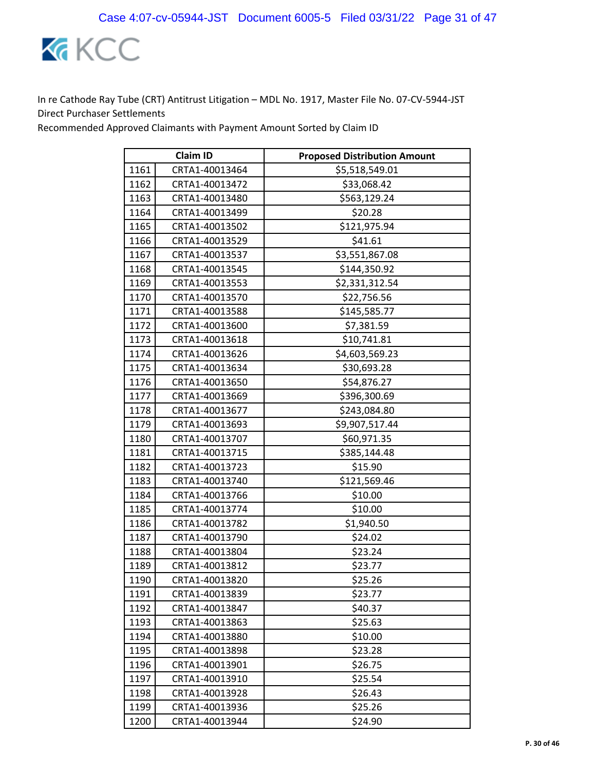In re Cathode Ray Tube (CRT) Antitrust Litigation – MDL No. 1917, Master File No. 07-CV-5944-JST
Direct Purchaser Settlements
Recommended Approved Claimants with Payment Amount Sorted by Claim ID

| | Claim ID | Proposed Distribution Amount |
|---|---|---|
| 1161 | CRTA1-40013464 | $5,518,549.01 |
| 1162 | CRTA1-40013472 | $33,068.42 |
| 1163 | CRTA1-40013480 | $563,129.24 |
| 1164 | CRTA1-40013499 | $20.28 |
| 1165 | CRTA1-40013502 | $121,975.94 |
| 1166 | CRTA1-40013529 | $41.61 |
| 1167 | CRTA1-40013537 | $3,551,867.08 |
| 1168 | CRTA1-40013545 | $144,350.92 |
| 1169 | CRTA1-40013553 | $2,331,312.54 |
| 1170 | CRTA1-40013570 | $22,756.56 |
| 1171 | CRTA1-40013588 | $145,585.77 |
| 1172 | CRTA1-40013600 | $7,381.59 |
| 1173 | CRTA1-40013618 | $10,741.81 |
| 1174 | CRTA1-40013626 | $4,603,569.23 |
| 1175 | CRTA1-40013634 | $30,693.28 |
| 1176 | CRTA1-40013650 | $54,876.27 |
| 1177 | CRTA1-40013669 | $396,300.69 |
| 1178 | CRTA1-40013677 | $243,084.80 |
| 1179 | CRTA1-40013693 | $9,907,517.44 |
| 1180 | CRTA1-40013707 | $60,971.35 |
| 1181 | CRTA1-40013715 | $385,144.48 |
| 1182 | CRTA1-40013723 | $15.90 |
| 1183 | CRTA1-40013740 | $121,569.46 |
| 1184 | CRTA1-40013766 | $10.00 |
| 1185 | CRTA1-40013774 | $10.00 |
| 1186 | CRTA1-40013782 | $1,940.50 |
| 1187 | CRTA1-40013790 | $24.02 |
| 1188 | CRTA1-40013804 | $23.24 |
| 1189 | CRTA1-40013812 | $23.77 |
| 1190 | CRTA1-40013820 | $25.26 |
| 1191 | CRTA1-40013839 | $23.77 |
| 1192 | CRTA1-40013847 | $40.37 |
| 1193 | CRTA1-40013863 | $25.63 |
| 1194 | CRTA1-40013880 | $10.00 |
| 1195 | CRTA1-40013898 | $23.28 |
| 1196 | CRTA1-40013901 | $26.75 |
| 1197 | CRTA1-40013910 | $25.54 |
| 1198 | CRTA1-40013928 | $26.43 |
| 1199 | CRTA1-40013936 | $25.26 |
| 1200 | CRTA1-40013944 | $24.90 |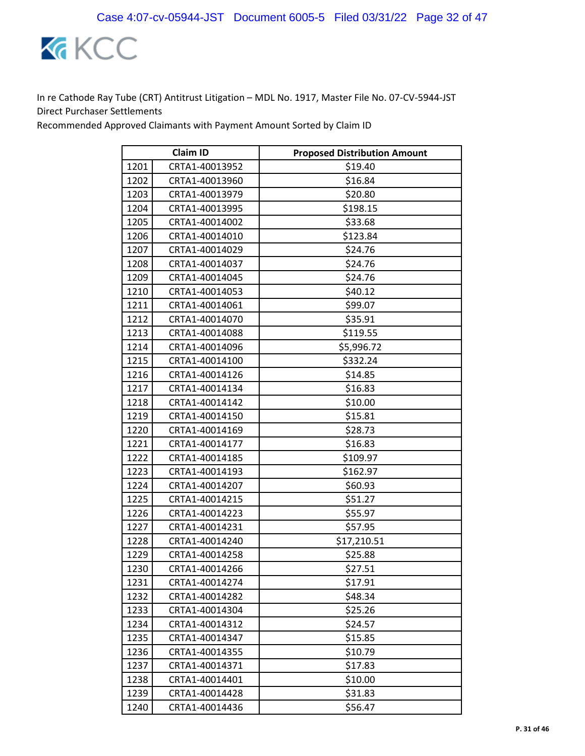In re Cathode Ray Tube (CRT) Antitrust Litigation – MDL No. 1917, Master File No. 07-CV-5944-JST
Direct Purchaser Settlements
Recommended Approved Claimants with Payment Amount Sorted by Claim ID

| | Claim ID | Proposed Distribution Amount |
|---|---|---|
| 1201 | CRTA1-40013952 | $19.40 |
| 1202 | CRTA1-40013960 | $16.84 |
| 1203 | CRTA1-40013979 | $20.80 |
| 1204 | CRTA1-40013995 | $198.15 |
| 1205 | CRTA1-40014002 | $33.68 |
| 1206 | CRTA1-40014010 | $123.84 |
| 1207 | CRTA1-40014029 | $24.76 |
| 1208 | CRTA1-40014037 | $24.76 |
| 1209 | CRTA1-40014045 | $24.76 |
| 1210 | CRTA1-40014053 | $40.12 |
| 1211 | CRTA1-40014061 | $99.07 |
| 1212 | CRTA1-40014070 | $35.91 |
| 1213 | CRTA1-40014088 | $119.55 |
| 1214 | CRTA1-40014096 | $5,996.72 |
| 1215 | CRTA1-40014100 | $332.24 |
| 1216 | CRTA1-40014126 | $14.85 |
| 1217 | CRTA1-40014134 | $16.83 |
| 1218 | CRTA1-40014142 | $10.00 |
| 1219 | CRTA1-40014150 | $15.81 |
| 1220 | CRTA1-40014169 | $28.73 |
| 1221 | CRTA1-40014177 | $16.83 |
| 1222 | CRTA1-40014185 | $109.97 |
| 1223 | CRTA1-40014193 | $162.97 |
| 1224 | CRTA1-40014207 | $60.93 |
| 1225 | CRTA1-40014215 | $51.27 |
| 1226 | CRTA1-40014223 | $55.97 |
| 1227 | CRTA1-40014231 | $57.95 |
| 1228 | CRTA1-40014240 | $17,210.51 |
| 1229 | CRTA1-40014258 | $25.88 |
| 1230 | CRTA1-40014266 | $27.51 |
| 1231 | CRTA1-40014274 | $17.91 |
| 1232 | CRTA1-40014282 | $48.34 |
| 1233 | CRTA1-40014304 | $25.26 |
| 1234 | CRTA1-40014312 | $24.57 |
| 1235 | CRTA1-40014347 | $15.85 |
| 1236 | CRTA1-40014355 | $10.79 |
| 1237 | CRTA1-40014371 | $17.83 |
| 1238 | CRTA1-40014401 | $10.00 |
| 1239 | CRTA1-40014428 | $31.83 |
| 1240 | CRTA1-40014436 | $56.47 |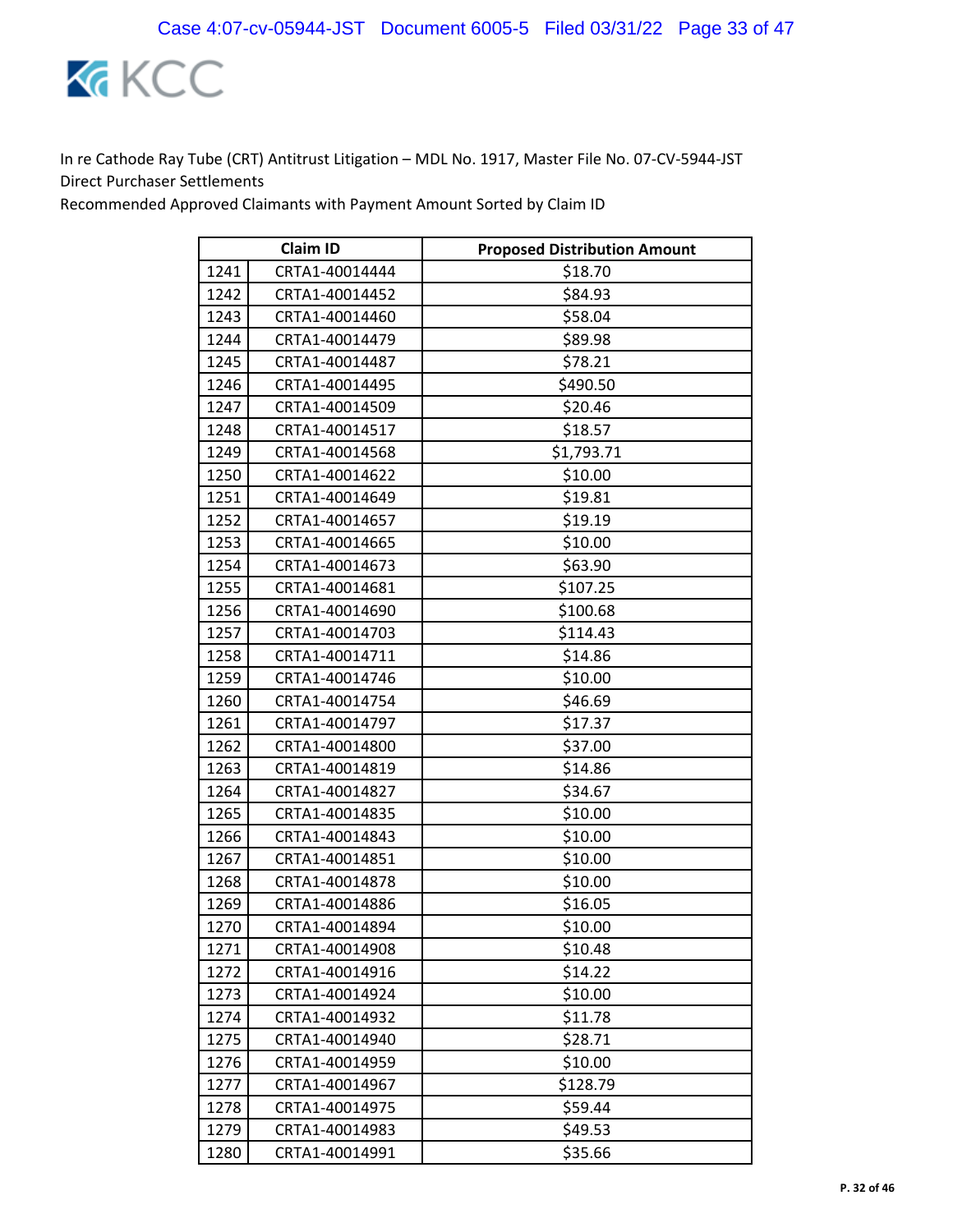In re Cathode Ray Tube (CRT) Antitrust Litigation – MDL No. 1917, Master File No. 07-CV-5944-JST
Direct Purchaser Settlements
Recommended Approved Claimants with Payment Amount Sorted by Claim ID

| | Claim ID | Proposed Distribution Amount |
|---|---|---|
| 1241 | CRTA1-40014444 | $18.70 |
| 1242 | CRTA1-40014452 | $84.93 |
| 1243 | CRTA1-40014460 | $58.04 |
| 1244 | CRTA1-40014479 | $89.98 |
| 1245 | CRTA1-40014487 | $78.21 |
| 1246 | CRTA1-40014495 | $490.50 |
| 1247 | CRTA1-40014509 | $20.46 |
| 1248 | CRTA1-40014517 | $18.57 |
| 1249 | CRTA1-40014568 | $1,793.71 |
| 1250 | CRTA1-40014622 | $10.00 |
| 1251 | CRTA1-40014649 | $19.81 |
| 1252 | CRTA1-40014657 | $19.19 |
| 1253 | CRTA1-40014665 | $10.00 |
| 1254 | CRTA1-40014673 | $63.90 |
| 1255 | CRTA1-40014681 | $107.25 |
| 1256 | CRTA1-40014690 | $100.68 |
| 1257 | CRTA1-40014703 | $114.43 |
| 1258 | CRTA1-40014711 | $14.86 |
| 1259 | CRTA1-40014746 | $10.00 |
| 1260 | CRTA1-40014754 | $46.69 |
| 1261 | CRTA1-40014797 | $17.37 |
| 1262 | CRTA1-40014800 | $37.00 |
| 1263 | CRTA1-40014819 | $14.86 |
| 1264 | CRTA1-40014827 | $34.67 |
| 1265 | CRTA1-40014835 | $10.00 |
| 1266 | CRTA1-40014843 | $10.00 |
| 1267 | CRTA1-40014851 | $10.00 |
| 1268 | CRTA1-40014878 | $10.00 |
| 1269 | CRTA1-40014886 | $16.05 |
| 1270 | CRTA1-40014894 | $10.00 |
| 1271 | CRTA1-40014908 | $10.48 |
| 1272 | CRTA1-40014916 | $14.22 |
| 1273 | CRTA1-40014924 | $10.00 |
| 1274 | CRTA1-40014932 | $11.78 |
| 1275 | CRTA1-40014940 | $28.71 |
| 1276 | CRTA1-40014959 | $10.00 |
| 1277 | CRTA1-40014967 | $128.79 |
| 1278 | CRTA1-40014975 | $59.44 |
| 1279 | CRTA1-40014983 | $49.53 |
| 1280 | CRTA1-40014991 | $35.66 |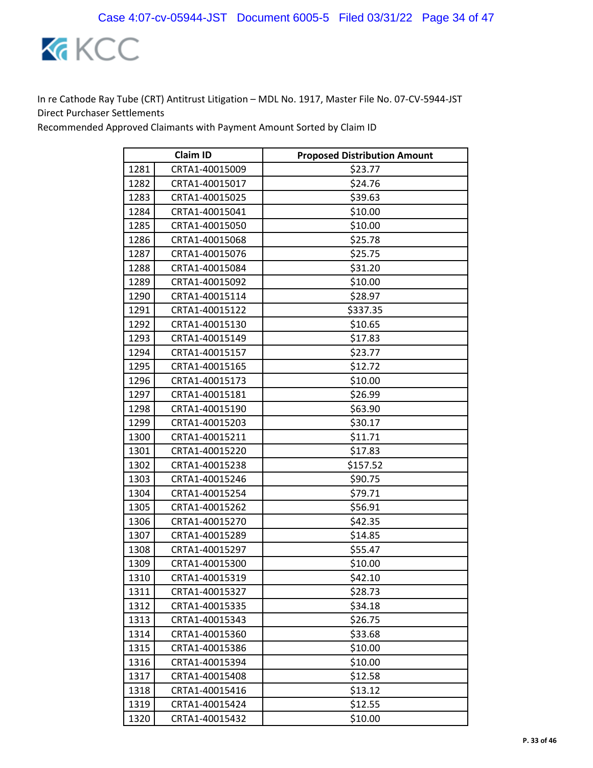In re Cathode Ray Tube (CRT) Antitrust Litigation – MDL No. 1917, Master File No. 07-CV-5944-JST
Direct Purchaser Settlements
Recommended Approved Claimants with Payment Amount Sorted by Claim ID

| | Claim ID | Proposed Distribution Amount |
|---|---|---|
| 1281 | CRTA1-40015009 | $23.77 |
| 1282 | CRTA1-40015017 | $24.76 |
| 1283 | CRTA1-40015025 | $39.63 |
| 1284 | CRTA1-40015041 | $10.00 |
| 1285 | CRTA1-40015050 | $10.00 |
| 1286 | CRTA1-40015068 | $25.78 |
| 1287 | CRTA1-40015076 | $25.75 |
| 1288 | CRTA1-40015084 | $31.20 |
| 1289 | CRTA1-40015092 | $10.00 |
| 1290 | CRTA1-40015114 | $28.97 |
| 1291 | CRTA1-40015122 | $337.35 |
| 1292 | CRTA1-40015130 | $10.65 |
| 1293 | CRTA1-40015149 | $17.83 |
| 1294 | CRTA1-40015157 | $23.77 |
| 1295 | CRTA1-40015165 | $12.72 |
| 1296 | CRTA1-40015173 | $10.00 |
| 1297 | CRTA1-40015181 | $26.99 |
| 1298 | CRTA1-40015190 | $63.90 |
| 1299 | CRTA1-40015203 | $30.17 |
| 1300 | CRTA1-40015211 | $11.71 |
| 1301 | CRTA1-40015220 | $17.83 |
| 1302 | CRTA1-40015238 | $157.52 |
| 1303 | CRTA1-40015246 | $90.75 |
| 1304 | CRTA1-40015254 | $79.71 |
| 1305 | CRTA1-40015262 | $56.91 |
| 1306 | CRTA1-40015270 | $42.35 |
| 1307 | CRTA1-40015289 | $14.85 |
| 1308 | CRTA1-40015297 | $55.47 |
| 1309 | CRTA1-40015300 | $10.00 |
| 1310 | CRTA1-40015319 | $42.10 |
| 1311 | CRTA1-40015327 | $28.73 |
| 1312 | CRTA1-40015335 | $34.18 |
| 1313 | CRTA1-40015343 | $26.75 |
| 1314 | CRTA1-40015360 | $33.68 |
| 1315 | CRTA1-40015386 | $10.00 |
| 1316 | CRTA1-40015394 | $10.00 |
| 1317 | CRTA1-40015408 | $12.58 |
| 1318 | CRTA1-40015416 | $13.12 |
| 1319 | CRTA1-40015424 | $12.55 |
| 1320 | CRTA1-40015432 | $10.00 |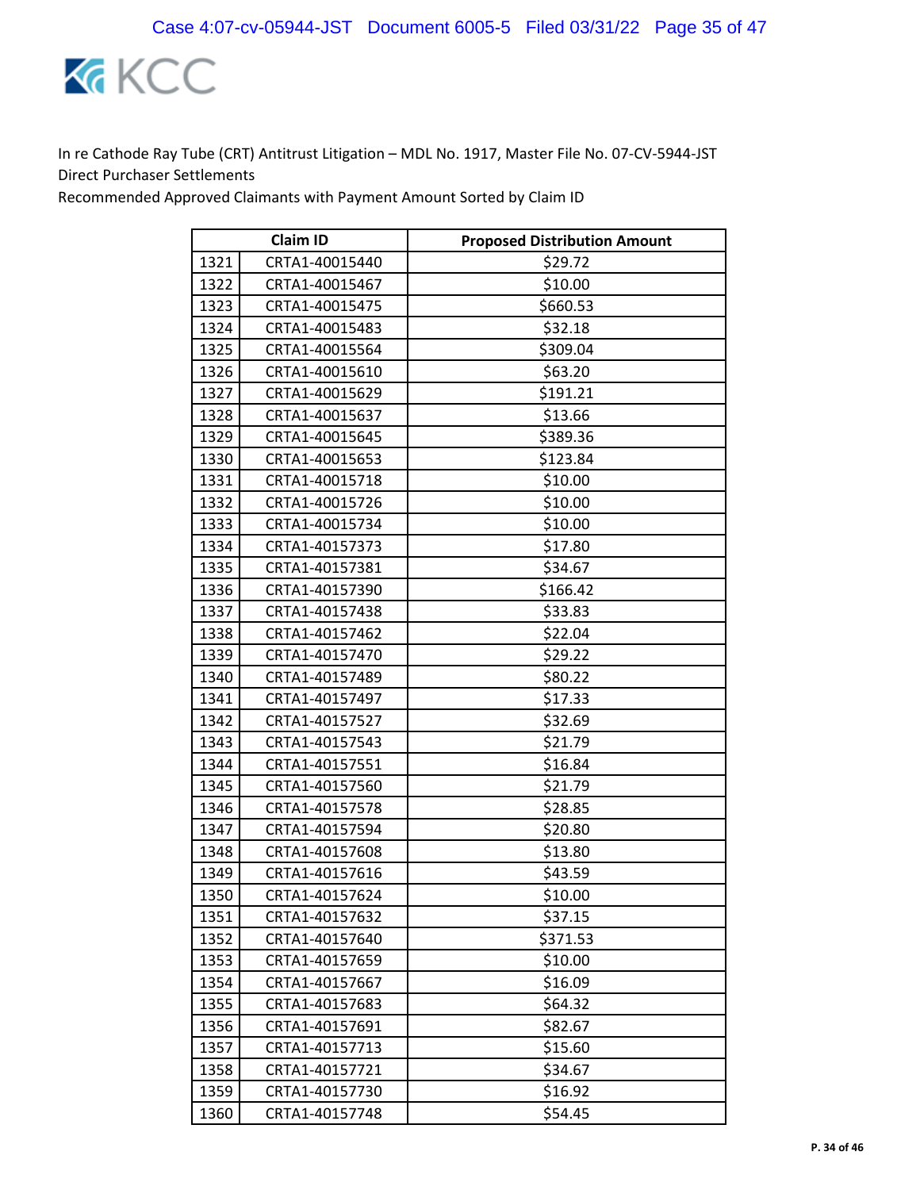In re Cathode Ray Tube (CRT) Antitrust Litigation – MDL No. 1917, Master File No. 07-CV-5944-JST
Direct Purchaser Settlements
Recommended Approved Claimants with Payment Amount Sorted by Claim ID

| | Claim ID | Proposed Distribution Amount |
|---|---|---|
| 1321 | CRTA1-40015440 | $29.72 |
| 1322 | CRTA1-40015467 | $10.00 |
| 1323 | CRTA1-40015475 | $660.53 |
| 1324 | CRTA1-40015483 | $32.18 |
| 1325 | CRTA1-40015564 | $309.04 |
| 1326 | CRTA1-40015610 | $63.20 |
| 1327 | CRTA1-40015629 | $191.21 |
| 1328 | CRTA1-40015637 | $13.66 |
| 1329 | CRTA1-40015645 | $389.36 |
| 1330 | CRTA1-40015653 | $123.84 |
| 1331 | CRTA1-40015718 | $10.00 |
| 1332 | CRTA1-40015726 | $10.00 |
| 1333 | CRTA1-40015734 | $10.00 |
| 1334 | CRTA1-40157373 | $17.80 |
| 1335 | CRTA1-40157381 | $34.67 |
| 1336 | CRTA1-40157390 | $166.42 |
| 1337 | CRTA1-40157438 | $33.83 |
| 1338 | CRTA1-40157462 | $22.04 |
| 1339 | CRTA1-40157470 | $29.22 |
| 1340 | CRTA1-40157489 | $80.22 |
| 1341 | CRTA1-40157497 | $17.33 |
| 1342 | CRTA1-40157527 | $32.69 |
| 1343 | CRTA1-40157543 | $21.79 |
| 1344 | CRTA1-40157551 | $16.84 |
| 1345 | CRTA1-40157560 | $21.79 |
| 1346 | CRTA1-40157578 | $28.85 |
| 1347 | CRTA1-40157594 | $20.80 |
| 1348 | CRTA1-40157608 | $13.80 |
| 1349 | CRTA1-40157616 | $43.59 |
| 1350 | CRTA1-40157624 | $10.00 |
| 1351 | CRTA1-40157632 | $37.15 |
| 1352 | CRTA1-40157640 | $371.53 |
| 1353 | CRTA1-40157659 | $10.00 |
| 1354 | CRTA1-40157667 | $16.09 |
| 1355 | CRTA1-40157683 | $64.32 |
| 1356 | CRTA1-40157691 | $82.67 |
| 1357 | CRTA1-40157713 | $15.60 |
| 1358 | CRTA1-40157721 | $34.67 |
| 1359 | CRTA1-40157730 | $16.92 |
| 1360 | CRTA1-40157748 | $54.45 |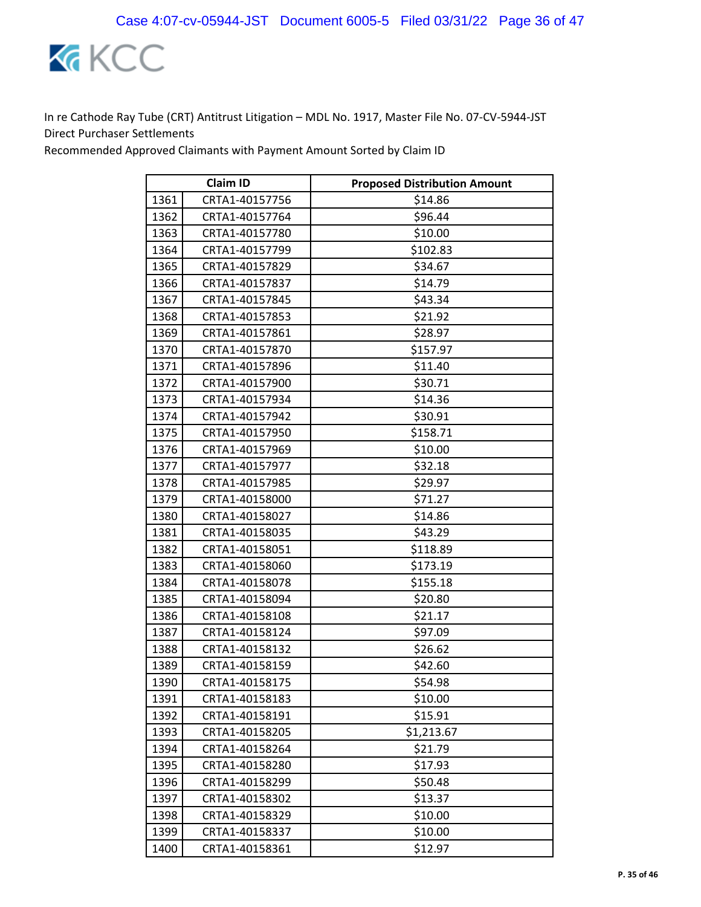In re Cathode Ray Tube (CRT) Antitrust Litigation – MDL No. 1917, Master File No. 07-CV-5944-JST
Direct Purchaser Settlements
Recommended Approved Claimants with Payment Amount Sorted by Claim ID

| | Claim ID | Proposed Distribution Amount |
|---|---|---|
| 1361 | CRTA1-40157756 | $14.86 |
| 1362 | CRTA1-40157764 | $96.44 |
| 1363 | CRTA1-40157780 | $10.00 |
| 1364 | CRTA1-40157799 | $102.83 |
| 1365 | CRTA1-40157829 | $34.67 |
| 1366 | CRTA1-40157837 | $14.79 |
| 1367 | CRTA1-40157845 | $43.34 |
| 1368 | CRTA1-40157853 | $21.92 |
| 1369 | CRTA1-40157861 | $28.97 |
| 1370 | CRTA1-40157870 | $157.97 |
| 1371 | CRTA1-40157896 | $11.40 |
| 1372 | CRTA1-40157900 | $30.71 |
| 1373 | CRTA1-40157934 | $14.36 |
| 1374 | CRTA1-40157942 | $30.91 |
| 1375 | CRTA1-40157950 | $158.71 |
| 1376 | CRTA1-40157969 | $10.00 |
| 1377 | CRTA1-40157977 | $32.18 |
| 1378 | CRTA1-40157985 | $29.97 |
| 1379 | CRTA1-40158000 | $71.27 |
| 1380 | CRTA1-40158027 | $14.86 |
| 1381 | CRTA1-40158035 | $43.29 |
| 1382 | CRTA1-40158051 | $118.89 |
| 1383 | CRTA1-40158060 | $173.19 |
| 1384 | CRTA1-40158078 | $155.18 |
| 1385 | CRTA1-40158094 | $20.80 |
| 1386 | CRTA1-40158108 | $21.17 |
| 1387 | CRTA1-40158124 | $97.09 |
| 1388 | CRTA1-40158132 | $26.62 |
| 1389 | CRTA1-40158159 | $42.60 |
| 1390 | CRTA1-40158175 | $54.98 |
| 1391 | CRTA1-40158183 | $10.00 |
| 1392 | CRTA1-40158191 | $15.91 |
| 1393 | CRTA1-40158205 | $1,213.67 |
| 1394 | CRTA1-40158264 | $21.79 |
| 1395 | CRTA1-40158280 | $17.93 |
| 1396 | CRTA1-40158299 | $50.48 |
| 1397 | CRTA1-40158302 | $13.37 |
| 1398 | CRTA1-40158329 | $10.00 |
| 1399 | CRTA1-40158337 | $10.00 |
| 1400 | CRTA1-40158361 | $12.97 |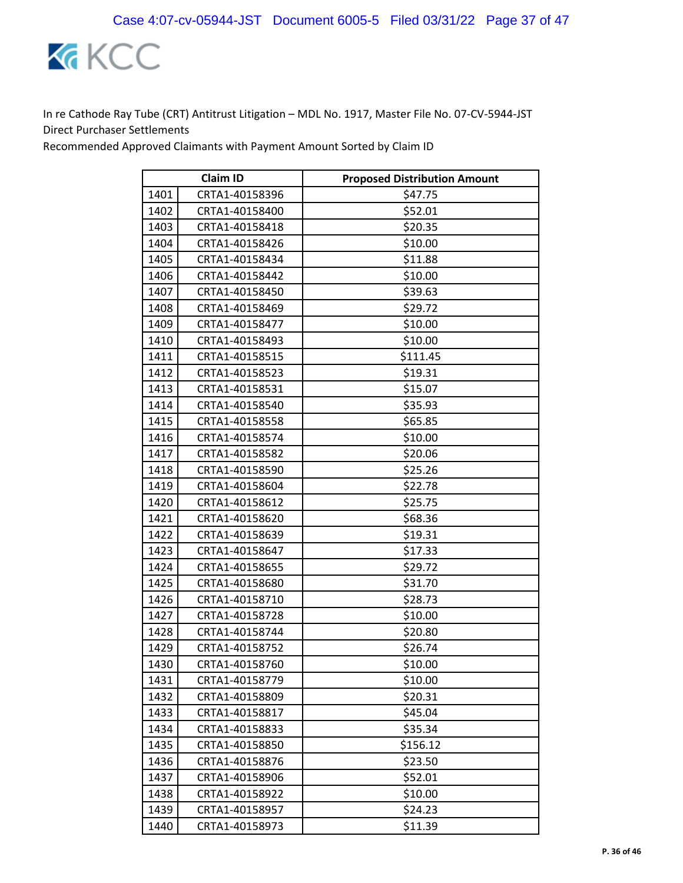In re Cathode Ray Tube (CRT) Antitrust Litigation – MDL No. 1917, Master File No. 07-CV-5944-JST
Direct Purchaser Settlements
Recommended Approved Claimants with Payment Amount Sorted by Claim ID

| Claim ID | | Proposed Distribution Amount |
|---|---|---|
| 1401 | CRTA1-40158396 | $47.75 |
| 1402 | CRTA1-40158400 | $52.01 |
| 1403 | CRTA1-40158418 | $20.35 |
| 1404 | CRTA1-40158426 | $10.00 |
| 1405 | CRTA1-40158434 | $11.88 |
| 1406 | CRTA1-40158442 | $10.00 |
| 1407 | CRTA1-40158450 | $39.63 |
| 1408 | CRTA1-40158469 | $29.72 |
| 1409 | CRTA1-40158477 | $10.00 |
| 1410 | CRTA1-40158493 | $10.00 |
| 1411 | CRTA1-40158515 | $111.45 |
| 1412 | CRTA1-40158523 | $19.31 |
| 1413 | CRTA1-40158531 | $15.07 |
| 1414 | CRTA1-40158540 | $35.93 |
| 1415 | CRTA1-40158558 | $65.85 |
| 1416 | CRTA1-40158574 | $10.00 |
| 1417 | CRTA1-40158582 | $20.06 |
| 1418 | CRTA1-40158590 | $25.26 |
| 1419 | CRTA1-40158604 | $22.78 |
| 1420 | CRTA1-40158612 | $25.75 |
| 1421 | CRTA1-40158620 | $68.36 |
| 1422 | CRTA1-40158639 | $19.31 |
| 1423 | CRTA1-40158647 | $17.33 |
| 1424 | CRTA1-40158655 | $29.72 |
| 1425 | CRTA1-40158680 | $31.70 |
| 1426 | CRTA1-40158710 | $28.73 |
| 1427 | CRTA1-40158728 | $10.00 |
| 1428 | CRTA1-40158744 | $20.80 |
| 1429 | CRTA1-40158752 | $26.74 |
| 1430 | CRTA1-40158760 | $10.00 |
| 1431 | CRTA1-40158779 | $10.00 |
| 1432 | CRTA1-40158809 | $20.31 |
| 1433 | CRTA1-40158817 | $45.04 |
| 1434 | CRTA1-40158833 | $35.34 |
| 1435 | CRTA1-40158850 | $156.12 |
| 1436 | CRTA1-40158876 | $23.50 |
| 1437 | CRTA1-40158906 | $52.01 |
| 1438 | CRTA1-40158922 | $10.00 |
| 1439 | CRTA1-40158957 | $24.23 |
| 1440 | CRTA1-40158973 | $11.39 |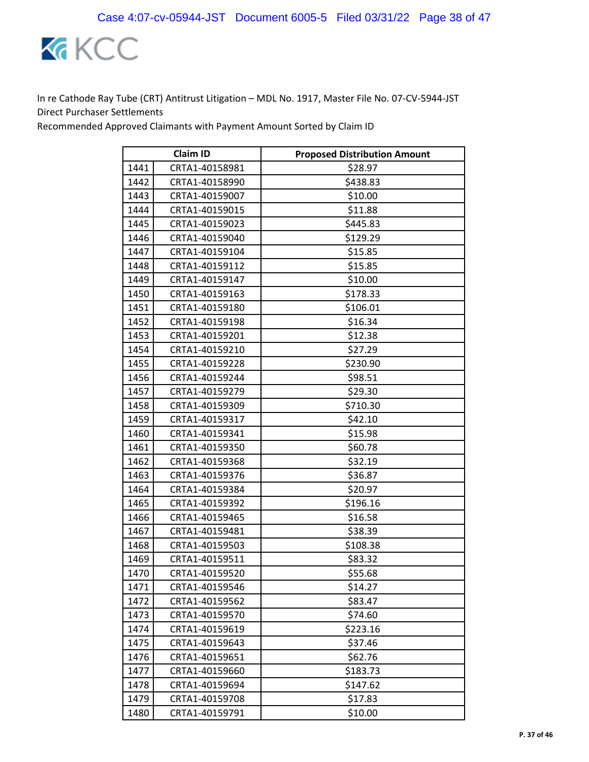In re Cathode Ray Tube (CRT) Antitrust Litigation – MDL No. 1917, Master File No. 07-CV-5944-JST
Direct Purchaser Settlements
Recommended Approved Claimants with Payment Amount Sorted by Claim ID

| | Claim ID | Proposed Distribution Amount |
|---|---|---|
| 1441 | CRTA1-40158981 | $28.97 |
| 1442 | CRTA1-40158990 | $438.83 |
| 1443 | CRTA1-40159007 | $10.00 |
| 1444 | CRTA1-40159015 | $11.88 |
| 1445 | CRTA1-40159023 | $445.83 |
| 1446 | CRTA1-40159040 | $129.29 |
| 1447 | CRTA1-40159104 | $15.85 |
| 1448 | CRTA1-40159112 | $15.85 |
| 1449 | CRTA1-40159147 | $10.00 |
| 1450 | CRTA1-40159163 | $178.33 |
| 1451 | CRTA1-40159180 | $106.01 |
| 1452 | CRTA1-40159198 | $16.34 |
| 1453 | CRTA1-40159201 | $12.38 |
| 1454 | CRTA1-40159210 | $27.29 |
| 1455 | CRTA1-40159228 | $230.90 |
| 1456 | CRTA1-40159244 | $98.51 |
| 1457 | CRTA1-40159279 | $29.30 |
| 1458 | CRTA1-40159309 | $710.30 |
| 1459 | CRTA1-40159317 | $42.10 |
| 1460 | CRTA1-40159341 | $15.98 |
| 1461 | CRTA1-40159350 | $60.78 |
| 1462 | CRTA1-40159368 | $32.19 |
| 1463 | CRTA1-40159376 | $36.87 |
| 1464 | CRTA1-40159384 | $20.97 |
| 1465 | CRTA1-40159392 | $196.16 |
| 1466 | CRTA1-40159465 | $16.58 |
| 1467 | CRTA1-40159481 | $38.39 |
| 1468 | CRTA1-40159503 | $108.38 |
| 1469 | CRTA1-40159511 | $83.32 |
| 1470 | CRTA1-40159520 | $55.68 |
| 1471 | CRTA1-40159546 | $14.27 |
| 1472 | CRTA1-40159562 | $83.47 |
| 1473 | CRTA1-40159570 | $74.60 |
| 1474 | CRTA1-40159619 | $223.16 |
| 1475 | CRTA1-40159643 | $37.46 |
| 1476 | CRTA1-40159651 | $62.76 |
| 1477 | CRTA1-40159660 | $183.73 |
| 1478 | CRTA1-40159694 | $147.62 |
| 1479 | CRTA1-40159708 | $17.83 |
| 1480 | CRTA1-40159791 | $10.00 |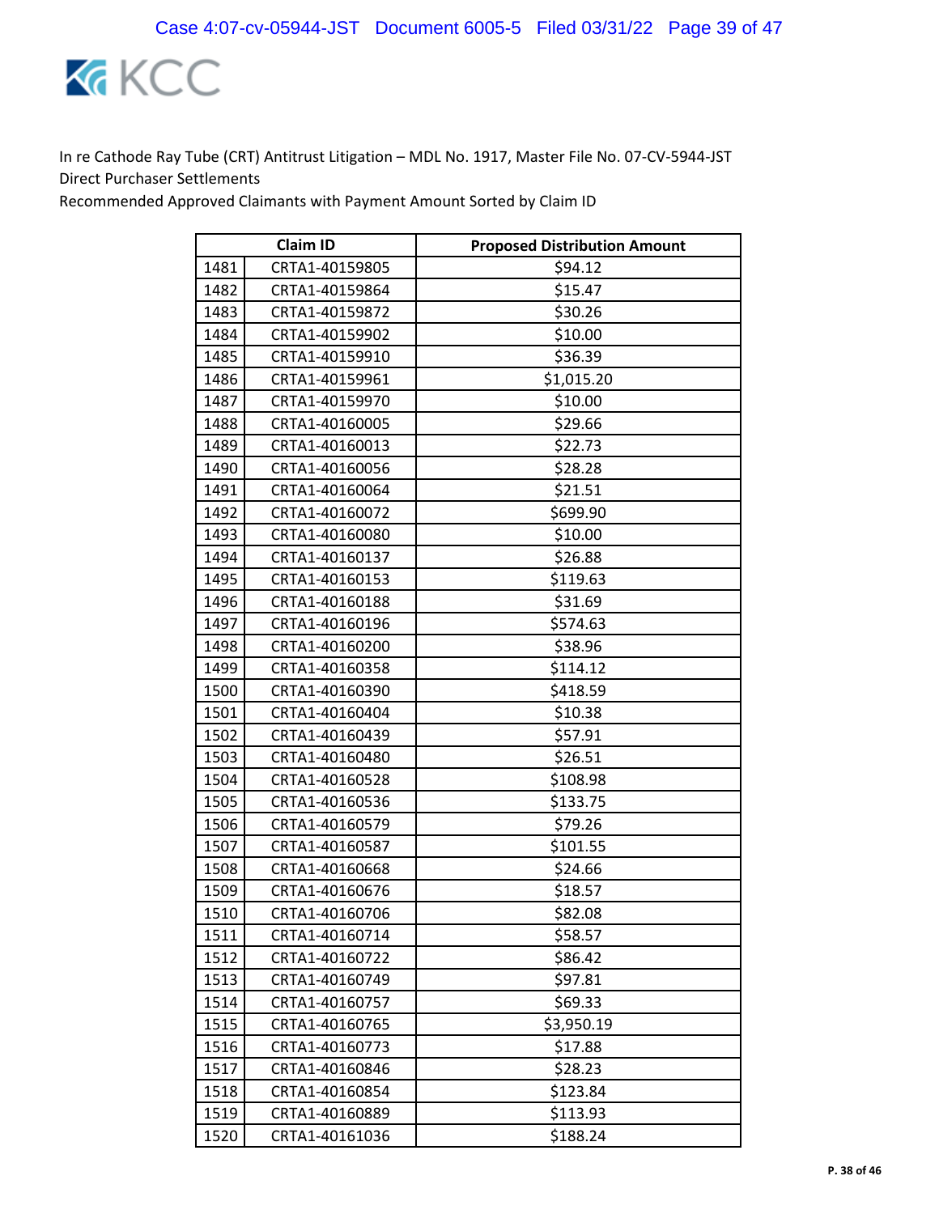In re Cathode Ray Tube (CRT) Antitrust Litigation – MDL No. 1917, Master File No. 07-CV-5944-JST
Direct Purchaser Settlements
Recommended Approved Claimants with Payment Amount Sorted by Claim ID

| | Claim ID | Proposed Distribution Amount |
|---|---|---|
| 1481 | CRTA1-40159805 | $94.12 |
| 1482 | CRTA1-40159864 | $15.47 |
| 1483 | CRTA1-40159872 | $30.26 |
| 1484 | CRTA1-40159902 | $10.00 |
| 1485 | CRTA1-40159910 | $36.39 |
| 1486 | CRTA1-40159961 | $1,015.20 |
| 1487 | CRTA1-40159970 | $10.00 |
| 1488 | CRTA1-40160005 | $29.66 |
| 1489 | CRTA1-40160013 | $22.73 |
| 1490 | CRTA1-40160056 | $28.28 |
| 1491 | CRTA1-40160064 | $21.51 |
| 1492 | CRTA1-40160072 | $699.90 |
| 1493 | CRTA1-40160080 | $10.00 |
| 1494 | CRTA1-40160137 | $26.88 |
| 1495 | CRTA1-40160153 | $119.63 |
| 1496 | CRTA1-40160188 | $31.69 |
| 1497 | CRTA1-40160196 | $574.63 |
| 1498 | CRTA1-40160200 | $38.96 |
| 1499 | CRTA1-40160358 | $114.12 |
| 1500 | CRTA1-40160390 | $418.59 |
| 1501 | CRTA1-40160404 | $10.38 |
| 1502 | CRTA1-40160439 | $57.91 |
| 1503 | CRTA1-40160480 | $26.51 |
| 1504 | CRTA1-40160528 | $108.98 |
| 1505 | CRTA1-40160536 | $133.75 |
| 1506 | CRTA1-40160579 | $79.26 |
| 1507 | CRTA1-40160587 | $101.55 |
| 1508 | CRTA1-40160668 | $24.66 |
| 1509 | CRTA1-40160676 | $18.57 |
| 1510 | CRTA1-40160706 | $82.08 |
| 1511 | CRTA1-40160714 | $58.57 |
| 1512 | CRTA1-40160722 | $86.42 |
| 1513 | CRTA1-40160749 | $97.81 |
| 1514 | CRTA1-40160757 | $69.33 |
| 1515 | CRTA1-40160765 | $3,950.19 |
| 1516 | CRTA1-40160773 | $17.88 |
| 1517 | CRTA1-40160846 | $28.23 |
| 1518 | CRTA1-40160854 | $123.84 |
| 1519 | CRTA1-40160889 | $113.93 |
| 1520 | CRTA1-40161036 | $188.24 |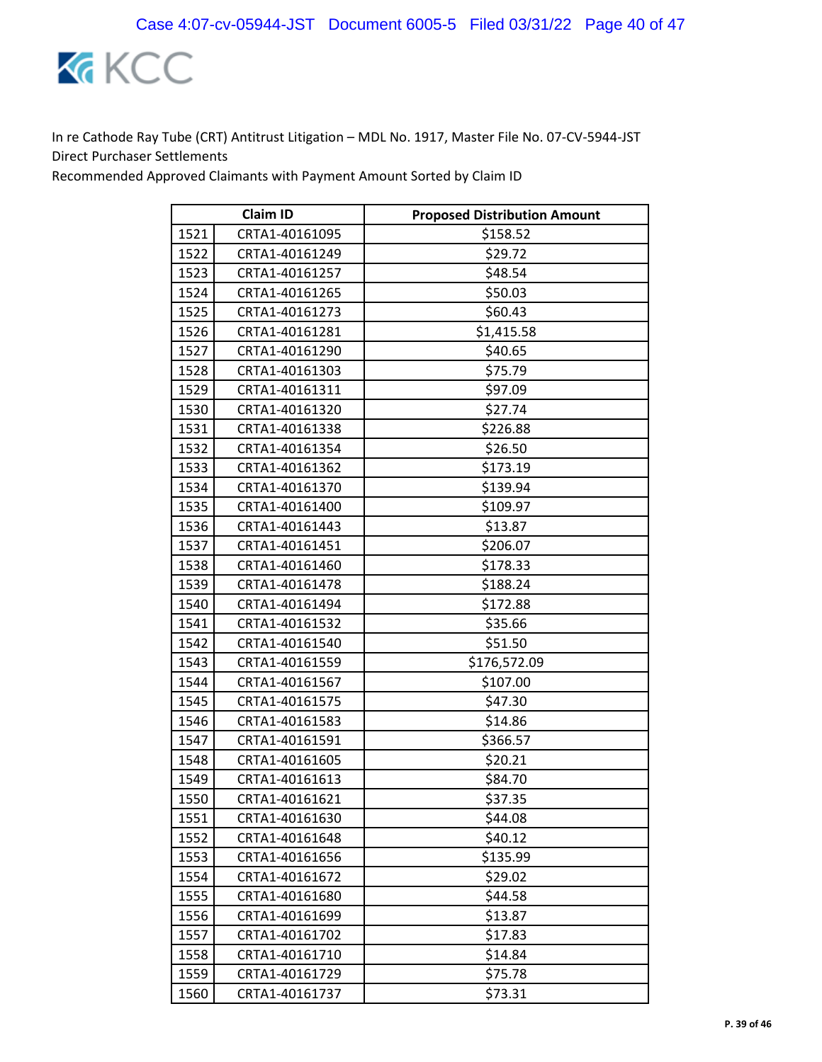In re Cathode Ray Tube (CRT) Antitrust Litigation – MDL No. 1917, Master File No. 07-CV-5944-JST
Direct Purchaser Settlements
Recommended Approved Claimants with Payment Amount Sorted by Claim ID

| Claim ID | | Proposed Distribution Amount |
|---|---|---|
| 1521 | CRTA1-40161095 | $158.52 |
| 1522 | CRTA1-40161249 | $29.72 |
| 1523 | CRTA1-40161257 | $48.54 |
| 1524 | CRTA1-40161265 | $50.03 |
| 1525 | CRTA1-40161273 | $60.43 |
| 1526 | CRTA1-40161281 | $1,415.58 |
| 1527 | CRTA1-40161290 | $40.65 |
| 1528 | CRTA1-40161303 | $75.79 |
| 1529 | CRTA1-40161311 | $97.09 |
| 1530 | CRTA1-40161320 | $27.74 |
| 1531 | CRTA1-40161338 | $226.88 |
| 1532 | CRTA1-40161354 | $26.50 |
| 1533 | CRTA1-40161362 | $173.19 |
| 1534 | CRTA1-40161370 | $139.94 |
| 1535 | CRTA1-40161400 | $109.97 |
| 1536 | CRTA1-40161443 | $13.87 |
| 1537 | CRTA1-40161451 | $206.07 |
| 1538 | CRTA1-40161460 | $178.33 |
| 1539 | CRTA1-40161478 | $188.24 |
| 1540 | CRTA1-40161494 | $172.88 |
| 1541 | CRTA1-40161532 | $35.66 |
| 1542 | CRTA1-40161540 | $51.50 |
| 1543 | CRTA1-40161559 | $176,572.09 |
| 1544 | CRTA1-40161567 | $107.00 |
| 1545 | CRTA1-40161575 | $47.30 |
| 1546 | CRTA1-40161583 | $14.86 |
| 1547 | CRTA1-40161591 | $366.57 |
| 1548 | CRTA1-40161605 | $20.21 |
| 1549 | CRTA1-40161613 | $84.70 |
| 1550 | CRTA1-40161621 | $37.35 |
| 1551 | CRTA1-40161630 | $44.08 |
| 1552 | CRTA1-40161648 | $40.12 |
| 1553 | CRTA1-40161656 | $135.99 |
| 1554 | CRTA1-40161672 | $29.02 |
| 1555 | CRTA1-40161680 | $44.58 |
| 1556 | CRTA1-40161699 | $13.87 |
| 1557 | CRTA1-40161702 | $17.83 |
| 1558 | CRTA1-40161710 | $14.84 |
| 1559 | CRTA1-40161729 | $75.78 |
| 1560 | CRTA1-40161737 | $73.31 |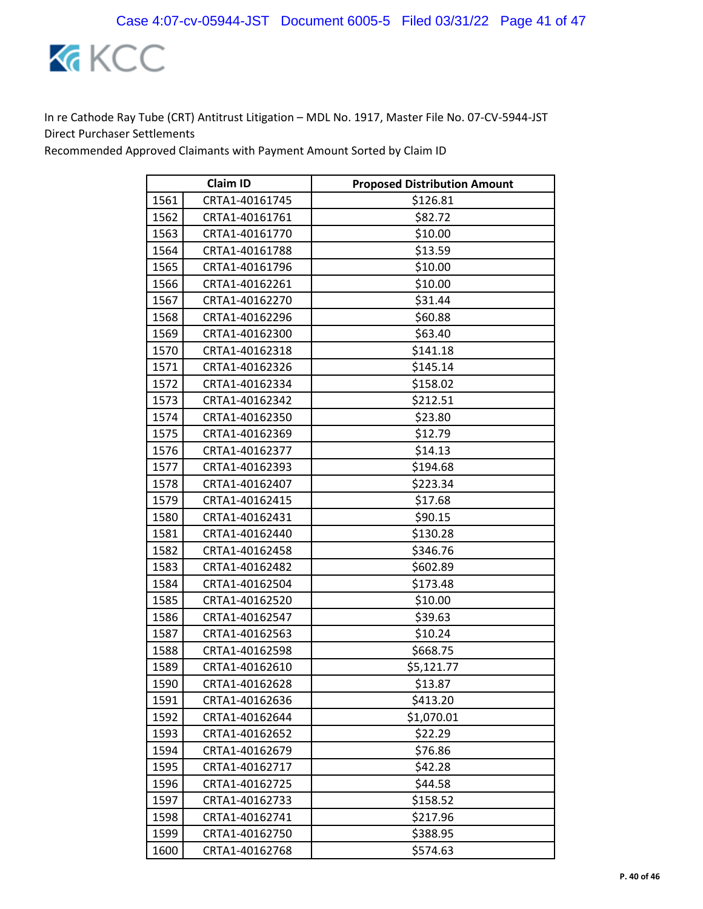In re Cathode Ray Tube (CRT) Antitrust Litigation – MDL No. 1917, Master File No. 07-CV-5944-JST
Direct Purchaser Settlements
Recommended Approved Claimants with Payment Amount Sorted by Claim ID

| | Claim ID | Proposed Distribution Amount |
|---|---|---|
| 1561 | CRTA1-40161745 | $126.81 |
| 1562 | CRTA1-40161761 | $82.72 |
| 1563 | CRTA1-40161770 | $10.00 |
| 1564 | CRTA1-40161788 | $13.59 |
| 1565 | CRTA1-40161796 | $10.00 |
| 1566 | CRTA1-40162261 | $10.00 |
| 1567 | CRTA1-40162270 | $31.44 |
| 1568 | CRTA1-40162296 | $60.88 |
| 1569 | CRTA1-40162300 | $63.40 |
| 1570 | CRTA1-40162318 | $141.18 |
| 1571 | CRTA1-40162326 | $145.14 |
| 1572 | CRTA1-40162334 | $158.02 |
| 1573 | CRTA1-40162342 | $212.51 |
| 1574 | CRTA1-40162350 | $23.80 |
| 1575 | CRTA1-40162369 | $12.79 |
| 1576 | CRTA1-40162377 | $14.13 |
| 1577 | CRTA1-40162393 | $194.68 |
| 1578 | CRTA1-40162407 | $223.34 |
| 1579 | CRTA1-40162415 | $17.68 |
| 1580 | CRTA1-40162431 | $90.15 |
| 1581 | CRTA1-40162440 | $130.28 |
| 1582 | CRTA1-40162458 | $346.76 |
| 1583 | CRTA1-40162482 | $602.89 |
| 1584 | CRTA1-40162504 | $173.48 |
| 1585 | CRTA1-40162520 | $10.00 |
| 1586 | CRTA1-40162547 | $39.63 |
| 1587 | CRTA1-40162563 | $10.24 |
| 1588 | CRTA1-40162598 | $668.75 |
| 1589 | CRTA1-40162610 | $5,121.77 |
| 1590 | CRTA1-40162628 | $13.87 |
| 1591 | CRTA1-40162636 | $413.20 |
| 1592 | CRTA1-40162644 | $1,070.01 |
| 1593 | CRTA1-40162652 | $22.29 |
| 1594 | CRTA1-40162679 | $76.86 |
| 1595 | CRTA1-40162717 | $42.28 |
| 1596 | CRTA1-40162725 | $44.58 |
| 1597 | CRTA1-40162733 | $158.52 |
| 1598 | CRTA1-40162741 | $217.96 |
| 1599 | CRTA1-40162750 | $388.95 |
| 1600 | CRTA1-40162768 | $574.63 |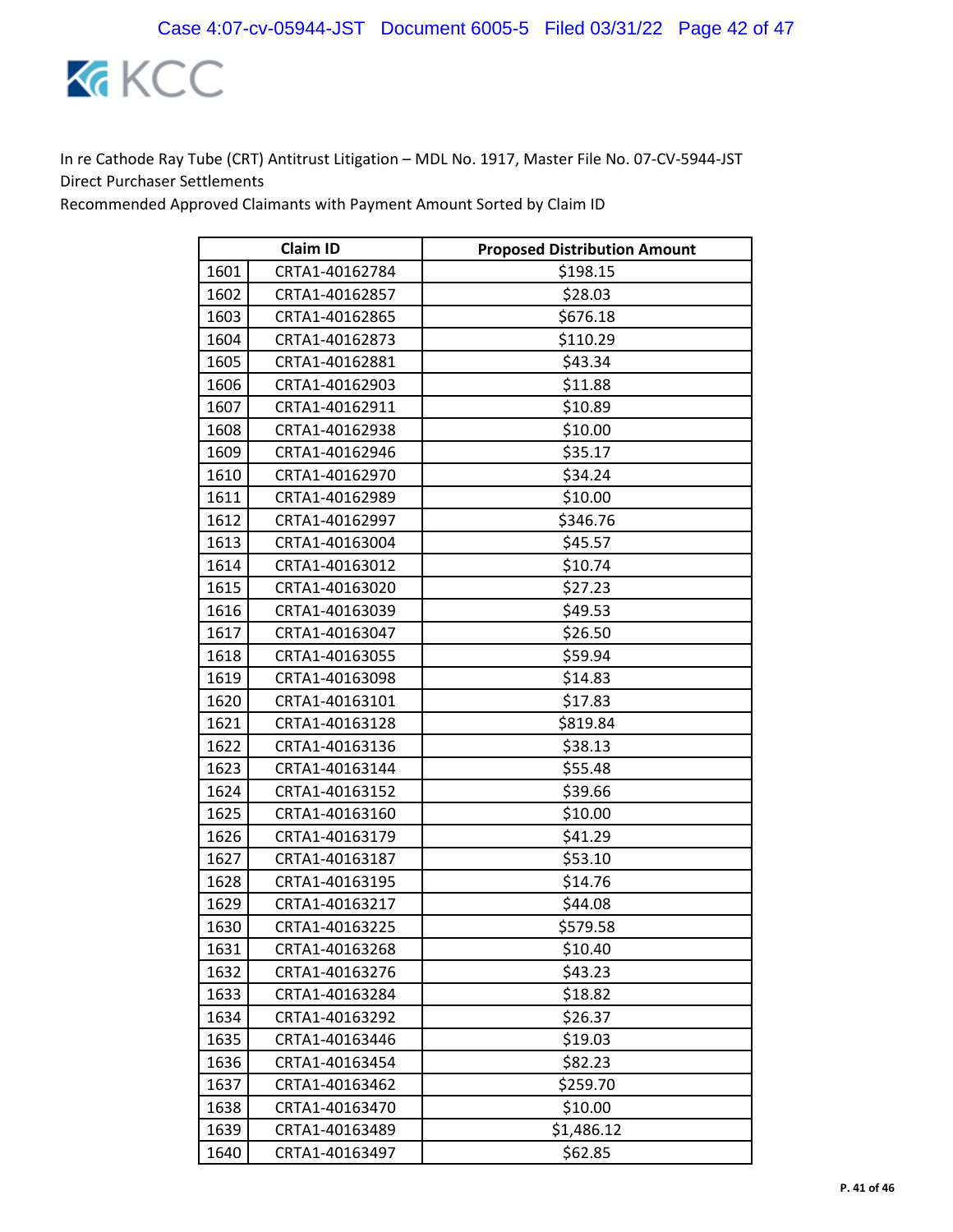In re Cathode Ray Tube (CRT) Antitrust Litigation – MDL No. 1917, Master File No. 07-CV-5944-JST
Direct Purchaser Settlements
Recommended Approved Claimants with Payment Amount Sorted by Claim ID

| | Claim ID | Proposed Distribution Amount |
|---|---|---|
| 1601 | CRTA1-40162784 | $198.15 |
| 1602 | CRTA1-40162857 | $28.03 |
| 1603 | CRTA1-40162865 | $676.18 |
| 1604 | CRTA1-40162873 | $110.29 |
| 1605 | CRTA1-40162881 | $43.34 |
| 1606 | CRTA1-40162903 | $11.88 |
| 1607 | CRTA1-40162911 | $10.89 |
| 1608 | CRTA1-40162938 | $10.00 |
| 1609 | CRTA1-40162946 | $35.17 |
| 1610 | CRTA1-40162970 | $34.24 |
| 1611 | CRTA1-40162989 | $10.00 |
| 1612 | CRTA1-40162997 | $346.76 |
| 1613 | CRTA1-40163004 | $45.57 |
| 1614 | CRTA1-40163012 | $10.74 |
| 1615 | CRTA1-40163020 | $27.23 |
| 1616 | CRTA1-40163039 | $49.53 |
| 1617 | CRTA1-40163047 | $26.50 |
| 1618 | CRTA1-40163055 | $59.94 |
| 1619 | CRTA1-40163098 | $14.83 |
| 1620 | CRTA1-40163101 | $17.83 |
| 1621 | CRTA1-40163128 | $819.84 |
| 1622 | CRTA1-40163136 | $38.13 |
| 1623 | CRTA1-40163144 | $55.48 |
| 1624 | CRTA1-40163152 | $39.66 |
| 1625 | CRTA1-40163160 | $10.00 |
| 1626 | CRTA1-40163179 | $41.29 |
| 1627 | CRTA1-40163187 | $53.10 |
| 1628 | CRTA1-40163195 | $14.76 |
| 1629 | CRTA1-40163217 | $44.08 |
| 1630 | CRTA1-40163225 | $579.58 |
| 1631 | CRTA1-40163268 | $10.40 |
| 1632 | CRTA1-40163276 | $43.23 |
| 1633 | CRTA1-40163284 | $18.82 |
| 1634 | CRTA1-40163292 | $26.37 |
| 1635 | CRTA1-40163446 | $19.03 |
| 1636 | CRTA1-40163454 | $82.23 |
| 1637 | CRTA1-40163462 | $259.70 |
| 1638 | CRTA1-40163470 | $10.00 |
| 1639 | CRTA1-40163489 | $1,486.12 |
| 1640 | CRTA1-40163497 | $62.85 |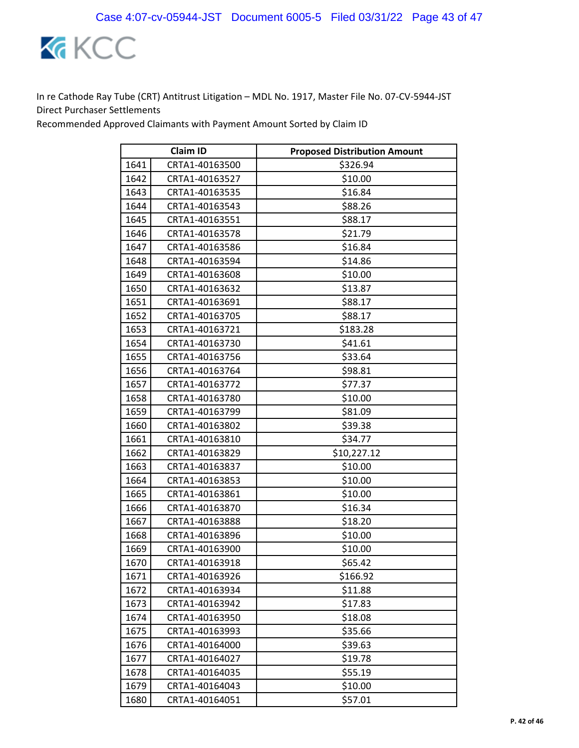In re Cathode Ray Tube (CRT) Antitrust Litigation – MDL No. 1917, Master File No. 07-CV-5944-JST
Direct Purchaser Settlements
Recommended Approved Claimants with Payment Amount Sorted by Claim ID

| | Claim ID | Proposed Distribution Amount |
|---|---|---|
| 1641 | CRTA1-40163500 | $326.94 |
| 1642 | CRTA1-40163527 | $10.00 |
| 1643 | CRTA1-40163535 | $16.84 |
| 1644 | CRTA1-40163543 | $88.26 |
| 1645 | CRTA1-40163551 | $88.17 |
| 1646 | CRTA1-40163578 | $21.79 |
| 1647 | CRTA1-40163586 | $16.84 |
| 1648 | CRTA1-40163594 | $14.86 |
| 1649 | CRTA1-40163608 | $10.00 |
| 1650 | CRTA1-40163632 | $13.87 |
| 1651 | CRTA1-40163691 | $88.17 |
| 1652 | CRTA1-40163705 | $88.17 |
| 1653 | CRTA1-40163721 | $183.28 |
| 1654 | CRTA1-40163730 | $41.61 |
| 1655 | CRTA1-40163756 | $33.64 |
| 1656 | CRTA1-40163764 | $98.81 |
| 1657 | CRTA1-40163772 | $77.37 |
| 1658 | CRTA1-40163780 | $10.00 |
| 1659 | CRTA1-40163799 | $81.09 |
| 1660 | CRTA1-40163802 | $39.38 |
| 1661 | CRTA1-40163810 | $34.77 |
| 1662 | CRTA1-40163829 | $10,227.12 |
| 1663 | CRTA1-40163837 | $10.00 |
| 1664 | CRTA1-40163853 | $10.00 |
| 1665 | CRTA1-40163861 | $10.00 |
| 1666 | CRTA1-40163870 | $16.34 |
| 1667 | CRTA1-40163888 | $18.20 |
| 1668 | CRTA1-40163896 | $10.00 |
| 1669 | CRTA1-40163900 | $10.00 |
| 1670 | CRTA1-40163918 | $65.42 |
| 1671 | CRTA1-40163926 | $166.92 |
| 1672 | CRTA1-40163934 | $11.88 |
| 1673 | CRTA1-40163942 | $17.83 |
| 1674 | CRTA1-40163950 | $18.08 |
| 1675 | CRTA1-40163993 | $35.66 |
| 1676 | CRTA1-40164000 | $39.63 |
| 1677 | CRTA1-40164027 | $19.78 |
| 1678 | CRTA1-40164035 | $55.19 |
| 1679 | CRTA1-40164043 | $10.00 |
| 1680 | CRTA1-40164051 | $57.01 |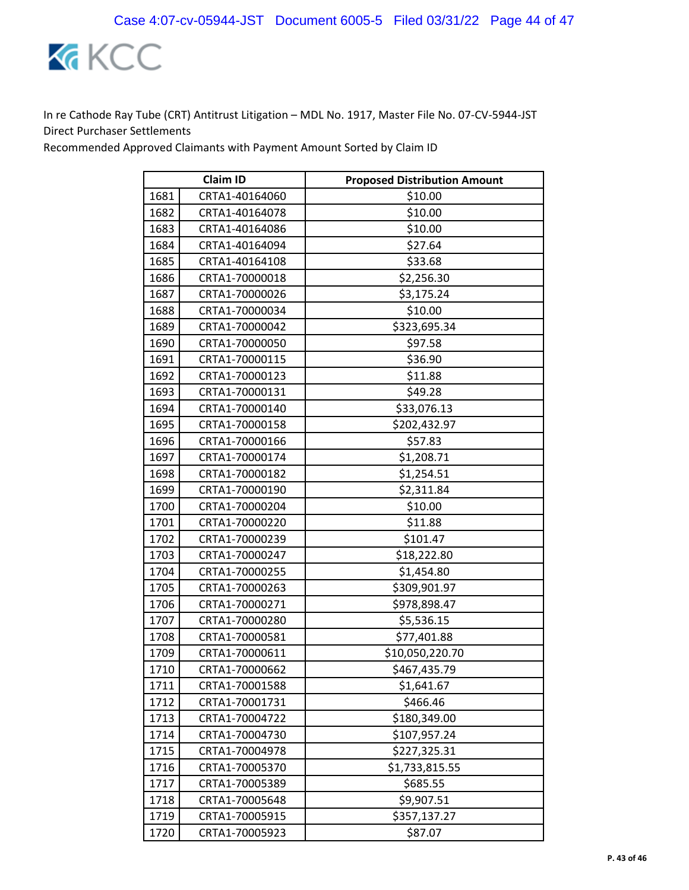In re Cathode Ray Tube (CRT) Antitrust Litigation – MDL No. 1917, Master File No. 07-CV-5944-JST
Direct Purchaser Settlements
Recommended Approved Claimants with Payment Amount Sorted by Claim ID

| | Claim ID | Proposed Distribution Amount |
|---|---|---|
| 1681 | CRTA1-40164060 | $10.00 |
| 1682 | CRTA1-40164078 | $10.00 |
| 1683 | CRTA1-40164086 | $10.00 |
| 1684 | CRTA1-40164094 | $27.64 |
| 1685 | CRTA1-40164108 | $33.68 |
| 1686 | CRTA1-70000018 | $2,256.30 |
| 1687 | CRTA1-70000026 | $3,175.24 |
| 1688 | CRTA1-70000034 | $10.00 |
| 1689 | CRTA1-70000042 | $323,695.34 |
| 1690 | CRTA1-70000050 | $97.58 |
| 1691 | CRTA1-70000115 | $36.90 |
| 1692 | CRTA1-70000123 | $11.88 |
| 1693 | CRTA1-70000131 | $49.28 |
| 1694 | CRTA1-70000140 | $33,076.13 |
| 1695 | CRTA1-70000158 | $202,432.97 |
| 1696 | CRTA1-70000166 | $57.83 |
| 1697 | CRTA1-70000174 | $1,208.71 |
| 1698 | CRTA1-70000182 | $1,254.51 |
| 1699 | CRTA1-70000190 | $2,311.84 |
| 1700 | CRTA1-70000204 | $10.00 |
| 1701 | CRTA1-70000220 | $11.88 |
| 1702 | CRTA1-70000239 | $101.47 |
| 1703 | CRTA1-70000247 | $18,222.80 |
| 1704 | CRTA1-70000255 | $1,454.80 |
| 1705 | CRTA1-70000263 | $309,901.97 |
| 1706 | CRTA1-70000271 | $978,898.47 |
| 1707 | CRTA1-70000280 | $5,536.15 |
| 1708 | CRTA1-70000581 | $77,401.88 |
| 1709 | CRTA1-70000611 | $10,050,220.70 |
| 1710 | CRTA1-70000662 | $467,435.79 |
| 1711 | CRTA1-70001588 | $1,641.67 |
| 1712 | CRTA1-70001731 | $466.46 |
| 1713 | CRTA1-70004722 | $180,349.00 |
| 1714 | CRTA1-70004730 | $107,957.24 |
| 1715 | CRTA1-70004978 | $227,325.31 |
| 1716 | CRTA1-70005370 | $1,733,815.55 |
| 1717 | CRTA1-70005389 | $685.55 |
| 1718 | CRTA1-70005648 | $9,907.51 |
| 1719 | CRTA1-70005915 | $357,137.27 |
| 1720 | CRTA1-70005923 | $87.07 |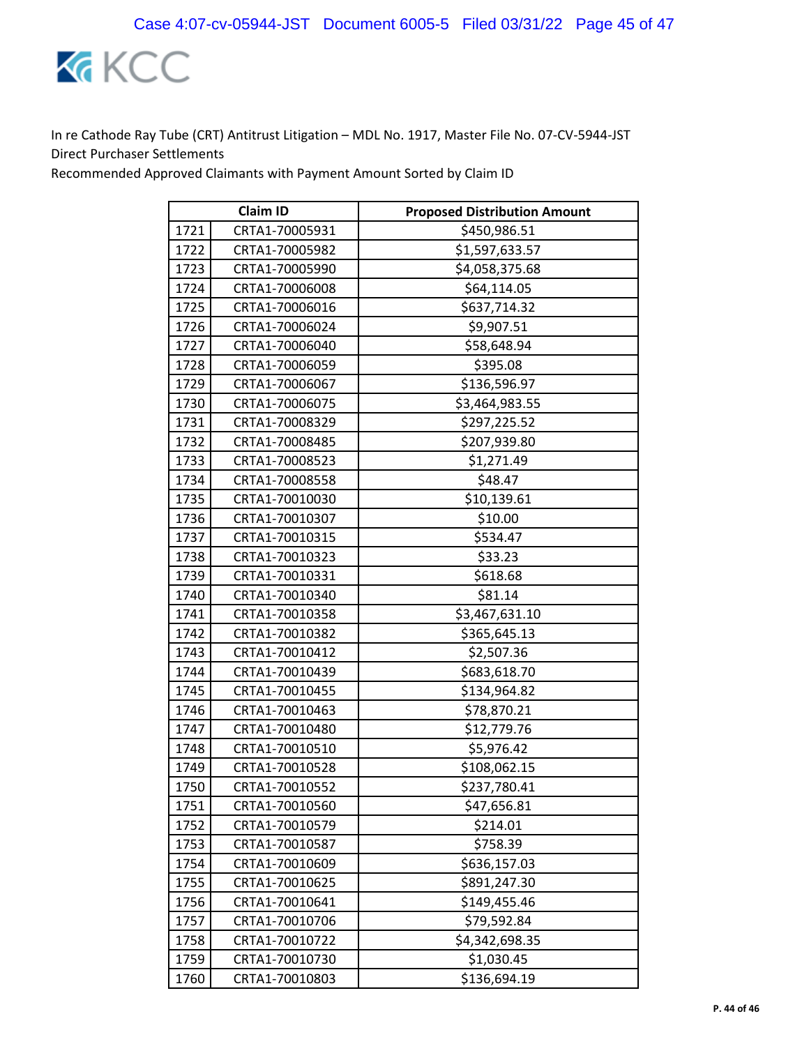In re Cathode Ray Tube (CRT) Antitrust Litigation – MDL No. 1917, Master File No. 07-CV-5944-JST
Direct Purchaser Settlements
Recommended Approved Claimants with Payment Amount Sorted by Claim ID

| | Claim ID | Proposed Distribution Amount |
|---|---|---|
| 1721 | CRTA1-70005931 | $450,986.51 |
| 1722 | CRTA1-70005982 | $1,597,633.57 |
| 1723 | CRTA1-70005990 | $4,058,375.68 |
| 1724 | CRTA1-70006008 | $64,114.05 |
| 1725 | CRTA1-70006016 | $637,714.32 |
| 1726 | CRTA1-70006024 | $9,907.51 |
| 1727 | CRTA1-70006040 | $58,648.94 |
| 1728 | CRTA1-70006059 | $395.08 |
| 1729 | CRTA1-70006067 | $136,596.97 |
| 1730 | CRTA1-70006075 | $3,464,983.55 |
| 1731 | CRTA1-70008329 | $297,225.52 |
| 1732 | CRTA1-70008485 | $207,939.80 |
| 1733 | CRTA1-70008523 | $1,271.49 |
| 1734 | CRTA1-70008558 | $48.47 |
| 1735 | CRTA1-70010030 | $10,139.61 |
| 1736 | CRTA1-70010307 | $10.00 |
| 1737 | CRTA1-70010315 | $534.47 |
| 1738 | CRTA1-70010323 | $33.23 |
| 1739 | CRTA1-70010331 | $618.68 |
| 1740 | CRTA1-70010340 | $81.14 |
| 1741 | CRTA1-70010358 | $3,467,631.10 |
| 1742 | CRTA1-70010382 | $365,645.13 |
| 1743 | CRTA1-70010412 | $2,507.36 |
| 1744 | CRTA1-70010439 | $683,618.70 |
| 1745 | CRTA1-70010455 | $134,964.82 |
| 1746 | CRTA1-70010463 | $78,870.21 |
| 1747 | CRTA1-70010480 | $12,779.76 |
| 1748 | CRTA1-70010510 | $5,976.42 |
| 1749 | CRTA1-70010528 | $108,062.15 |
| 1750 | CRTA1-70010552 | $237,780.41 |
| 1751 | CRTA1-70010560 | $47,656.81 |
| 1752 | CRTA1-70010579 | $214.01 |
| 1753 | CRTA1-70010587 | $758.39 |
| 1754 | CRTA1-70010609 | $636,157.03 |
| 1755 | CRTA1-70010625 | $891,247.30 |
| 1756 | CRTA1-70010641 | $149,455.46 |
| 1757 | CRTA1-70010706 | $79,592.84 |
| 1758 | CRTA1-70010722 | $4,342,698.35 |
| 1759 | CRTA1-70010730 | $1,030.45 |
| 1760 | CRTA1-70010803 | $136,694.19 |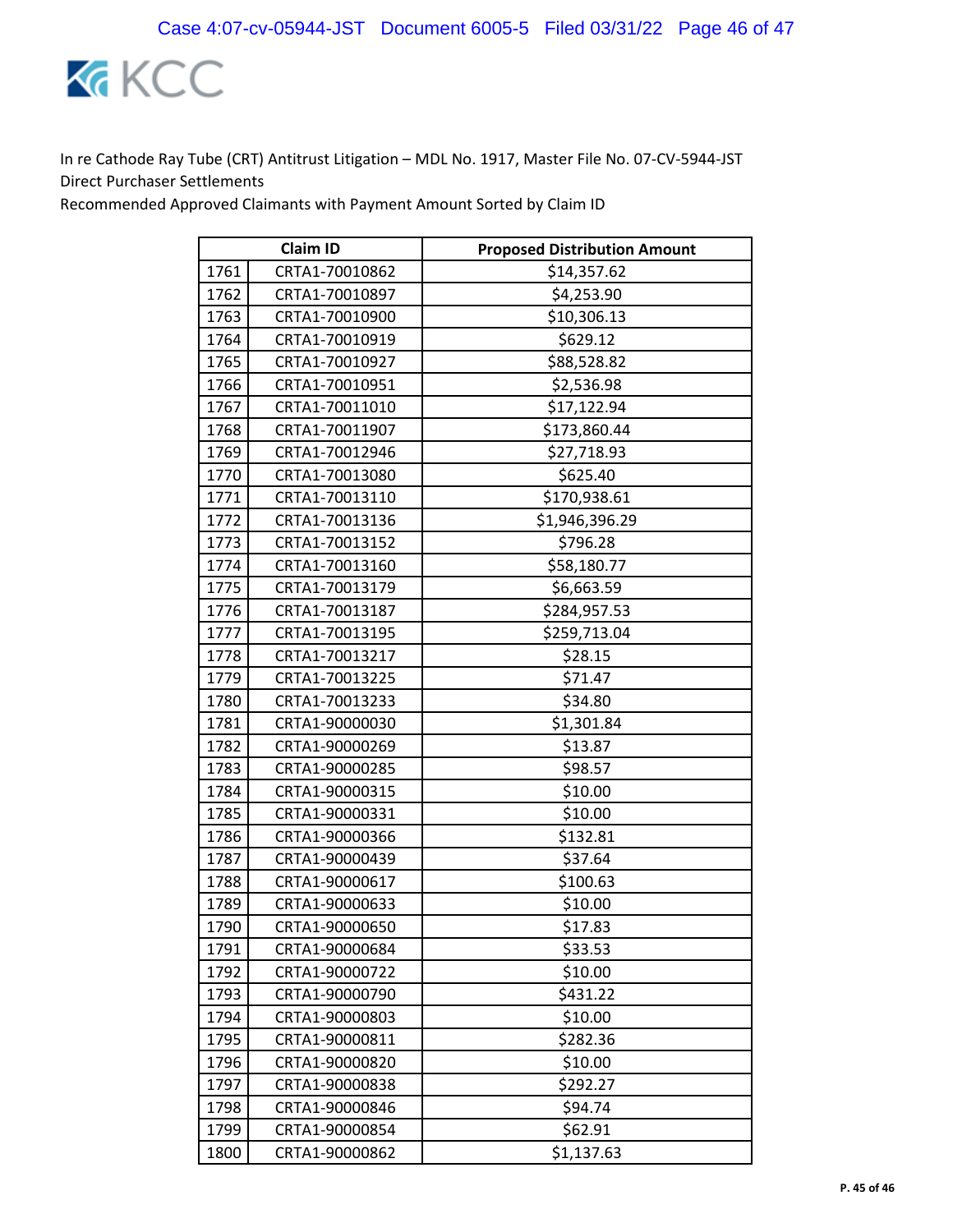In re Cathode Ray Tube (CRT) Antitrust Litigation – MDL No. 1917, Master File No. 07-CV-5944-JST
Direct Purchaser Settlements
Recommended Approved Claimants with Payment Amount Sorted by Claim ID

| Claim ID | | Proposed Distribution Amount |
|---|---|---|
| 1761 | CRTA1-70010862 | $14,357.62 |
| 1762 | CRTA1-70010897 | $4,253.90 |
| 1763 | CRTA1-70010900 | $10,306.13 |
| 1764 | CRTA1-70010919 | $629.12 |
| 1765 | CRTA1-70010927 | $88,528.82 |
| 1766 | CRTA1-70010951 | $2,536.98 |
| 1767 | CRTA1-70011010 | $17,122.94 |
| 1768 | CRTA1-70011907 | $173,860.44 |
| 1769 | CRTA1-70012946 | $27,718.93 |
| 1770 | CRTA1-70013080 | $625.40 |
| 1771 | CRTA1-70013110 | $170,938.61 |
| 1772 | CRTA1-70013136 | $1,946,396.29 |
| 1773 | CRTA1-70013152 | $796.28 |
| 1774 | CRTA1-70013160 | $58,180.77 |
| 1775 | CRTA1-70013179 | $6,663.59 |
| 1776 | CRTA1-70013187 | $284,957.53 |
| 1777 | CRTA1-70013195 | $259,713.04 |
| 1778 | CRTA1-70013217 | $28.15 |
| 1779 | CRTA1-70013225 | $71.47 |
| 1780 | CRTA1-70013233 | $34.80 |
| 1781 | CRTA1-90000030 | $1,301.84 |
| 1782 | CRTA1-90000269 | $13.87 |
| 1783 | CRTA1-90000285 | $98.57 |
| 1784 | CRTA1-90000315 | $10.00 |
| 1785 | CRTA1-90000331 | $10.00 |
| 1786 | CRTA1-90000366 | $132.81 |
| 1787 | CRTA1-90000439 | $37.64 |
| 1788 | CRTA1-90000617 | $100.63 |
| 1789 | CRTA1-90000633 | $10.00 |
| 1790 | CRTA1-90000650 | $17.83 |
| 1791 | CRTA1-90000684 | $33.53 |
| 1792 | CRTA1-90000722 | $10.00 |
| 1793 | CRTA1-90000790 | $431.22 |
| 1794 | CRTA1-90000803 | $10.00 |
| 1795 | CRTA1-90000811 | $282.36 |
| 1796 | CRTA1-90000820 | $10.00 |
| 1797 | CRTA1-90000838 | $292.27 |
| 1798 | CRTA1-90000846 | $94.74 |
| 1799 | CRTA1-90000854 | $62.91 |
| 1800 | CRTA1-90000862 | $1,137.63 |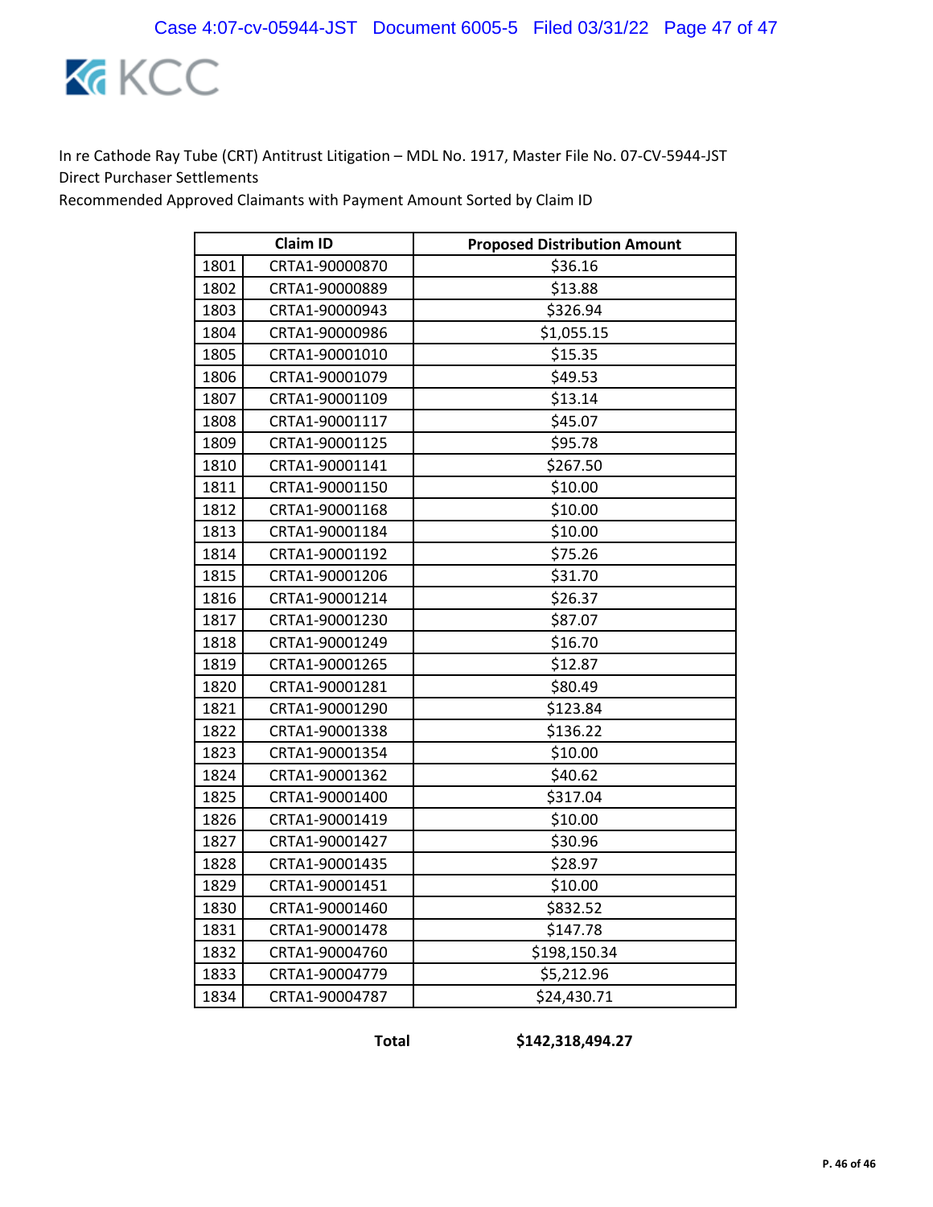In re Cathode Ray Tube (CRT) Antitrust Litigation – MDL No. 1917, Master File No. 07-CV-5944-JST
Direct Purchaser Settlements
Recommended Approved Claimants with Payment Amount Sorted by Claim ID

| Claim ID | | Proposed Distribution Amount |
|---|---|---|
| 1801 | CRTA1-90000870 | $36.16 |
| 1802 | CRTA1-90000889 | $13.88 |
| 1803 | CRTA1-90000943 | $326.94 |
| 1804 | CRTA1-90000986 | $1,055.15 |
| 1805 | CRTA1-90001010 | $15.35 |
| 1806 | CRTA1-90001079 | $49.53 |
| 1807 | CRTA1-90001109 | $13.14 |
| 1808 | CRTA1-90001117 | $45.07 |
| 1809 | CRTA1-90001125 | $95.78 |
| 1810 | CRTA1-90001141 | $267.50 |
| 1811 | CRTA1-90001150 | $10.00 |
| 1812 | CRTA1-90001168 | $10.00 |
| 1813 | CRTA1-90001184 | $10.00 |
| 1814 | CRTA1-90001192 | $75.26 |
| 1815 | CRTA1-90001206 | $31.70 |
| 1816 | CRTA1-90001214 | $26.37 |
| 1817 | CRTA1-90001230 | $87.07 |
| 1818 | CRTA1-90001249 | $16.70 |
| 1819 | CRTA1-90001265 | $12.87 |
| 1820 | CRTA1-90001281 | $80.49 |
| 1821 | CRTA1-90001290 | $123.84 |
| 1822 | CRTA1-90001338 | $136.22 |
| 1823 | CRTA1-90001354 | $10.00 |
| 1824 | CRTA1-90001362 | $40.62 |
| 1825 | CRTA1-90001400 | $317.04 |
| 1826 | CRTA1-90001419 | $10.00 |
| 1827 | CRTA1-90001427 | $30.96 |
| 1828 | CRTA1-90001435 | $28.97 |
| 1829 | CRTA1-90001451 | $10.00 |
| 1830 | CRTA1-90001460 | $832.52 |
| 1831 | CRTA1-90001478 | $147.78 |
| 1832 | CRTA1-90004760 | $198,150.34 |
| 1833 | CRTA1-90004779 | $5,212.96 |
| 1834 | CRTA1-90004787 | $24,430.71 |

**Total** **$142,318,494.27**